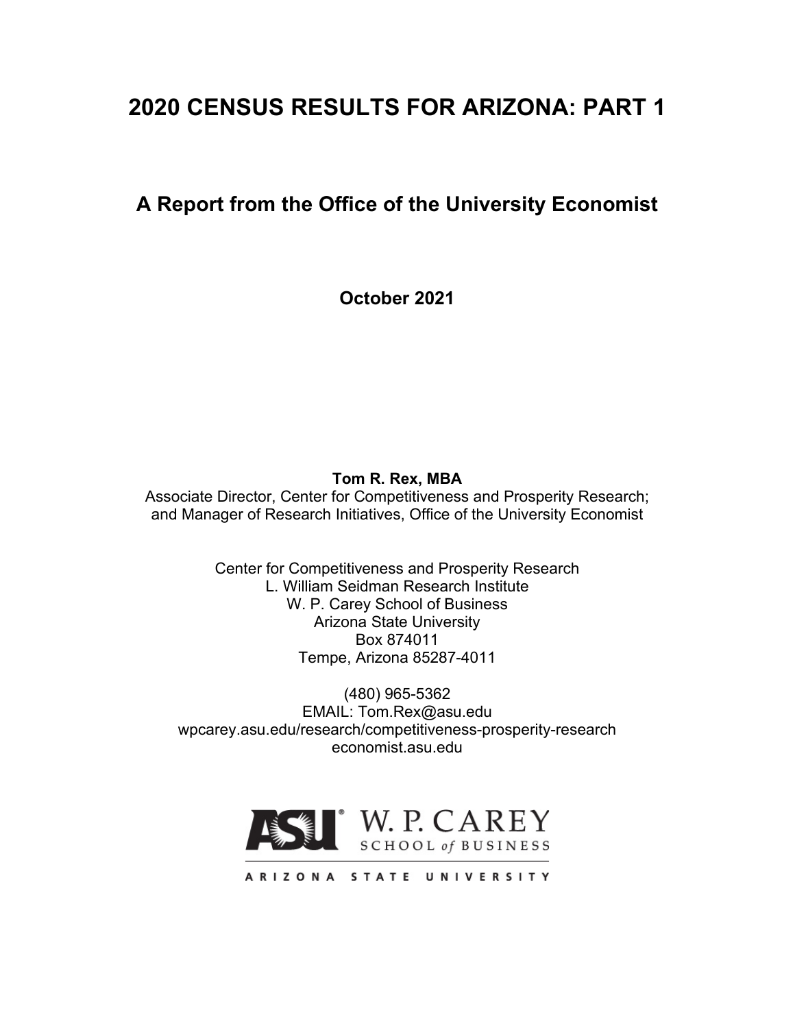# 2020 CENSUS RESULTS FOR ARIZONA: PART 1

## A Report from the Office of the University Economist

**October 2021**

**Tom R. Rex, MBA**
Associate Director, Center for Competitiveness and Prosperity Research;
and Manager of Research Initiatives, Office of the University Economist

Center for Competitiveness and Prosperity Research
L. William Seidman Research Institute
W. P. Carey School of Business
Arizona State University
Box 874011
Tempe, Arizona 85287-4011

(480) 965-5362
EMAIL: Tom.Rex@asu.edu
wpcarey.asu.edu/research/competitiveness-prosperity-research
economist.asu.edu

ASU W. P. CAREY SCHOOL of BUSINESS
ARIZONA STATE UNIVERSITY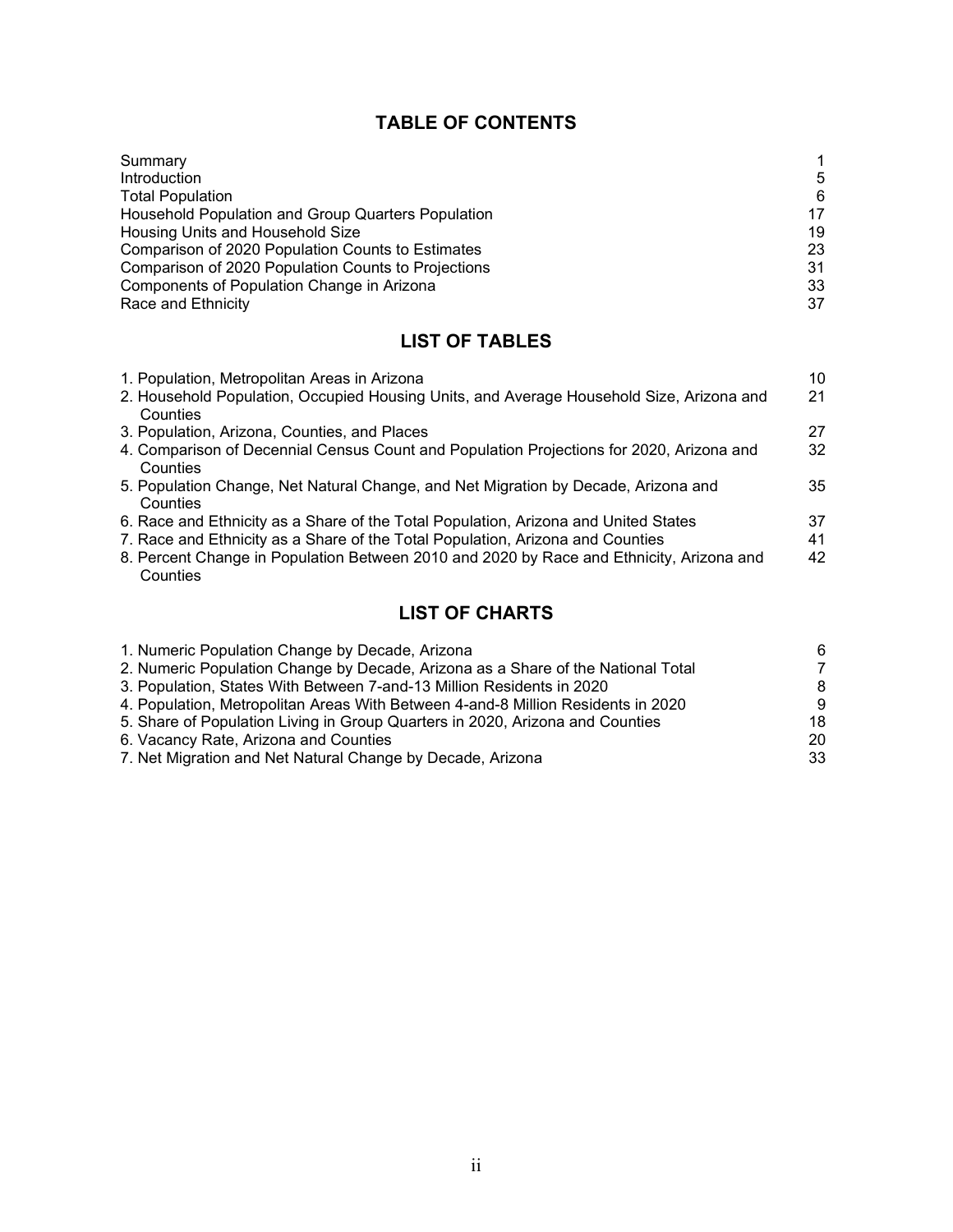## TABLE OF CONTENTS

| | |
|---|---|
| Summary | 1 |
| Introduction | 5 |
| Total Population | 6 |
| Household Population and Group Quarters Population | 17 |
| Housing Units and Household Size | 19 |
| Comparison of 2020 Population Counts to Estimates | 23 |
| Comparison of 2020 Population Counts to Projections | 31 |
| Components of Population Change in Arizona | 33 |
| Race and Ethnicity | 37 |

## LIST OF TABLES

| | |
|---|---|
| 1. Population, Metropolitan Areas in Arizona | 10 |
| 2. Household Population, Occupied Housing Units, and Average Household Size, Arizona and Counties | 21 |
| 3. Population, Arizona, Counties, and Places | 27 |
| 4. Comparison of Decennial Census Count and Population Projections for 2020, Arizona and Counties | 32 |
| 5. Population Change, Net Natural Change, and Net Migration by Decade, Arizona and Counties | 35 |
| 6. Race and Ethnicity as a Share of the Total Population, Arizona and United States | 37 |
| 7. Race and Ethnicity as a Share of the Total Population, Arizona and Counties | 41 |
| 8. Percent Change in Population Between 2010 and 2020 by Race and Ethnicity, Arizona and Counties | 42 |

## LIST OF CHARTS

| | |
|---|---|
| 1. Numeric Population Change by Decade, Arizona | 6 |
| 2. Numeric Population Change by Decade, Arizona as a Share of the National Total | 7 |
| 3. Population, States With Between 7-and-13 Million Residents in 2020 | 8 |
| 4. Population, Metropolitan Areas With Between 4-and-8 Million Residents in 2020 | 9 |
| 5. Share of Population Living in Group Quarters in 2020, Arizona and Counties | 18 |
| 6. Vacancy Rate, Arizona and Counties | 20 |
| 7. Net Migration and Net Natural Change by Decade, Arizona | 33 |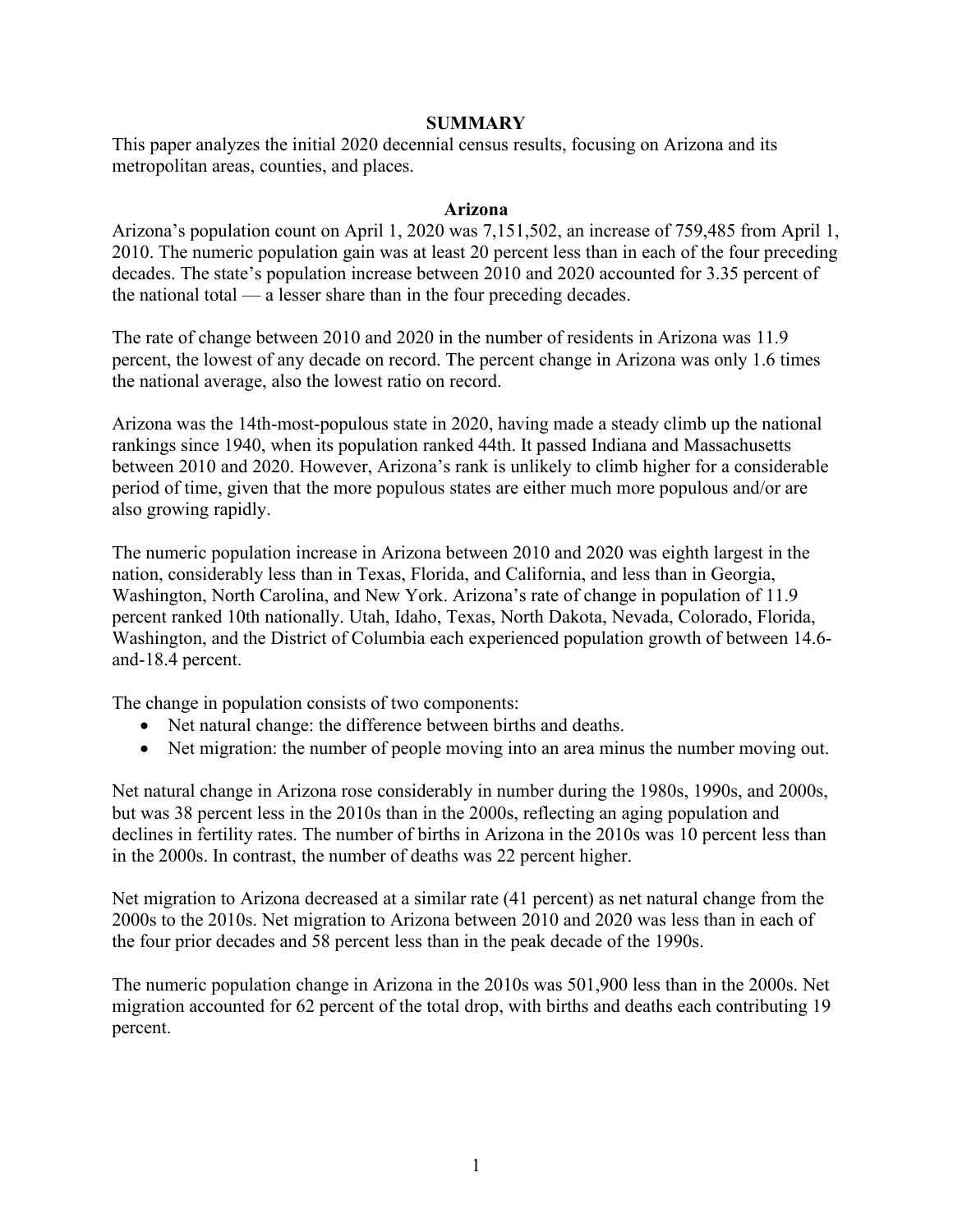## SUMMARY

This paper analyzes the initial 2020 decennial census results, focusing on Arizona and its metropolitan areas, counties, and places.

### Arizona

Arizona's population count on April 1, 2020 was 7,151,502, an increase of 759,485 from April 1, 2010. The numeric population gain was at least 20 percent less than in each of the four preceding decades. The state's population increase between 2010 and 2020 accounted for 3.35 percent of the national total — a lesser share than in the four preceding decades.

The rate of change between 2010 and 2020 in the number of residents in Arizona was 11.9 percent, the lowest of any decade on record. The percent change in Arizona was only 1.6 times the national average, also the lowest ratio on record.

Arizona was the 14th-most-populous state in 2020, having made a steady climb up the national rankings since 1940, when its population ranked 44th. It passed Indiana and Massachusetts between 2010 and 2020. However, Arizona's rank is unlikely to climb higher for a considerable period of time, given that the more populous states are either much more populous and/or are also growing rapidly.

The numeric population increase in Arizona between 2010 and 2020 was eighth largest in the nation, considerably less than in Texas, Florida, and California, and less than in Georgia, Washington, North Carolina, and New York. Arizona's rate of change in population of 11.9 percent ranked 10th nationally. Utah, Idaho, Texas, North Dakota, Nevada, Colorado, Florida, Washington, and the District of Columbia each experienced population growth of between 14.6-and-18.4 percent.

The change in population consists of two components:

- Net natural change: the difference between births and deaths.
- Net migration: the number of people moving into an area minus the number moving out.

Net natural change in Arizona rose considerably in number during the 1980s, 1990s, and 2000s, but was 38 percent less in the 2010s than in the 2000s, reflecting an aging population and declines in fertility rates. The number of births in Arizona in the 2010s was 10 percent less than in the 2000s. In contrast, the number of deaths was 22 percent higher.

Net migration to Arizona decreased at a similar rate (41 percent) as net natural change from the 2000s to the 2010s. Net migration to Arizona between 2010 and 2020 was less than in each of the four prior decades and 58 percent less than in the peak decade of the 1990s.

The numeric population change in Arizona in the 2010s was 501,900 less than in the 2000s. Net migration accounted for 62 percent of the total drop, with births and deaths each contributing 19 percent.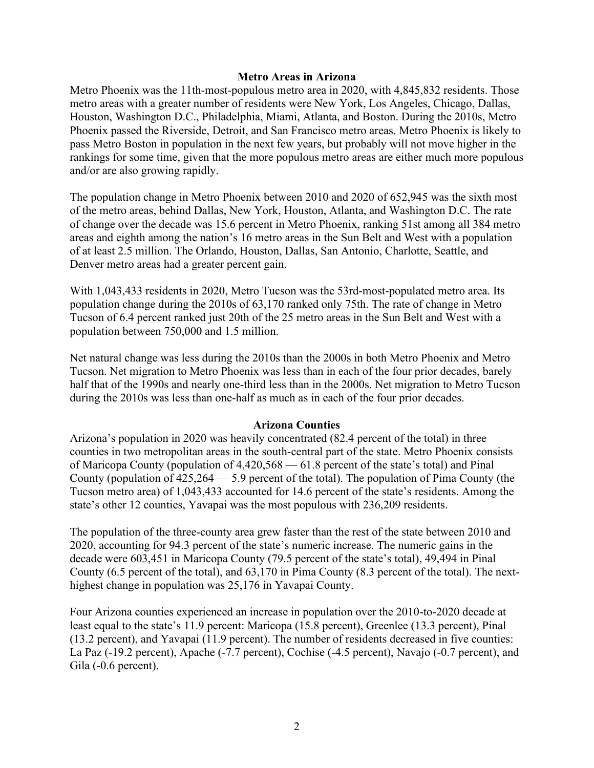## Metro Areas in Arizona

Metro Phoenix was the 11th-most-populous metro area in 2020, with 4,845,832 residents. Those metro areas with a greater number of residents were New York, Los Angeles, Chicago, Dallas, Houston, Washington D.C., Philadelphia, Miami, Atlanta, and Boston. During the 2010s, Metro Phoenix passed the Riverside, Detroit, and San Francisco metro areas. Metro Phoenix is likely to pass Metro Boston in population in the next few years, but probably will not move higher in the rankings for some time, given that the more populous metro areas are either much more populous and/or are also growing rapidly.

The population change in Metro Phoenix between 2010 and 2020 of 652,945 was the sixth most of the metro areas, behind Dallas, New York, Houston, Atlanta, and Washington D.C. The rate of change over the decade was 15.6 percent in Metro Phoenix, ranking 51st among all 384 metro areas and eighth among the nation's 16 metro areas in the Sun Belt and West with a population of at least 2.5 million. The Orlando, Houston, Dallas, San Antonio, Charlotte, Seattle, and Denver metro areas had a greater percent gain.

With 1,043,433 residents in 2020, Metro Tucson was the 53rd-most-populated metro area. Its population change during the 2010s of 63,170 ranked only 75th. The rate of change in Metro Tucson of 6.4 percent ranked just 20th of the 25 metro areas in the Sun Belt and West with a population between 750,000 and 1.5 million.

Net natural change was less during the 2010s than the 2000s in both Metro Phoenix and Metro Tucson. Net migration to Metro Phoenix was less than in each of the four prior decades, barely half that of the 1990s and nearly one-third less than in the 2000s. Net migration to Metro Tucson during the 2010s was less than one-half as much as in each of the four prior decades.

## Arizona Counties

Arizona's population in 2020 was heavily concentrated (82.4 percent of the total) in three counties in two metropolitan areas in the south-central part of the state. Metro Phoenix consists of Maricopa County (population of 4,420,568 — 61.8 percent of the state's total) and Pinal County (population of 425,264 — 5.9 percent of the total). The population of Pima County (the Tucson metro area) of 1,043,433 accounted for 14.6 percent of the state's residents. Among the state's other 12 counties, Yavapai was the most populous with 236,209 residents.

The population of the three-county area grew faster than the rest of the state between 2010 and 2020, accounting for 94.3 percent of the state's numeric increase. The numeric gains in the decade were 603,451 in Maricopa County (79.5 percent of the state's total), 49,494 in Pinal County (6.5 percent of the total), and 63,170 in Pima County (8.3 percent of the total). The next-highest change in population was 25,176 in Yavapai County.

Four Arizona counties experienced an increase in population over the 2010-to-2020 decade at least equal to the state's 11.9 percent: Maricopa (15.8 percent), Greenlee (13.3 percent), Pinal (13.2 percent), and Yavapai (11.9 percent). The number of residents decreased in five counties: La Paz (-19.2 percent), Apache (-7.7 percent), Cochise (-4.5 percent), Navajo (-0.7 percent), and Gila (-0.6 percent).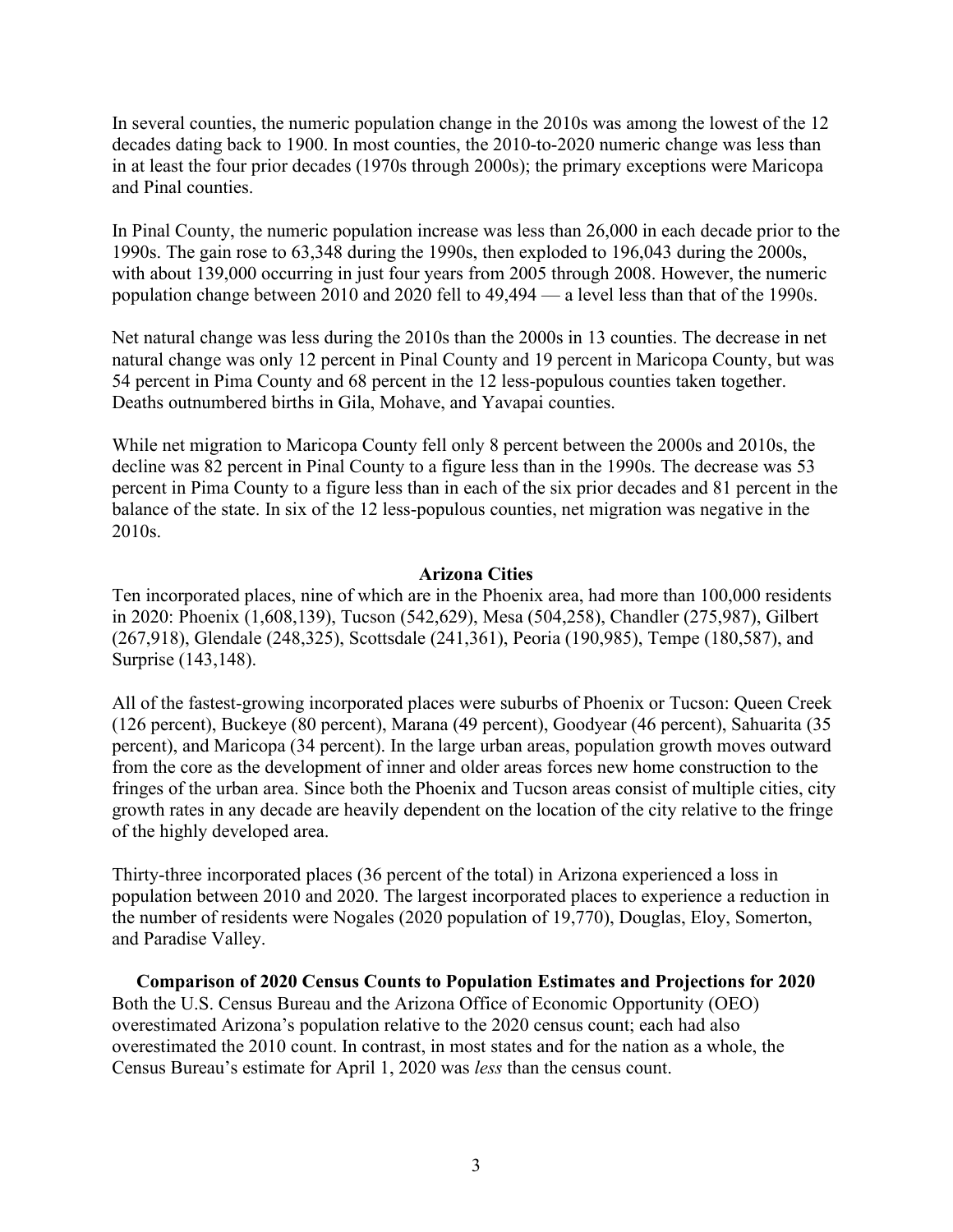In several counties, the numeric population change in the 2010s was among the lowest of the 12 decades dating back to 1900. In most counties, the 2010-to-2020 numeric change was less than in at least the four prior decades (1970s through 2000s); the primary exceptions were Maricopa and Pinal counties.

In Pinal County, the numeric population increase was less than 26,000 in each decade prior to the 1990s. The gain rose to 63,348 during the 1990s, then exploded to 196,043 during the 2000s, with about 139,000 occurring in just four years from 2005 through 2008. However, the numeric population change between 2010 and 2020 fell to 49,494 — a level less than that of the 1990s.

Net natural change was less during the 2010s than the 2000s in 13 counties. The decrease in net natural change was only 12 percent in Pinal County and 19 percent in Maricopa County, but was 54 percent in Pima County and 68 percent in the 12 less-populous counties taken together. Deaths outnumbered births in Gila, Mohave, and Yavapai counties.

While net migration to Maricopa County fell only 8 percent between the 2000s and 2010s, the decline was 82 percent in Pinal County to a figure less than in the 1990s. The decrease was 53 percent in Pima County to a figure less than in each of the six prior decades and 81 percent in the balance of the state. In six of the 12 less-populous counties, net migration was negative in the 2010s.

## Arizona Cities

Ten incorporated places, nine of which are in the Phoenix area, had more than 100,000 residents in 2020: Phoenix (1,608,139), Tucson (542,629), Mesa (504,258), Chandler (275,987), Gilbert (267,918), Glendale (248,325), Scottsdale (241,361), Peoria (190,985), Tempe (180,587), and Surprise (143,148).

All of the fastest-growing incorporated places were suburbs of Phoenix or Tucson: Queen Creek (126 percent), Buckeye (80 percent), Marana (49 percent), Goodyear (46 percent), Sahuarita (35 percent), and Maricopa (34 percent). In the large urban areas, population growth moves outward from the core as the development of inner and older areas forces new home construction to the fringes of the urban area. Since both the Phoenix and Tucson areas consist of multiple cities, city growth rates in any decade are heavily dependent on the location of the city relative to the fringe of the highly developed area.

Thirty-three incorporated places (36 percent of the total) in Arizona experienced a loss in population between 2010 and 2020. The largest incorporated places to experience a reduction in the number of residents were Nogales (2020 population of 19,770), Douglas, Eloy, Somerton, and Paradise Valley.

## Comparison of 2020 Census Counts to Population Estimates and Projections for 2020

Both the U.S. Census Bureau and the Arizona Office of Economic Opportunity (OEO) overestimated Arizona's population relative to the 2020 census count; each had also overestimated the 2010 count. In contrast, in most states and for the nation as a whole, the Census Bureau's estimate for April 1, 2020 was *less* than the census count.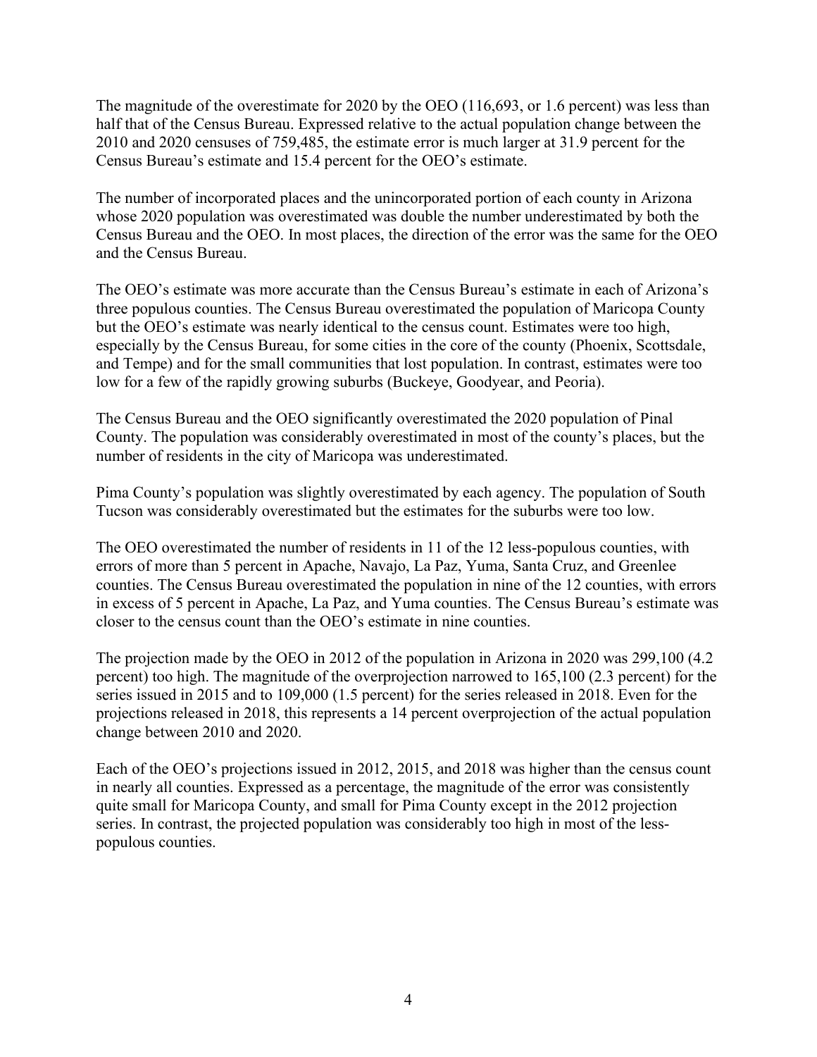The magnitude of the overestimate for 2020 by the OEO (116,693, or 1.6 percent) was less than half that of the Census Bureau. Expressed relative to the actual population change between the 2010 and 2020 censuses of 759,485, the estimate error is much larger at 31.9 percent for the Census Bureau's estimate and 15.4 percent for the OEO's estimate.

The number of incorporated places and the unincorporated portion of each county in Arizona whose 2020 population was overestimated was double the number underestimated by both the Census Bureau and the OEO. In most places, the direction of the error was the same for the OEO and the Census Bureau.

The OEO's estimate was more accurate than the Census Bureau's estimate in each of Arizona's three populous counties. The Census Bureau overestimated the population of Maricopa County but the OEO's estimate was nearly identical to the census count. Estimates were too high, especially by the Census Bureau, for some cities in the core of the county (Phoenix, Scottsdale, and Tempe) and for the small communities that lost population. In contrast, estimates were too low for a few of the rapidly growing suburbs (Buckeye, Goodyear, and Peoria).

The Census Bureau and the OEO significantly overestimated the 2020 population of Pinal County. The population was considerably overestimated in most of the county's places, but the number of residents in the city of Maricopa was underestimated.

Pima County's population was slightly overestimated by each agency. The population of South Tucson was considerably overestimated but the estimates for the suburbs were too low.

The OEO overestimated the number of residents in 11 of the 12 less-populous counties, with errors of more than 5 percent in Apache, Navajo, La Paz, Yuma, Santa Cruz, and Greenlee counties. The Census Bureau overestimated the population in nine of the 12 counties, with errors in excess of 5 percent in Apache, La Paz, and Yuma counties. The Census Bureau's estimate was closer to the census count than the OEO's estimate in nine counties.

The projection made by the OEO in 2012 of the population in Arizona in 2020 was 299,100 (4.2 percent) too high. The magnitude of the overprojection narrowed to 165,100 (2.3 percent) for the series issued in 2015 and to 109,000 (1.5 percent) for the series released in 2018. Even for the projections released in 2018, this represents a 14 percent overprojection of the actual population change between 2010 and 2020.

Each of the OEO's projections issued in 2012, 2015, and 2018 was higher than the census count in nearly all counties. Expressed as a percentage, the magnitude of the error was consistently quite small for Maricopa County, and small for Pima County except in the 2012 projection series. In contrast, the projected population was considerably too high in most of the less-populous counties.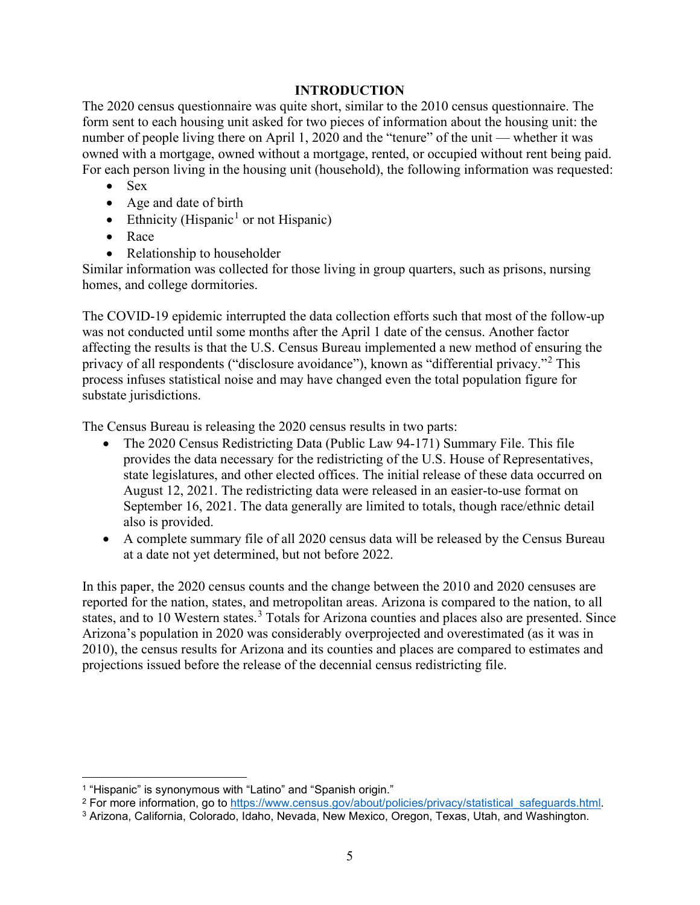# INTRODUCTION

The 2020 census questionnaire was quite short, similar to the 2010 census questionnaire. The form sent to each housing unit asked for two pieces of information about the housing unit: the number of people living there on April 1, 2020 and the "tenure" of the unit — whether it was owned with a mortgage, owned without a mortgage, rented, or occupied without rent being paid. For each person living in the housing unit (household), the following information was requested:

- Sex
- Age and date of birth
- Ethnicity (Hispanic[1] or not Hispanic)
- Race
- Relationship to householder

Similar information was collected for those living in group quarters, such as prisons, nursing homes, and college dormitories.

The COVID-19 epidemic interrupted the data collection efforts such that most of the follow-up was not conducted until some months after the April 1 date of the census. Another factor affecting the results is that the U.S. Census Bureau implemented a new method of ensuring the privacy of all respondents ("disclosure avoidance"), known as "differential privacy."[2] This process infuses statistical noise and may have changed even the total population figure for substate jurisdictions.

The Census Bureau is releasing the 2020 census results in two parts:

- The 2020 Census Redistricting Data (Public Law 94-171) Summary File. This file provides the data necessary for the redistricting of the U.S. House of Representatives, state legislatures, and other elected offices. The initial release of these data occurred on August 12, 2021. The redistricting data were released in an easier-to-use format on September 16, 2021. The data generally are limited to totals, though race/ethnic detail also is provided.
- A complete summary file of all 2020 census data will be released by the Census Bureau at a date not yet determined, but not before 2022.

In this paper, the 2020 census counts and the change between the 2010 and 2020 censuses are reported for the nation, states, and metropolitan areas. Arizona is compared to the nation, to all states, and to 10 Western states.[3] Totals for Arizona counties and places also are presented. Since Arizona's population in 2020 was considerably overprojected and overestimated (as it was in 2010), the census results for Arizona and its counties and places are compared to estimates and projections issued before the release of the decennial census redistricting file.

---

[1] "Hispanic" is synonymous with "Latino" and "Spanish origin."

[2] For more information, go to https://www.census.gov/about/policies/privacy/statistical_safeguards.html.

[3] Arizona, California, Colorado, Idaho, Nevada, New Mexico, Oregon, Texas, Utah, and Washington.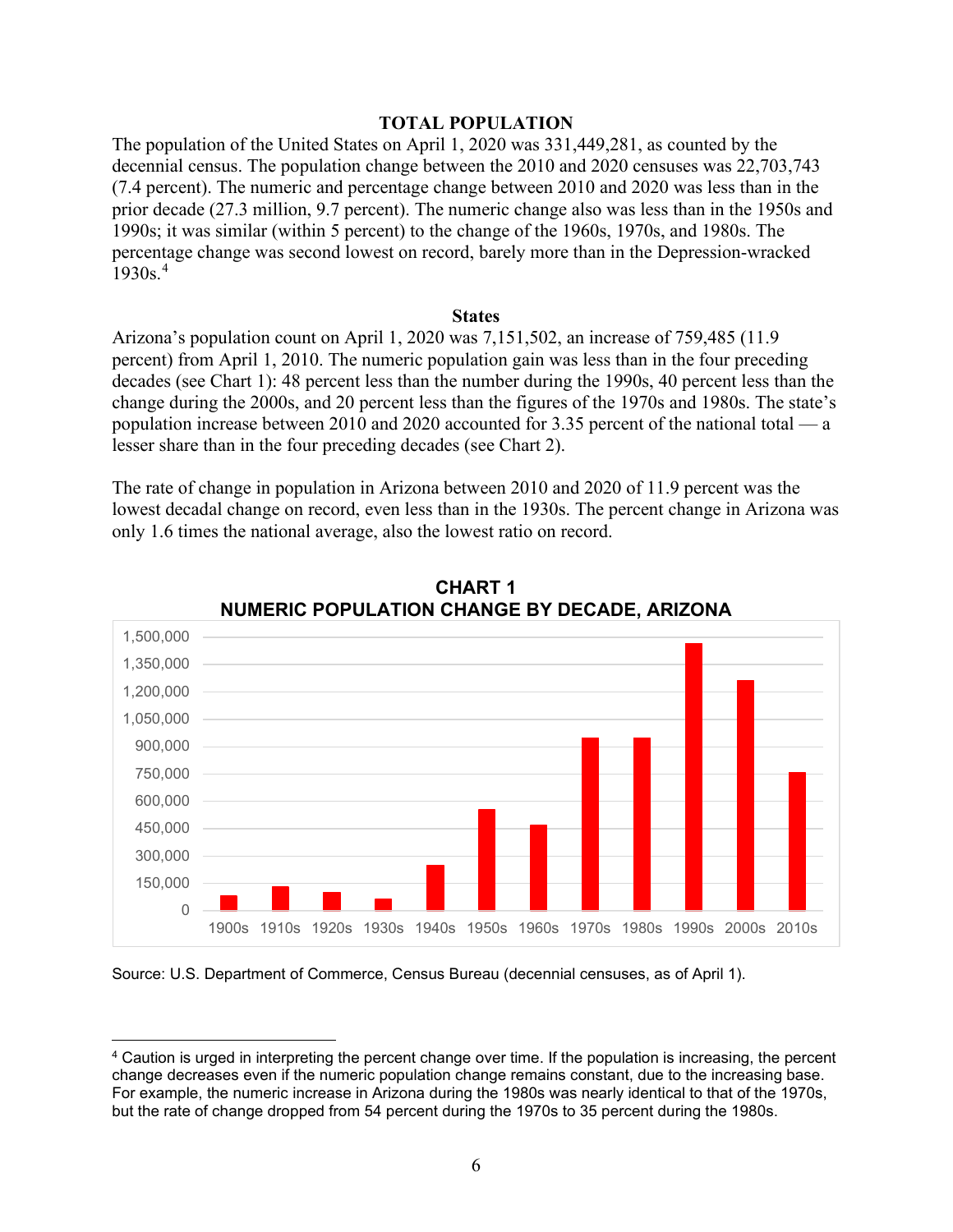## TOTAL POPULATION

The population of the United States on April 1, 2020 was 331,449,281, as counted by the decennial census. The population change between the 2010 and 2020 censuses was 22,703,743 (7.4 percent). The numeric and percentage change between 2010 and 2020 was less than in the prior decade (27.3 million, 9.7 percent). The numeric change also was less than in the 1950s and 1990s; it was similar (within 5 percent) to the change of the 1960s, 1970s, and 1980s. The percentage change was second lowest on record, barely more than in the Depression-wracked 1930s.[4]

### States

Arizona's population count on April 1, 2020 was 7,151,502, an increase of 759,485 (11.9 percent) from April 1, 2010. The numeric population gain was less than in the four preceding decades (see Chart 1): 48 percent less than the number during the 1990s, 40 percent less than the change during the 2000s, and 20 percent less than the figures of the 1970s and 1980s. The state's population increase between 2010 and 2020 accounted for 3.35 percent of the national total — a lesser share than in the four preceding decades (see Chart 2).

The rate of change in population in Arizona between 2010 and 2020 of 11.9 percent was the lowest decadal change on record, even less than in the 1930s. The percent change in Arizona was only 1.6 times the national average, also the lowest ratio on record.

**CHART 1**
**NUMERIC POPULATION CHANGE BY DECADE, ARIZONA**

Source: U.S. Department of Commerce, Census Bureau (decennial censuses, as of April 1).

[4] Caution is urged in interpreting the percent change over time. If the population is increasing, the percent change decreases even if the numeric population change remains constant, due to the increasing base. For example, the numeric increase in Arizona during the 1980s was nearly identical to that of the 1970s, but the rate of change dropped from 54 percent during the 1970s to 35 percent during the 1980s.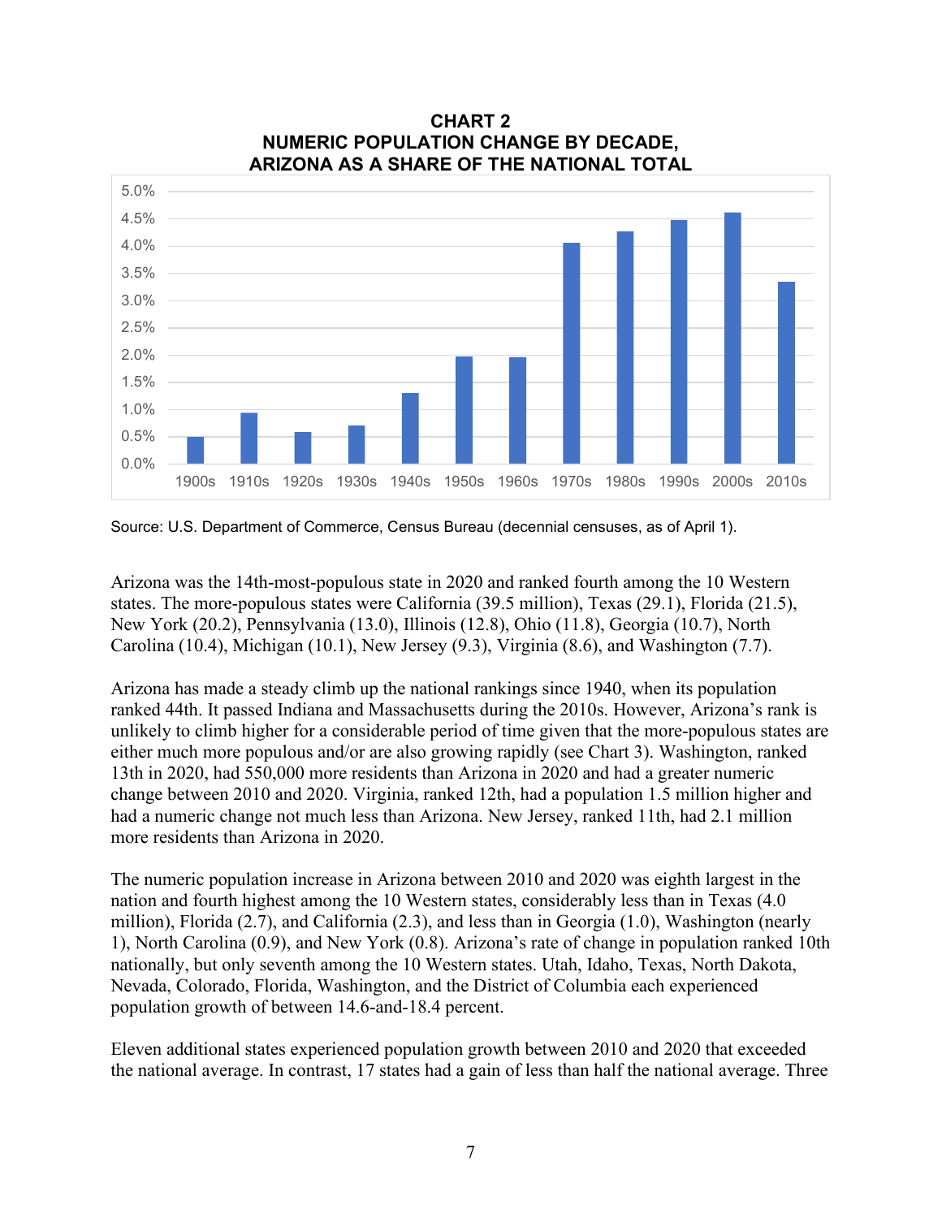**CHART 2**
**NUMERIC POPULATION CHANGE BY DECADE,**
**ARIZONA AS A SHARE OF THE NATIONAL TOTAL**

Source: U.S. Department of Commerce, Census Bureau (decennial censuses, as of April 1).

Arizona was the 14th-most-populous state in 2020 and ranked fourth among the 10 Western states. The more-populous states were California (39.5 million), Texas (29.1), Florida (21.5), New York (20.2), Pennsylvania (13.0), Illinois (12.8), Ohio (11.8), Georgia (10.7), North Carolina (10.4), Michigan (10.1), New Jersey (9.3), Virginia (8.6), and Washington (7.7).

Arizona has made a steady climb up the national rankings since 1940, when its population ranked 44th. It passed Indiana and Massachusetts during the 2010s. However, Arizona's rank is unlikely to climb higher for a considerable period of time given that the more-populous states are either much more populous and/or are also growing rapidly (see Chart 3). Washington, ranked 13th in 2020, had 550,000 more residents than Arizona in 2020 and had a greater numeric change between 2010 and 2020. Virginia, ranked 12th, had a population 1.5 million higher and had a numeric change not much less than Arizona. New Jersey, ranked 11th, had 2.1 million more residents than Arizona in 2020.

The numeric population increase in Arizona between 2010 and 2020 was eighth largest in the nation and fourth highest among the 10 Western states, considerably less than in Texas (4.0 million), Florida (2.7), and California (2.3), and less than in Georgia (1.0), Washington (nearly 1), North Carolina (0.9), and New York (0.8). Arizona's rate of change in population ranked 10th nationally, but only seventh among the 10 Western states. Utah, Idaho, Texas, North Dakota, Nevada, Colorado, Florida, Washington, and the District of Columbia each experienced population growth of between 14.6-and-18.4 percent.

Eleven additional states experienced population growth between 2010 and 2020 that exceeded the national average. In contrast, 17 states had a gain of less than half the national average. Three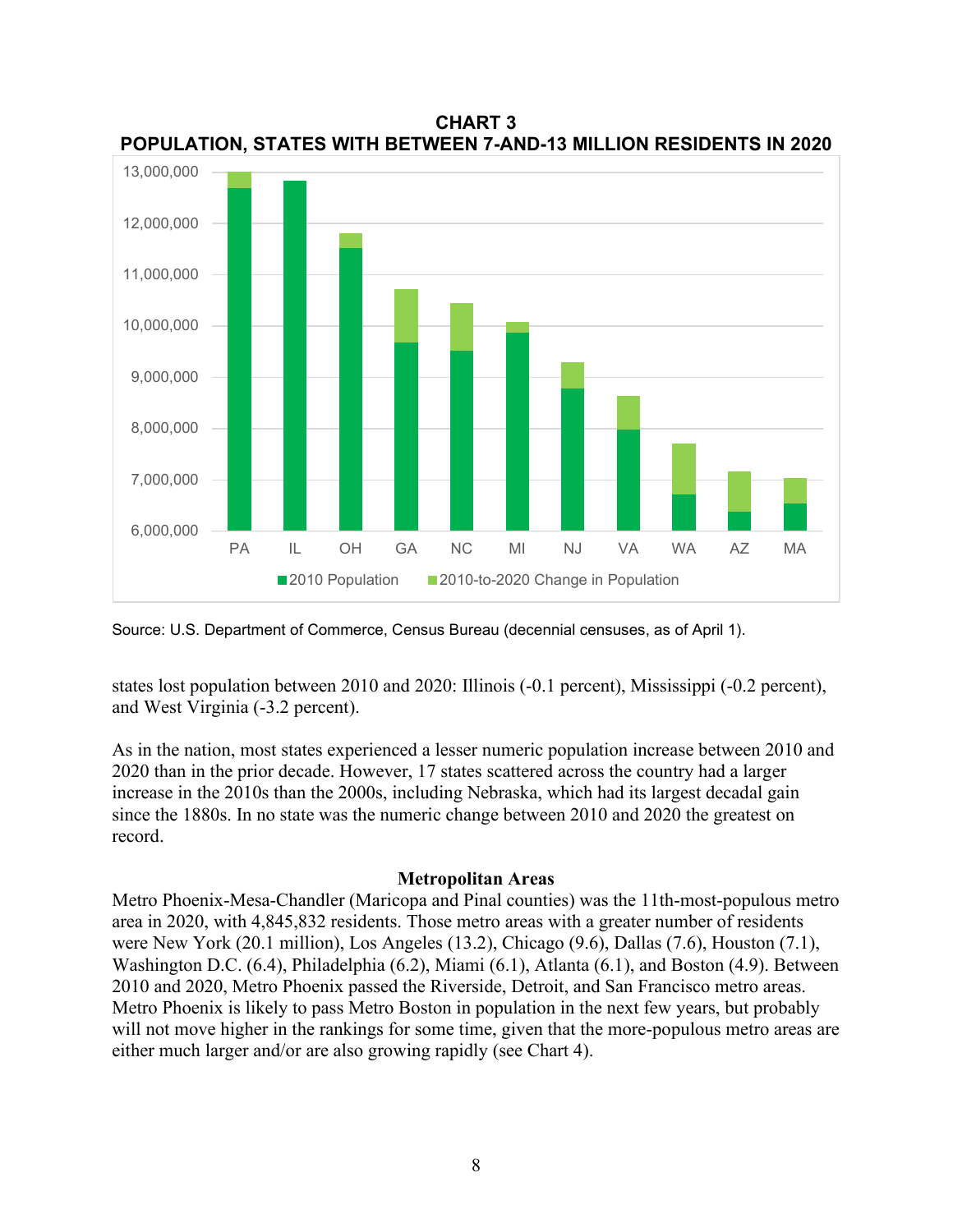**CHART 3**
**POPULATION, STATES WITH BETWEEN 7-AND-13 MILLION RESIDENTS IN 2020**

Source: U.S. Department of Commerce, Census Bureau (decennial censuses, as of April 1).

states lost population between 2010 and 2020: Illinois (-0.1 percent), Mississippi (-0.2 percent), and West Virginia (-3.2 percent).

As in the nation, most states experienced a lesser numeric population increase between 2010 and 2020 than in the prior decade. However, 17 states scattered across the country had a larger increase in the 2010s than the 2000s, including Nebraska, which had its largest decadal gain since the 1880s. In no state was the numeric change between 2010 and 2020 the greatest on record.

### Metropolitan Areas

Metro Phoenix-Mesa-Chandler (Maricopa and Pinal counties) was the 11th-most-populous metro area in 2020, with 4,845,832 residents. Those metro areas with a greater number of residents were New York (20.1 million), Los Angeles (13.2), Chicago (9.6), Dallas (7.6), Houston (7.1), Washington D.C. (6.4), Philadelphia (6.2), Miami (6.1), Atlanta (6.1), and Boston (4.9). Between 2010 and 2020, Metro Phoenix passed the Riverside, Detroit, and San Francisco metro areas. Metro Phoenix is likely to pass Metro Boston in population in the next few years, but probably will not move higher in the rankings for some time, given that the more-populous metro areas are either much larger and/or are also growing rapidly (see Chart 4).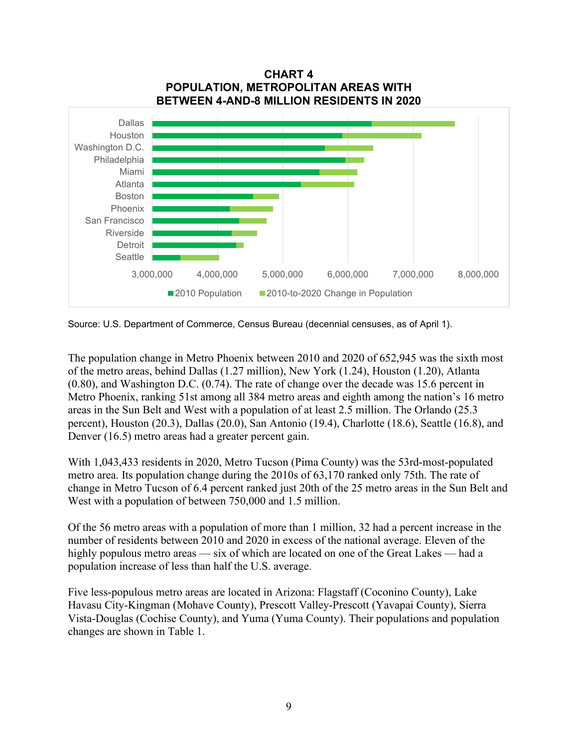**CHART 4**
**POPULATION, METROPOLITAN AREAS WITH BETWEEN 4-AND-8 MILLION RESIDENTS IN 2020**

Source: U.S. Department of Commerce, Census Bureau (decennial censuses, as of April 1).

The population change in Metro Phoenix between 2010 and 2020 of 652,945 was the sixth most of the metro areas, behind Dallas (1.27 million), New York (1.24), Houston (1.20), Atlanta (0.80), and Washington D.C. (0.74). The rate of change over the decade was 15.6 percent in Metro Phoenix, ranking 51st among all 384 metro areas and eighth among the nation's 16 metro areas in the Sun Belt and West with a population of at least 2.5 million. The Orlando (25.3 percent), Houston (20.3), Dallas (20.0), San Antonio (19.4), Charlotte (18.6), Seattle (16.8), and Denver (16.5) metro areas had a greater percent gain.

With 1,043,433 residents in 2020, Metro Tucson (Pima County) was the 53rd-most-populated metro area. Its population change during the 2010s of 63,170 ranked only 75th. The rate of change in Metro Tucson of 6.4 percent ranked just 20th of the 25 metro areas in the Sun Belt and West with a population of between 750,000 and 1.5 million.

Of the 56 metro areas with a population of more than 1 million, 32 had a percent increase in the number of residents between 2010 and 2020 in excess of the national average. Eleven of the highly populous metro areas — six of which are located on one of the Great Lakes — had a population increase of less than half the U.S. average.

Five less-populous metro areas are located in Arizona: Flagstaff (Coconino County), Lake Havasu City-Kingman (Mohave County), Prescott Valley-Prescott (Yavapai County), Sierra Vista-Douglas (Cochise County), and Yuma (Yuma County). Their populations and population changes are shown in Table 1.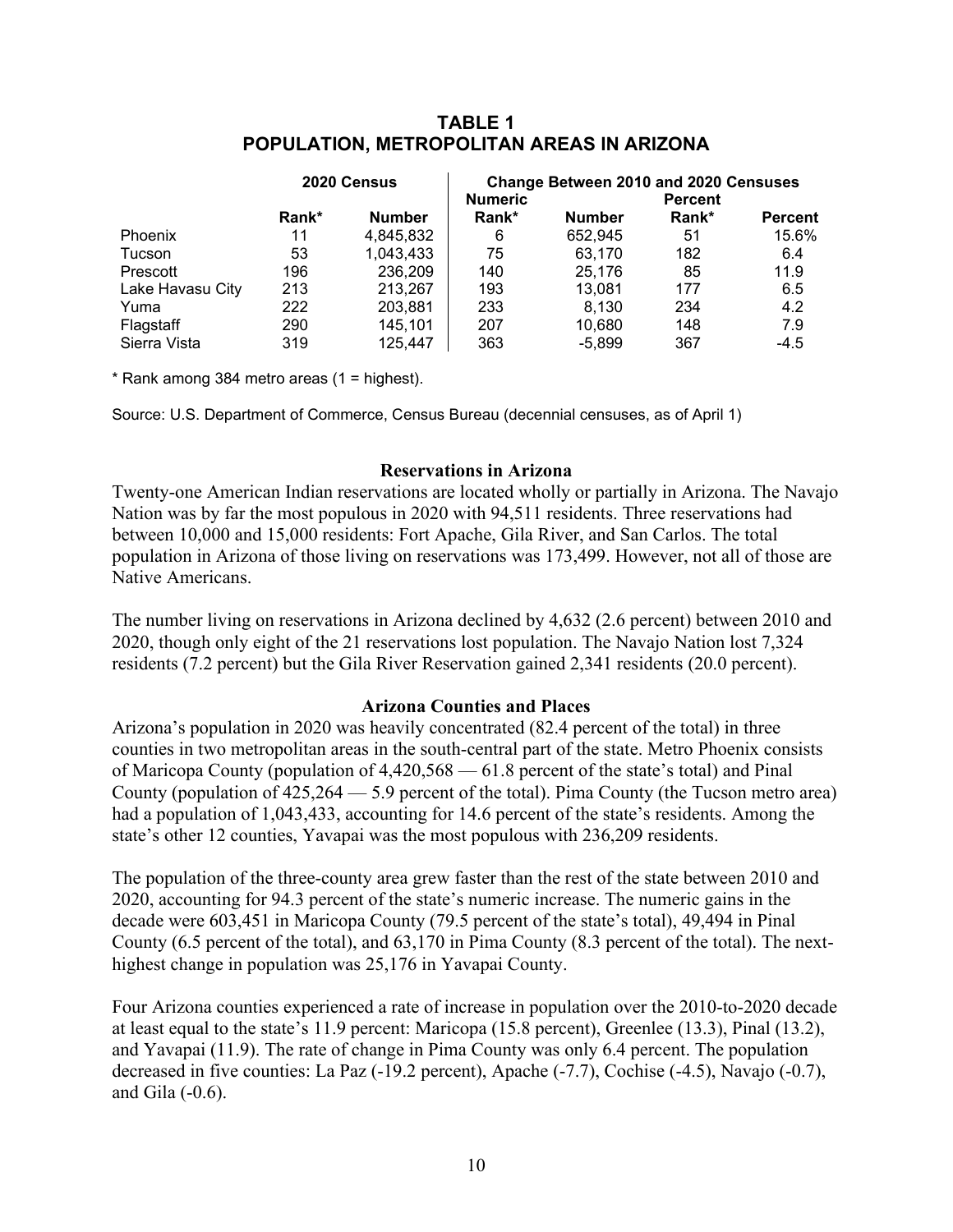# TABLE 1
## POPULATION, METROPOLITAN AREAS IN ARIZONA

| | 2020 Census | | Change Between 2010 and 2020 Censuses | | | |
|---|---|---|---|---|---|---|
| | Rank* | Number | Numeric Rank* | Number | Percent Rank* | Percent |
| Phoenix | 11 | 4,845,832 | 6 | 652,945 | 51 | 15.6% |
| Tucson | 53 | 1,043,433 | 75 | 63,170 | 182 | 6.4 |
| Prescott | 196 | 236,209 | 140 | 25,176 | 85 | 11.9 |
| Lake Havasu City | 213 | 213,267 | 193 | 13,081 | 177 | 6.5 |
| Yuma | 222 | 203,881 | 233 | 8,130 | 234 | 4.2 |
| Flagstaff | 290 | 145,101 | 207 | 10,680 | 148 | 7.9 |
| Sierra Vista | 319 | 125,447 | 363 | -5,899 | 367 | -4.5 |

* Rank among 384 metro areas (1 = highest).

Source: U.S. Department of Commerce, Census Bureau (decennial censuses, as of April 1)

### Reservations in Arizona

Twenty-one American Indian reservations are located wholly or partially in Arizona. The Navajo Nation was by far the most populous in 2020 with 94,511 residents. Three reservations had between 10,000 and 15,000 residents: Fort Apache, Gila River, and San Carlos. The total population in Arizona of those living on reservations was 173,499. However, not all of those are Native Americans.

The number living on reservations in Arizona declined by 4,632 (2.6 percent) between 2010 and 2020, though only eight of the 21 reservations lost population. The Navajo Nation lost 7,324 residents (7.2 percent) but the Gila River Reservation gained 2,341 residents (20.0 percent).

### Arizona Counties and Places

Arizona's population in 2020 was heavily concentrated (82.4 percent of the total) in three counties in two metropolitan areas in the south-central part of the state. Metro Phoenix consists of Maricopa County (population of 4,420,568 — 61.8 percent of the state's total) and Pinal County (population of 425,264 — 5.9 percent of the total). Pima County (the Tucson metro area) had a population of 1,043,433, accounting for 14.6 percent of the state's residents. Among the state's other 12 counties, Yavapai was the most populous with 236,209 residents.

The population of the three-county area grew faster than the rest of the state between 2010 and 2020, accounting for 94.3 percent of the state's numeric increase. The numeric gains in the decade were 603,451 in Maricopa County (79.5 percent of the state's total), 49,494 in Pinal County (6.5 percent of the total), and 63,170 in Pima County (8.3 percent of the total). The next-highest change in population was 25,176 in Yavapai County.

Four Arizona counties experienced a rate of increase in population over the 2010-to-2020 decade at least equal to the state's 11.9 percent: Maricopa (15.8 percent), Greenlee (13.3), Pinal (13.2), and Yavapai (11.9). The rate of change in Pima County was only 6.4 percent. The population decreased in five counties: La Paz (-19.2 percent), Apache (-7.7), Cochise (-4.5), Navajo (-0.7), and Gila (-0.6).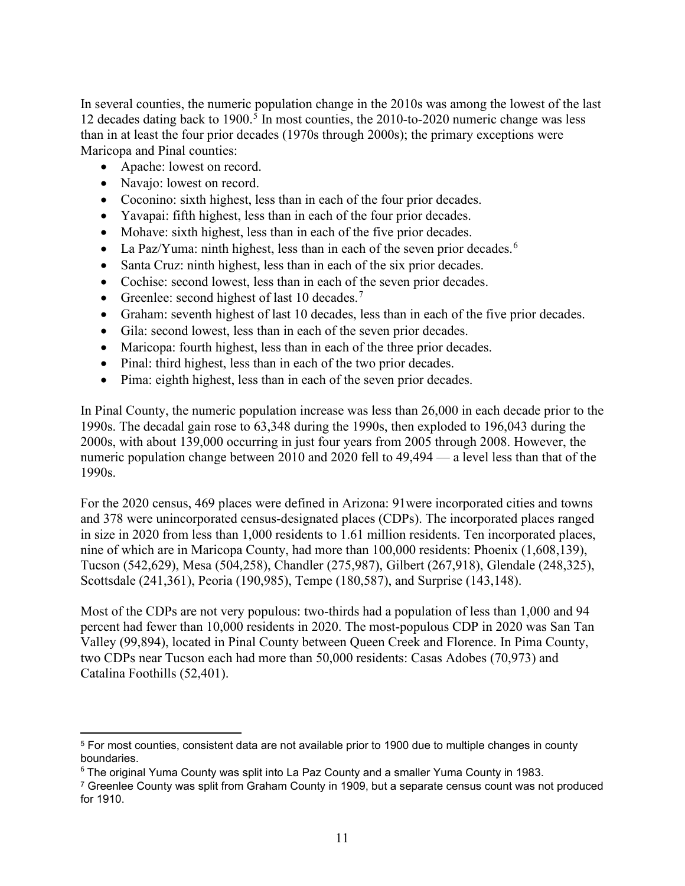In several counties, the numeric population change in the 2010s was among the lowest of the last 12 decades dating back to 1900.[5] In most counties, the 2010-to-2020 numeric change was less than in at least the four prior decades (1970s through 2000s); the primary exceptions were Maricopa and Pinal counties:

- Apache: lowest on record.
- Navajo: lowest on record.
- Coconino: sixth highest, less than in each of the four prior decades.
- Yavapai: fifth highest, less than in each of the four prior decades.
- Mohave: sixth highest, less than in each of the five prior decades.
- La Paz/Yuma: ninth highest, less than in each of the seven prior decades.[6]
- Santa Cruz: ninth highest, less than in each of the six prior decades.
- Cochise: second lowest, less than in each of the seven prior decades.
- Greenlee: second highest of last 10 decades.[7]
- Graham: seventh highest of last 10 decades, less than in each of the five prior decades.
- Gila: second lowest, less than in each of the seven prior decades.
- Maricopa: fourth highest, less than in each of the three prior decades.
- Pinal: third highest, less than in each of the two prior decades.
- Pima: eighth highest, less than in each of the seven prior decades.

In Pinal County, the numeric population increase was less than 26,000 in each decade prior to the 1990s. The decadal gain rose to 63,348 during the 1990s, then exploded to 196,043 during the 2000s, with about 139,000 occurring in just four years from 2005 through 2008. However, the numeric population change between 2010 and 2020 fell to 49,494 — a level less than that of the 1990s.

For the 2020 census, 469 places were defined in Arizona: 91were incorporated cities and towns and 378 were unincorporated census-designated places (CDPs). The incorporated places ranged in size in 2020 from less than 1,000 residents to 1.61 million residents. Ten incorporated places, nine of which are in Maricopa County, had more than 100,000 residents: Phoenix (1,608,139), Tucson (542,629), Mesa (504,258), Chandler (275,987), Gilbert (267,918), Glendale (248,325), Scottsdale (241,361), Peoria (190,985), Tempe (180,587), and Surprise (143,148).

Most of the CDPs are not very populous: two-thirds had a population of less than 1,000 and 94 percent had fewer than 10,000 residents in 2020. The most-populous CDP in 2020 was San Tan Valley (99,894), located in Pinal County between Queen Creek and Florence. In Pima County, two CDPs near Tucson each had more than 50,000 residents: Casas Adobes (70,973) and Catalina Foothills (52,401).

[5] For most counties, consistent data are not available prior to 1900 due to multiple changes in county boundaries.

[6] The original Yuma County was split into La Paz County and a smaller Yuma County in 1983.

[7] Greenlee County was split from Graham County in 1909, but a separate census count was not produced for 1910.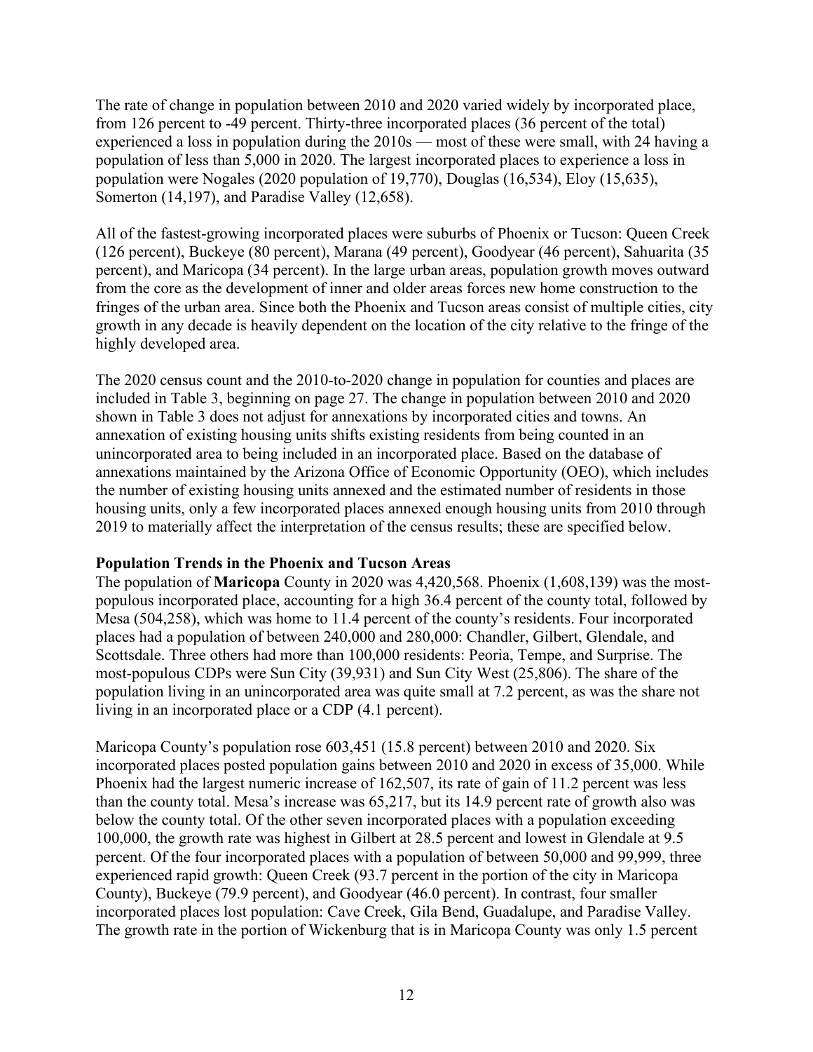The rate of change in population between 2010 and 2020 varied widely by incorporated place, from 126 percent to -49 percent. Thirty-three incorporated places (36 percent of the total) experienced a loss in population during the 2010s — most of these were small, with 24 having a population of less than 5,000 in 2020. The largest incorporated places to experience a loss in population were Nogales (2020 population of 19,770), Douglas (16,534), Eloy (15,635), Somerton (14,197), and Paradise Valley (12,658).

All of the fastest-growing incorporated places were suburbs of Phoenix or Tucson: Queen Creek (126 percent), Buckeye (80 percent), Marana (49 percent), Goodyear (46 percent), Sahuarita (35 percent), and Maricopa (34 percent). In the large urban areas, population growth moves outward from the core as the development of inner and older areas forces new home construction to the fringes of the urban area. Since both the Phoenix and Tucson areas consist of multiple cities, city growth in any decade is heavily dependent on the location of the city relative to the fringe of the highly developed area.

The 2020 census count and the 2010-to-2020 change in population for counties and places are included in Table 3, beginning on page 27. The change in population between 2010 and 2020 shown in Table 3 does not adjust for annexations by incorporated cities and towns. An annexation of existing housing units shifts existing residents from being counted in an unincorporated area to being included in an incorporated place. Based on the database of annexations maintained by the Arizona Office of Economic Opportunity (OEO), which includes the number of existing housing units annexed and the estimated number of residents in those housing units, only a few incorporated places annexed enough housing units from 2010 through 2019 to materially affect the interpretation of the census results; these are specified below.

**Population Trends in the Phoenix and Tucson Areas**

The population of **Maricopa** County in 2020 was 4,420,568. Phoenix (1,608,139) was the most-populous incorporated place, accounting for a high 36.4 percent of the county total, followed by Mesa (504,258), which was home to 11.4 percent of the county's residents. Four incorporated places had a population of between 240,000 and 280,000: Chandler, Gilbert, Glendale, and Scottsdale. Three others had more than 100,000 residents: Peoria, Tempe, and Surprise. The most-populous CDPs were Sun City (39,931) and Sun City West (25,806). The share of the population living in an unincorporated area was quite small at 7.2 percent, as was the share not living in an incorporated place or a CDP (4.1 percent).

Maricopa County's population rose 603,451 (15.8 percent) between 2010 and 2020. Six incorporated places posted population gains between 2010 and 2020 in excess of 35,000. While Phoenix had the largest numeric increase of 162,507, its rate of gain of 11.2 percent was less than the county total. Mesa's increase was 65,217, but its 14.9 percent rate of growth also was below the county total. Of the other seven incorporated places with a population exceeding 100,000, the growth rate was highest in Gilbert at 28.5 percent and lowest in Glendale at 9.5 percent. Of the four incorporated places with a population of between 50,000 and 99,999, three experienced rapid growth: Queen Creek (93.7 percent in the portion of the city in Maricopa County), Buckeye (79.9 percent), and Goodyear (46.0 percent). In contrast, four smaller incorporated places lost population: Cave Creek, Gila Bend, Guadalupe, and Paradise Valley. The growth rate in the portion of Wickenburg that is in Maricopa County was only 1.5 percent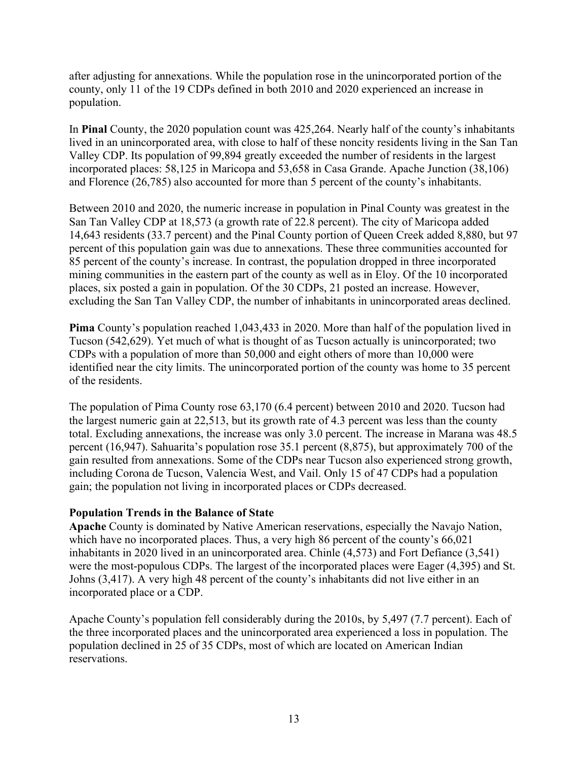after adjusting for annexations. While the population rose in the unincorporated portion of the county, only 11 of the 19 CDPs defined in both 2010 and 2020 experienced an increase in population.

In **Pinal** County, the 2020 population count was 425,264. Nearly half of the county's inhabitants lived in an unincorporated area, with close to half of these noncity residents living in the San Tan Valley CDP. Its population of 99,894 greatly exceeded the number of residents in the largest incorporated places: 58,125 in Maricopa and 53,658 in Casa Grande. Apache Junction (38,106) and Florence (26,785) also accounted for more than 5 percent of the county's inhabitants.

Between 2010 and 2020, the numeric increase in population in Pinal County was greatest in the San Tan Valley CDP at 18,573 (a growth rate of 22.8 percent). The city of Maricopa added 14,643 residents (33.7 percent) and the Pinal County portion of Queen Creek added 8,880, but 97 percent of this population gain was due to annexations. These three communities accounted for 85 percent of the county's increase. In contrast, the population dropped in three incorporated mining communities in the eastern part of the county as well as in Eloy. Of the 10 incorporated places, six posted a gain in population. Of the 30 CDPs, 21 posted an increase. However, excluding the San Tan Valley CDP, the number of inhabitants in unincorporated areas declined.

**Pima** County's population reached 1,043,433 in 2020. More than half of the population lived in Tucson (542,629). Yet much of what is thought of as Tucson actually is unincorporated; two CDPs with a population of more than 50,000 and eight others of more than 10,000 were identified near the city limits. The unincorporated portion of the county was home to 35 percent of the residents.

The population of Pima County rose 63,170 (6.4 percent) between 2010 and 2020. Tucson had the largest numeric gain at 22,513, but its growth rate of 4.3 percent was less than the county total. Excluding annexations, the increase was only 3.0 percent. The increase in Marana was 48.5 percent (16,947). Sahuarita's population rose 35.1 percent (8,875), but approximately 700 of the gain resulted from annexations. Some of the CDPs near Tucson also experienced strong growth, including Corona de Tucson, Valencia West, and Vail. Only 15 of 47 CDPs had a population gain; the population not living in incorporated places or CDPs decreased.

### Population Trends in the Balance of State

**Apache** County is dominated by Native American reservations, especially the Navajo Nation, which have no incorporated places. Thus, a very high 86 percent of the county's 66,021 inhabitants in 2020 lived in an unincorporated area. Chinle (4,573) and Fort Defiance (3,541) were the most-populous CDPs. The largest of the incorporated places were Eager (4,395) and St. Johns (3,417). A very high 48 percent of the county's inhabitants did not live either in an incorporated place or a CDP.

Apache County's population fell considerably during the 2010s, by 5,497 (7.7 percent). Each of the three incorporated places and the unincorporated area experienced a loss in population. The population declined in 25 of 35 CDPs, most of which are located on American Indian reservations.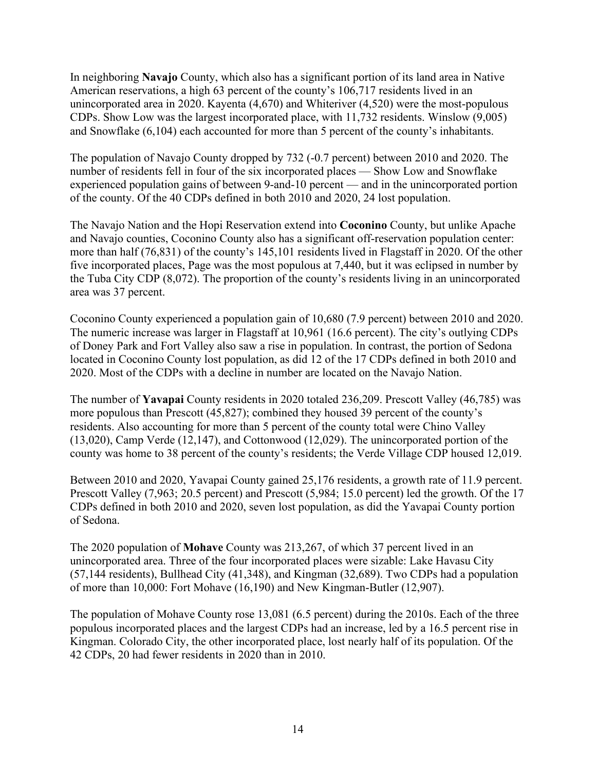In neighboring **Navajo** County, which also has a significant portion of its land area in Native American reservations, a high 63 percent of the county's 106,717 residents lived in an unincorporated area in 2020. Kayenta (4,670) and Whiteriver (4,520) were the most-populous CDPs. Show Low was the largest incorporated place, with 11,732 residents. Winslow (9,005) and Snowflake (6,104) each accounted for more than 5 percent of the county's inhabitants.

The population of Navajo County dropped by 732 (-0.7 percent) between 2010 and 2020. The number of residents fell in four of the six incorporated places — Show Low and Snowflake experienced population gains of between 9-and-10 percent — and in the unincorporated portion of the county. Of the 40 CDPs defined in both 2010 and 2020, 24 lost population.

The Navajo Nation and the Hopi Reservation extend into **Coconino** County, but unlike Apache and Navajo counties, Coconino County also has a significant off-reservation population center: more than half (76,831) of the county's 145,101 residents lived in Flagstaff in 2020. Of the other five incorporated places, Page was the most populous at 7,440, but it was eclipsed in number by the Tuba City CDP (8,072). The proportion of the county's residents living in an unincorporated area was 37 percent.

Coconino County experienced a population gain of 10,680 (7.9 percent) between 2010 and 2020. The numeric increase was larger in Flagstaff at 10,961 (16.6 percent). The city's outlying CDPs of Doney Park and Fort Valley also saw a rise in population. In contrast, the portion of Sedona located in Coconino County lost population, as did 12 of the 17 CDPs defined in both 2010 and 2020. Most of the CDPs with a decline in number are located on the Navajo Nation.

The number of **Yavapai** County residents in 2020 totaled 236,209. Prescott Valley (46,785) was more populous than Prescott (45,827); combined they housed 39 percent of the county's residents. Also accounting for more than 5 percent of the county total were Chino Valley (13,020), Camp Verde (12,147), and Cottonwood (12,029). The unincorporated portion of the county was home to 38 percent of the county's residents; the Verde Village CDP housed 12,019.

Between 2010 and 2020, Yavapai County gained 25,176 residents, a growth rate of 11.9 percent. Prescott Valley (7,963; 20.5 percent) and Prescott (5,984; 15.0 percent) led the growth. Of the 17 CDPs defined in both 2010 and 2020, seven lost population, as did the Yavapai County portion of Sedona.

The 2020 population of **Mohave** County was 213,267, of which 37 percent lived in an unincorporated area. Three of the four incorporated places were sizable: Lake Havasu City (57,144 residents), Bullhead City (41,348), and Kingman (32,689). Two CDPs had a population of more than 10,000: Fort Mohave (16,190) and New Kingman-Butler (12,907).

The population of Mohave County rose 13,081 (6.5 percent) during the 2010s. Each of the three populous incorporated places and the largest CDPs had an increase, led by a 16.5 percent rise in Kingman. Colorado City, the other incorporated place, lost nearly half of its population. Of the 42 CDPs, 20 had fewer residents in 2020 than in 2010.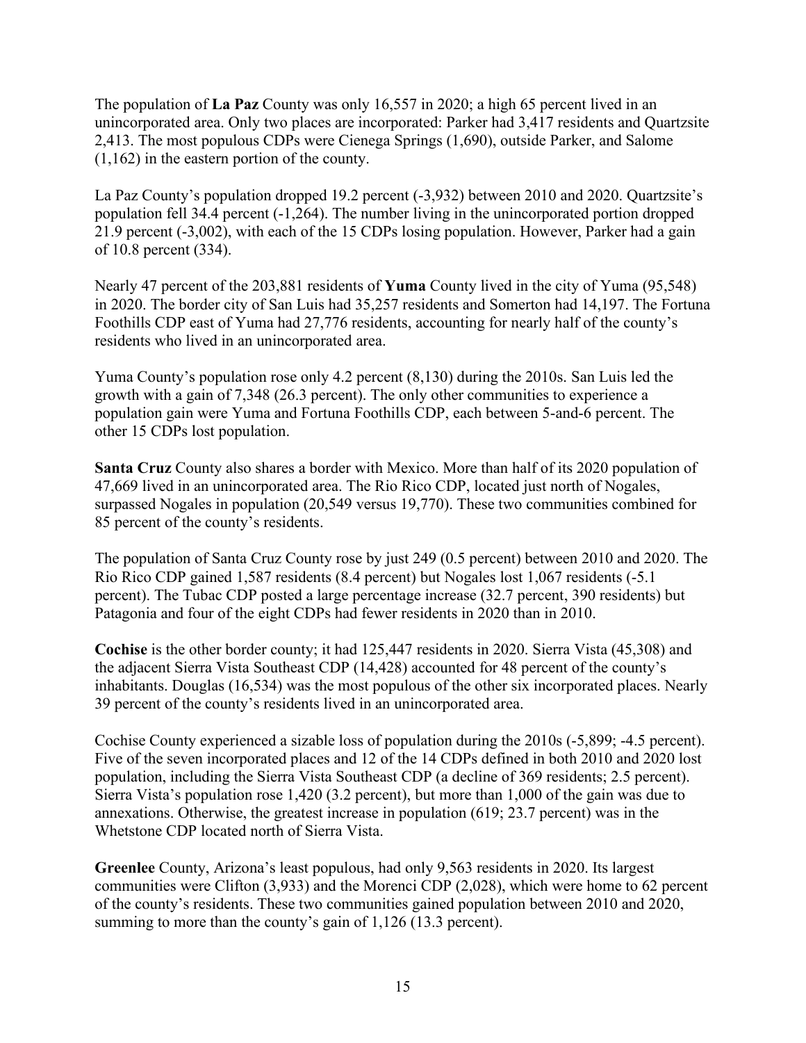The population of **La Paz** County was only 16,557 in 2020; a high 65 percent lived in an unincorporated area. Only two places are incorporated: Parker had 3,417 residents and Quartzsite 2,413. The most populous CDPs were Cienega Springs (1,690), outside Parker, and Salome (1,162) in the eastern portion of the county.

La Paz County's population dropped 19.2 percent (-3,932) between 2010 and 2020. Quartzsite's population fell 34.4 percent (-1,264). The number living in the unincorporated portion dropped 21.9 percent (-3,002), with each of the 15 CDPs losing population. However, Parker had a gain of 10.8 percent (334).

Nearly 47 percent of the 203,881 residents of **Yuma** County lived in the city of Yuma (95,548) in 2020. The border city of San Luis had 35,257 residents and Somerton had 14,197. The Fortuna Foothills CDP east of Yuma had 27,776 residents, accounting for nearly half of the county's residents who lived in an unincorporated area.

Yuma County's population rose only 4.2 percent (8,130) during the 2010s. San Luis led the growth with a gain of 7,348 (26.3 percent). The only other communities to experience a population gain were Yuma and Fortuna Foothills CDP, each between 5-and-6 percent. The other 15 CDPs lost population.

**Santa Cruz** County also shares a border with Mexico. More than half of its 2020 population of 47,669 lived in an unincorporated area. The Rio Rico CDP, located just north of Nogales, surpassed Nogales in population (20,549 versus 19,770). These two communities combined for 85 percent of the county's residents.

The population of Santa Cruz County rose by just 249 (0.5 percent) between 2010 and 2020. The Rio Rico CDP gained 1,587 residents (8.4 percent) but Nogales lost 1,067 residents (-5.1 percent). The Tubac CDP posted a large percentage increase (32.7 percent, 390 residents) but Patagonia and four of the eight CDPs had fewer residents in 2020 than in 2010.

**Cochise** is the other border county; it had 125,447 residents in 2020. Sierra Vista (45,308) and the adjacent Sierra Vista Southeast CDP (14,428) accounted for 48 percent of the county's inhabitants. Douglas (16,534) was the most populous of the other six incorporated places. Nearly 39 percent of the county's residents lived in an unincorporated area.

Cochise County experienced a sizable loss of population during the 2010s (-5,899; -4.5 percent). Five of the seven incorporated places and 12 of the 14 CDPs defined in both 2010 and 2020 lost population, including the Sierra Vista Southeast CDP (a decline of 369 residents; 2.5 percent). Sierra Vista's population rose 1,420 (3.2 percent), but more than 1,000 of the gain was due to annexations. Otherwise, the greatest increase in population (619; 23.7 percent) was in the Whetstone CDP located north of Sierra Vista.

**Greenlee** County, Arizona's least populous, had only 9,563 residents in 2020. Its largest communities were Clifton (3,933) and the Morenci CDP (2,028), which were home to 62 percent of the county's residents. These two communities gained population between 2010 and 2020, summing to more than the county's gain of 1,126 (13.3 percent).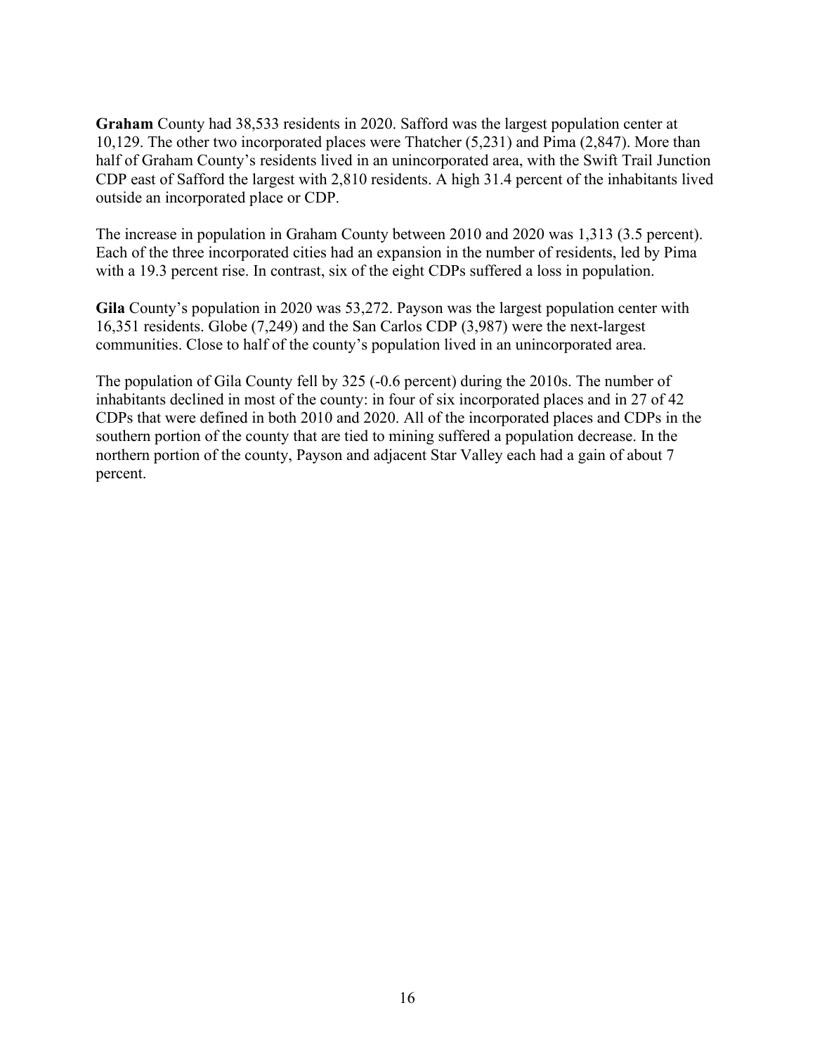**Graham** County had 38,533 residents in 2020. Safford was the largest population center at 10,129. The other two incorporated places were Thatcher (5,231) and Pima (2,847). More than half of Graham County's residents lived in an unincorporated area, with the Swift Trail Junction CDP east of Safford the largest with 2,810 residents. A high 31.4 percent of the inhabitants lived outside an incorporated place or CDP.

The increase in population in Graham County between 2010 and 2020 was 1,313 (3.5 percent). Each of the three incorporated cities had an expansion in the number of residents, led by Pima with a 19.3 percent rise. In contrast, six of the eight CDPs suffered a loss in population.

**Gila** County's population in 2020 was 53,272. Payson was the largest population center with 16,351 residents. Globe (7,249) and the San Carlos CDP (3,987) were the next-largest communities. Close to half of the county's population lived in an unincorporated area.

The population of Gila County fell by 325 (-0.6 percent) during the 2010s. The number of inhabitants declined in most of the county: in four of six incorporated places and in 27 of 42 CDPs that were defined in both 2010 and 2020. All of the incorporated places and CDPs in the southern portion of the county that are tied to mining suffered a population decrease. In the northern portion of the county, Payson and adjacent Star Valley each had a gain of about 7 percent.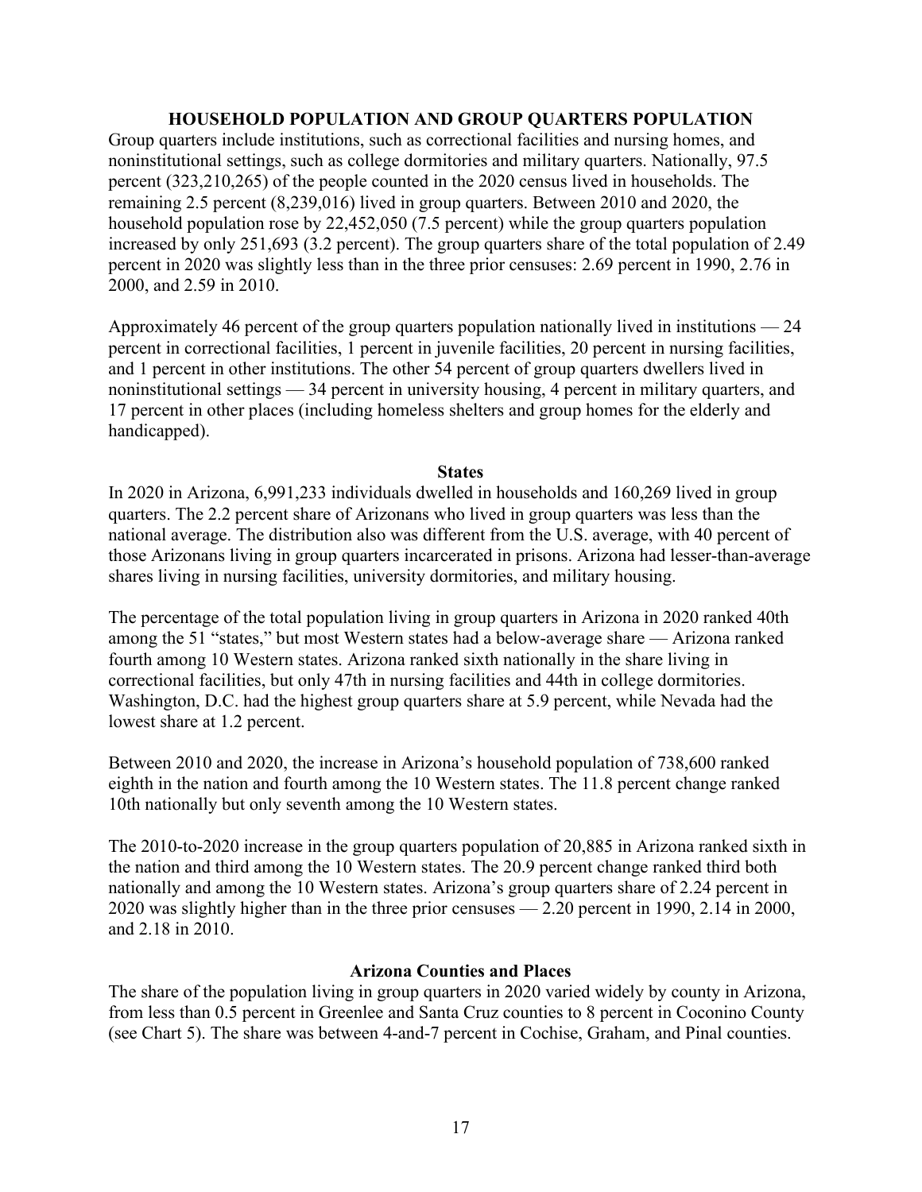## HOUSEHOLD POPULATION AND GROUP QUARTERS POPULATION

Group quarters include institutions, such as correctional facilities and nursing homes, and noninstitutional settings, such as college dormitories and military quarters. Nationally, 97.5 percent (323,210,265) of the people counted in the 2020 census lived in households. The remaining 2.5 percent (8,239,016) lived in group quarters. Between 2010 and 2020, the household population rose by 22,452,050 (7.5 percent) while the group quarters population increased by only 251,693 (3.2 percent). The group quarters share of the total population of 2.49 percent in 2020 was slightly less than in the three prior censuses: 2.69 percent in 1990, 2.76 in 2000, and 2.59 in 2010.

Approximately 46 percent of the group quarters population nationally lived in institutions — 24 percent in correctional facilities, 1 percent in juvenile facilities, 20 percent in nursing facilities, and 1 percent in other institutions. The other 54 percent of group quarters dwellers lived in noninstitutional settings — 34 percent in university housing, 4 percent in military quarters, and 17 percent in other places (including homeless shelters and group homes for the elderly and handicapped).

### States

In 2020 in Arizona, 6,991,233 individuals dwelled in households and 160,269 lived in group quarters. The 2.2 percent share of Arizonans who lived in group quarters was less than the national average. The distribution also was different from the U.S. average, with 40 percent of those Arizonans living in group quarters incarcerated in prisons. Arizona had lesser-than-average shares living in nursing facilities, university dormitories, and military housing.

The percentage of the total population living in group quarters in Arizona in 2020 ranked 40th among the 51 "states," but most Western states had a below-average share — Arizona ranked fourth among 10 Western states. Arizona ranked sixth nationally in the share living in correctional facilities, but only 47th in nursing facilities and 44th in college dormitories. Washington, D.C. had the highest group quarters share at 5.9 percent, while Nevada had the lowest share at 1.2 percent.

Between 2010 and 2020, the increase in Arizona's household population of 738,600 ranked eighth in the nation and fourth among the 10 Western states. The 11.8 percent change ranked 10th nationally but only seventh among the 10 Western states.

The 2010-to-2020 increase in the group quarters population of 20,885 in Arizona ranked sixth in the nation and third among the 10 Western states. The 20.9 percent change ranked third both nationally and among the 10 Western states. Arizona's group quarters share of 2.24 percent in 2020 was slightly higher than in the three prior censuses — 2.20 percent in 1990, 2.14 in 2000, and 2.18 in 2010.

### Arizona Counties and Places

The share of the population living in group quarters in 2020 varied widely by county in Arizona, from less than 0.5 percent in Greenlee and Santa Cruz counties to 8 percent in Coconino County (see Chart 5). The share was between 4-and-7 percent in Cochise, Graham, and Pinal counties.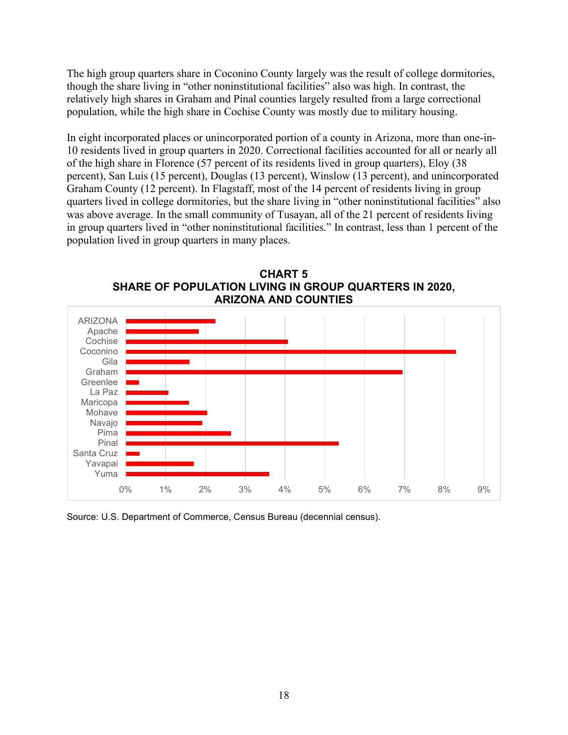The high group quarters share in Coconino County largely was the result of college dormitories, though the share living in "other noninstitutional facilities" also was high. In contrast, the relatively high shares in Graham and Pinal counties largely resulted from a large correctional population, while the high share in Cochise County was mostly due to military housing.

In eight incorporated places or unincorporated portion of a county in Arizona, more than one-in-10 residents lived in group quarters in 2020. Correctional facilities accounted for all or nearly all of the high share in Florence (57 percent of its residents lived in group quarters), Eloy (38 percent), San Luis (15 percent), Douglas (13 percent), Winslow (13 percent), and unincorporated Graham County (12 percent). In Flagstaff, most of the 14 percent of residents living in group quarters lived in college dormitories, but the share living in "other noninstitutional facilities" also was above average. In the small community of Tusayan, all of the 21 percent of residents living in group quarters lived in "other noninstitutional facilities." In contrast, less than 1 percent of the population lived in group quarters in many places.

**CHART 5**
**SHARE OF POPULATION LIVING IN GROUP QUARTERS IN 2020, ARIZONA AND COUNTIES**

| Area | Share (approx.) |
|---|---|
| ARIZONA | 2.2% |
| Apache | 1.8% |
| Cochise | 4.1% |
| Coconino | 8.3% |
| Gila | 1.6% |
| Graham | 6.9% |
| Greenlee | 0.3% |
| La Paz | 1.1% |
| Maricopa | 1.6% |
| Mohave | 2.0% |
| Navajo | 1.9% |
| Pima | 2.6% |
| Pinal | 5.3% |
| Santa Cruz | 0.3% |
| Yavapai | 1.7% |
| Yuma | 3.6% |

Source: U.S. Department of Commerce, Census Bureau (decennial census).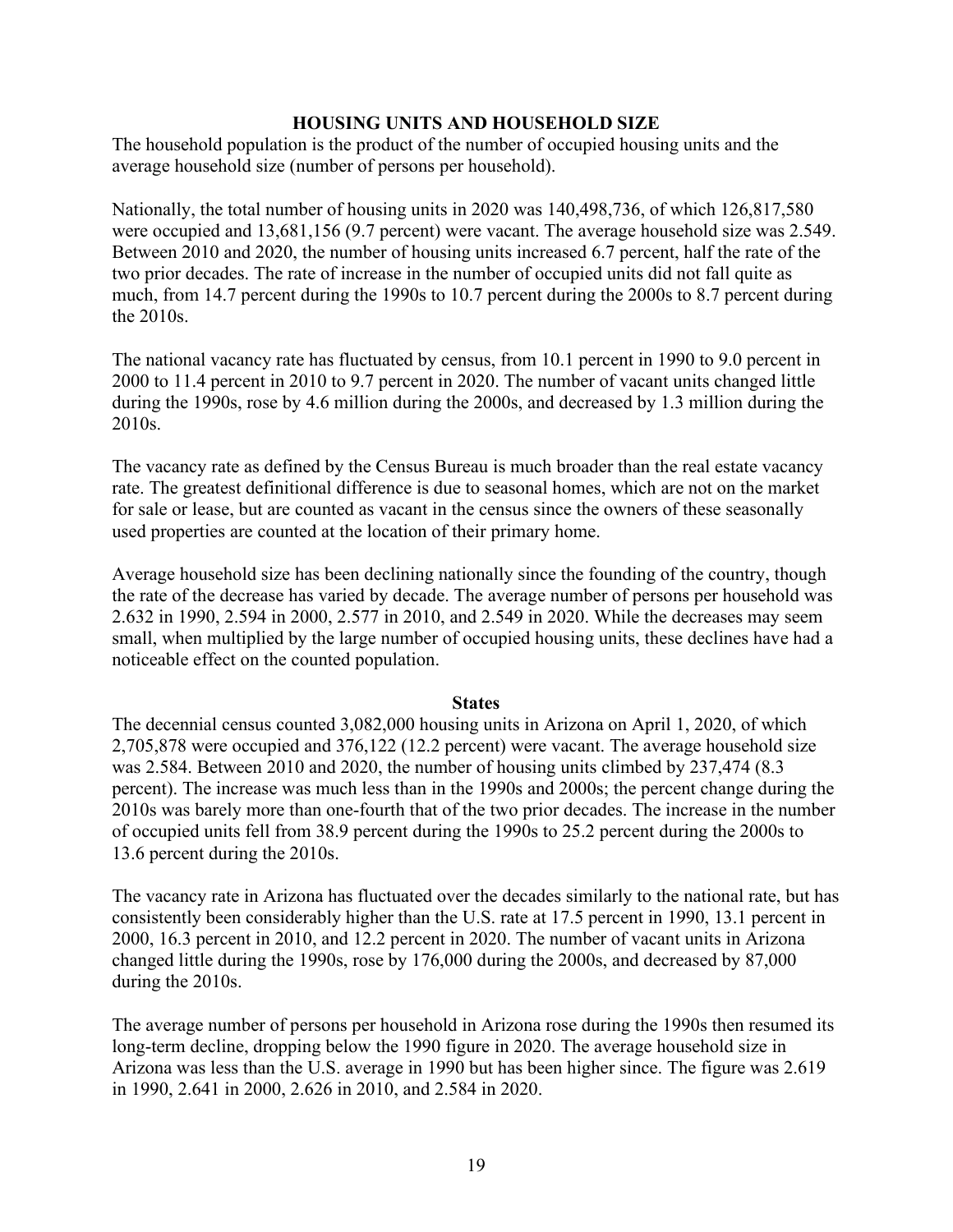## HOUSING UNITS AND HOUSEHOLD SIZE

The household population is the product of the number of occupied housing units and the average household size (number of persons per household).

Nationally, the total number of housing units in 2020 was 140,498,736, of which 126,817,580 were occupied and 13,681,156 (9.7 percent) were vacant. The average household size was 2.549. Between 2010 and 2020, the number of housing units increased 6.7 percent, half the rate of the two prior decades. The rate of increase in the number of occupied units did not fall quite as much, from 14.7 percent during the 1990s to 10.7 percent during the 2000s to 8.7 percent during the 2010s.

The national vacancy rate has fluctuated by census, from 10.1 percent in 1990 to 9.0 percent in 2000 to 11.4 percent in 2010 to 9.7 percent in 2020. The number of vacant units changed little during the 1990s, rose by 4.6 million during the 2000s, and decreased by 1.3 million during the 2010s.

The vacancy rate as defined by the Census Bureau is much broader than the real estate vacancy rate. The greatest definitional difference is due to seasonal homes, which are not on the market for sale or lease, but are counted as vacant in the census since the owners of these seasonally used properties are counted at the location of their primary home.

Average household size has been declining nationally since the founding of the country, though the rate of the decrease has varied by decade. The average number of persons per household was 2.632 in 1990, 2.594 in 2000, 2.577 in 2010, and 2.549 in 2020. While the decreases may seem small, when multiplied by the large number of occupied housing units, these declines have had a noticeable effect on the counted population.

### States

The decennial census counted 3,082,000 housing units in Arizona on April 1, 2020, of which 2,705,878 were occupied and 376,122 (12.2 percent) were vacant. The average household size was 2.584. Between 2010 and 2020, the number of housing units climbed by 237,474 (8.3 percent). The increase was much less than in the 1990s and 2000s; the percent change during the 2010s was barely more than one-fourth that of the two prior decades. The increase in the number of occupied units fell from 38.9 percent during the 1990s to 25.2 percent during the 2000s to 13.6 percent during the 2010s.

The vacancy rate in Arizona has fluctuated over the decades similarly to the national rate, but has consistently been considerably higher than the U.S. rate at 17.5 percent in 1990, 13.1 percent in 2000, 16.3 percent in 2010, and 12.2 percent in 2020. The number of vacant units in Arizona changed little during the 1990s, rose by 176,000 during the 2000s, and decreased by 87,000 during the 2010s.

The average number of persons per household in Arizona rose during the 1990s then resumed its long-term decline, dropping below the 1990 figure in 2020. The average household size in Arizona was less than the U.S. average in 1990 but has been higher since. The figure was 2.619 in 1990, 2.641 in 2000, 2.626 in 2010, and 2.584 in 2020.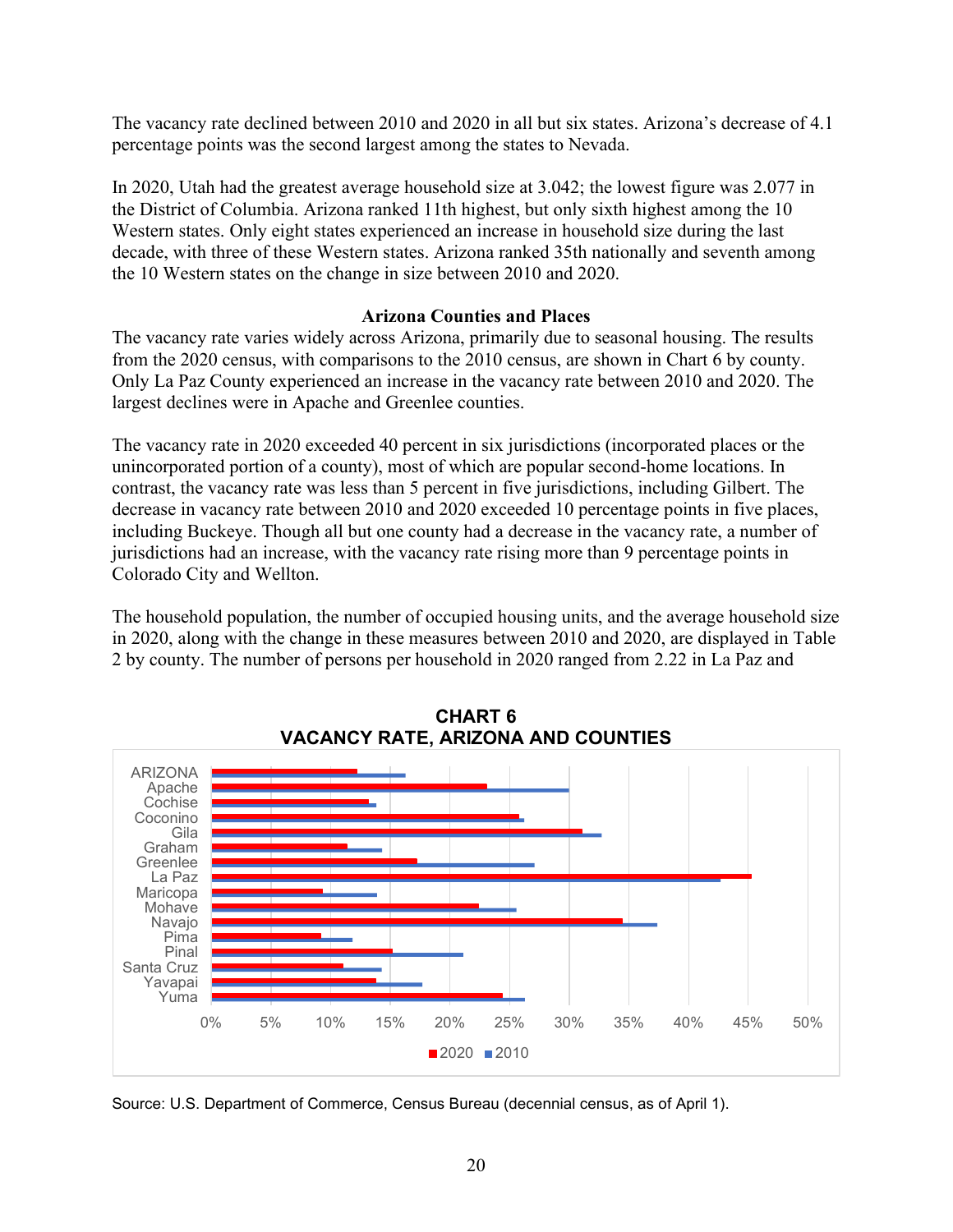The vacancy rate declined between 2010 and 2020 in all but six states. Arizona's decrease of 4.1 percentage points was the second largest among the states to Nevada.

In 2020, Utah had the greatest average household size at 3.042; the lowest figure was 2.077 in the District of Columbia. Arizona ranked 11th highest, but only sixth highest among the 10 Western states. Only eight states experienced an increase in household size during the last decade, with three of these Western states. Arizona ranked 35th nationally and seventh among the 10 Western states on the change in size between 2010 and 2020.

### Arizona Counties and Places

The vacancy rate varies widely across Arizona, primarily due to seasonal housing. The results from the 2020 census, with comparisons to the 2010 census, are shown in Chart 6 by county. Only La Paz County experienced an increase in the vacancy rate between 2010 and 2020. The largest declines were in Apache and Greenlee counties.

The vacancy rate in 2020 exceeded 40 percent in six jurisdictions (incorporated places or the unincorporated portion of a county), most of which are popular second-home locations. In contrast, the vacancy rate was less than 5 percent in five jurisdictions, including Gilbert. The decrease in vacancy rate between 2010 and 2020 exceeded 10 percentage points in five places, including Buckeye. Though all but one county had a decrease in the vacancy rate, a number of jurisdictions had an increase, with the vacancy rate rising more than 9 percentage points in Colorado City and Wellton.

The household population, the number of occupied housing units, and the average household size in 2020, along with the change in these measures between 2010 and 2020, are displayed in Table 2 by county. The number of persons per household in 2020 ranged from 2.22 in La Paz and

**CHART 6**
**VACANCY RATE, ARIZONA AND COUNTIES**

Source: U.S. Department of Commerce, Census Bureau (decennial census, as of April 1).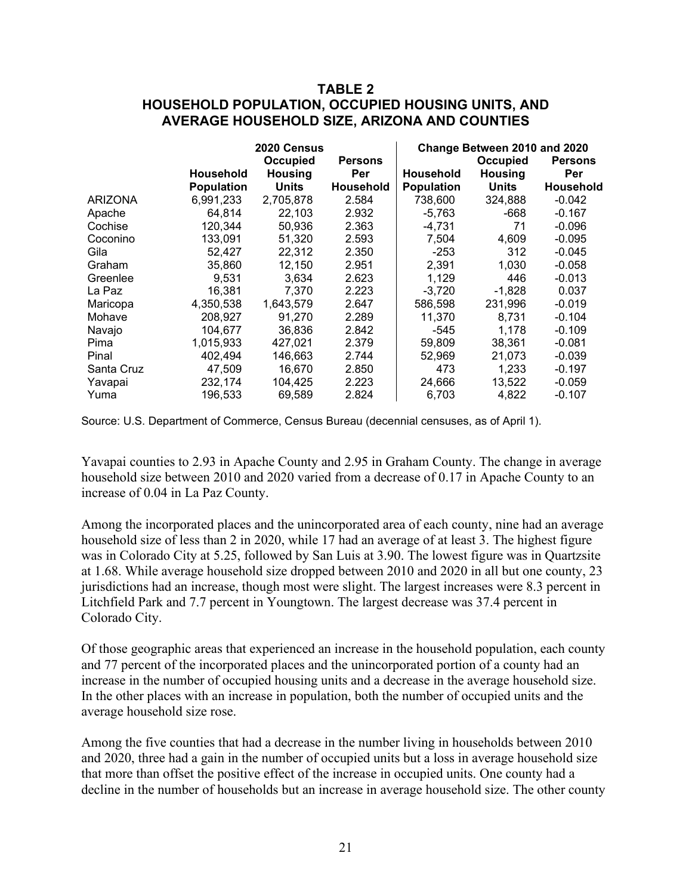**TABLE 2**
**HOUSEHOLD POPULATION, OCCUPIED HOUSING UNITS, AND AVERAGE HOUSEHOLD SIZE, ARIZONA AND COUNTIES**

| | 2020 Census | | | Change Between 2010 and 2020 | | |
|---|---|---|---|---|---|---|
| | Household Population | Occupied Housing Units | Persons Per Household | Household Population | Occupied Housing Units | Persons Per Household |
| ARIZONA | 6,991,233 | 2,705,878 | 2.584 | 738,600 | 324,888 | -0.042 |
| Apache | 64,814 | 22,103 | 2.932 | -5,763 | -668 | -0.167 |
| Cochise | 120,344 | 50,936 | 2.363 | -4,731 | 71 | -0.096 |
| Coconino | 133,091 | 51,320 | 2.593 | 7,504 | 4,609 | -0.095 |
| Gila | 52,427 | 22,312 | 2.350 | -253 | 312 | -0.045 |
| Graham | 35,860 | 12,150 | 2.951 | 2,391 | 1,030 | -0.058 |
| Greenlee | 9,531 | 3,634 | 2.623 | 1,129 | 446 | -0.013 |
| La Paz | 16,381 | 7,370 | 2.223 | -3,720 | -1,828 | 0.037 |
| Maricopa | 4,350,538 | 1,643,579 | 2.647 | 586,598 | 231,996 | -0.019 |
| Mohave | 208,927 | 91,270 | 2.289 | 11,370 | 8,731 | -0.104 |
| Navajo | 104,677 | 36,836 | 2.842 | -545 | 1,178 | -0.109 |
| Pima | 1,015,933 | 427,021 | 2.379 | 59,809 | 38,361 | -0.081 |
| Pinal | 402,494 | 146,663 | 2.744 | 52,969 | 21,073 | -0.039 |
| Santa Cruz | 47,509 | 16,670 | 2.850 | 473 | 1,233 | -0.197 |
| Yavapai | 232,174 | 104,425 | 2.223 | 24,666 | 13,522 | -0.059 |
| Yuma | 196,533 | 69,589 | 2.824 | 6,703 | 4,822 | -0.107 |

Source: U.S. Department of Commerce, Census Bureau (decennial censuses, as of April 1).

Yavapai counties to 2.93 in Apache County and 2.95 in Graham County. The change in average household size between 2010 and 2020 varied from a decrease of 0.17 in Apache County to an increase of 0.04 in La Paz County.

Among the incorporated places and the unincorporated area of each county, nine had an average household size of less than 2 in 2020, while 17 had an average of at least 3. The highest figure was in Colorado City at 5.25, followed by San Luis at 3.90. The lowest figure was in Quartzsite at 1.68. While average household size dropped between 2010 and 2020 in all but one county, 23 jurisdictions had an increase, though most were slight. The largest increases were 8.3 percent in Litchfield Park and 7.7 percent in Youngtown. The largest decrease was 37.4 percent in Colorado City.

Of those geographic areas that experienced an increase in the household population, each county and 77 percent of the incorporated places and the unincorporated portion of a county had an increase in the number of occupied housing units and a decrease in the average household size. In the other places with an increase in population, both the number of occupied units and the average household size rose.

Among the five counties that had a decrease in the number living in households between 2010 and 2020, three had a gain in the number of occupied units but a loss in average household size that more than offset the positive effect of the increase in occupied units. One county had a decline in the number of households but an increase in average household size. The other county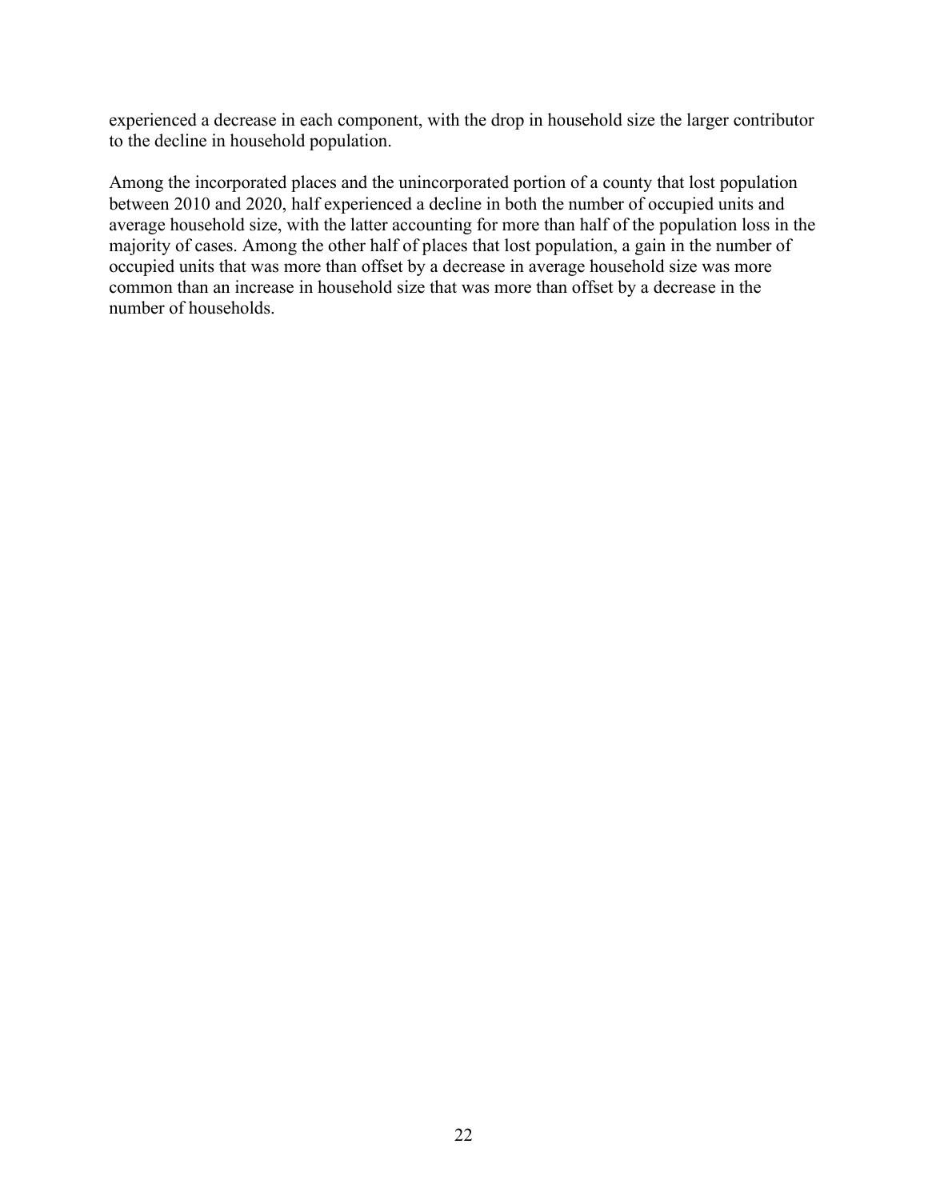experienced a decrease in each component, with the drop in household size the larger contributor to the decline in household population.

Among the incorporated places and the unincorporated portion of a county that lost population between 2010 and 2020, half experienced a decline in both the number of occupied units and average household size, with the latter accounting for more than half of the population loss in the majority of cases. Among the other half of places that lost population, a gain in the number of occupied units that was more than offset by a decrease in average household size was more common than an increase in household size that was more than offset by a decrease in the number of households.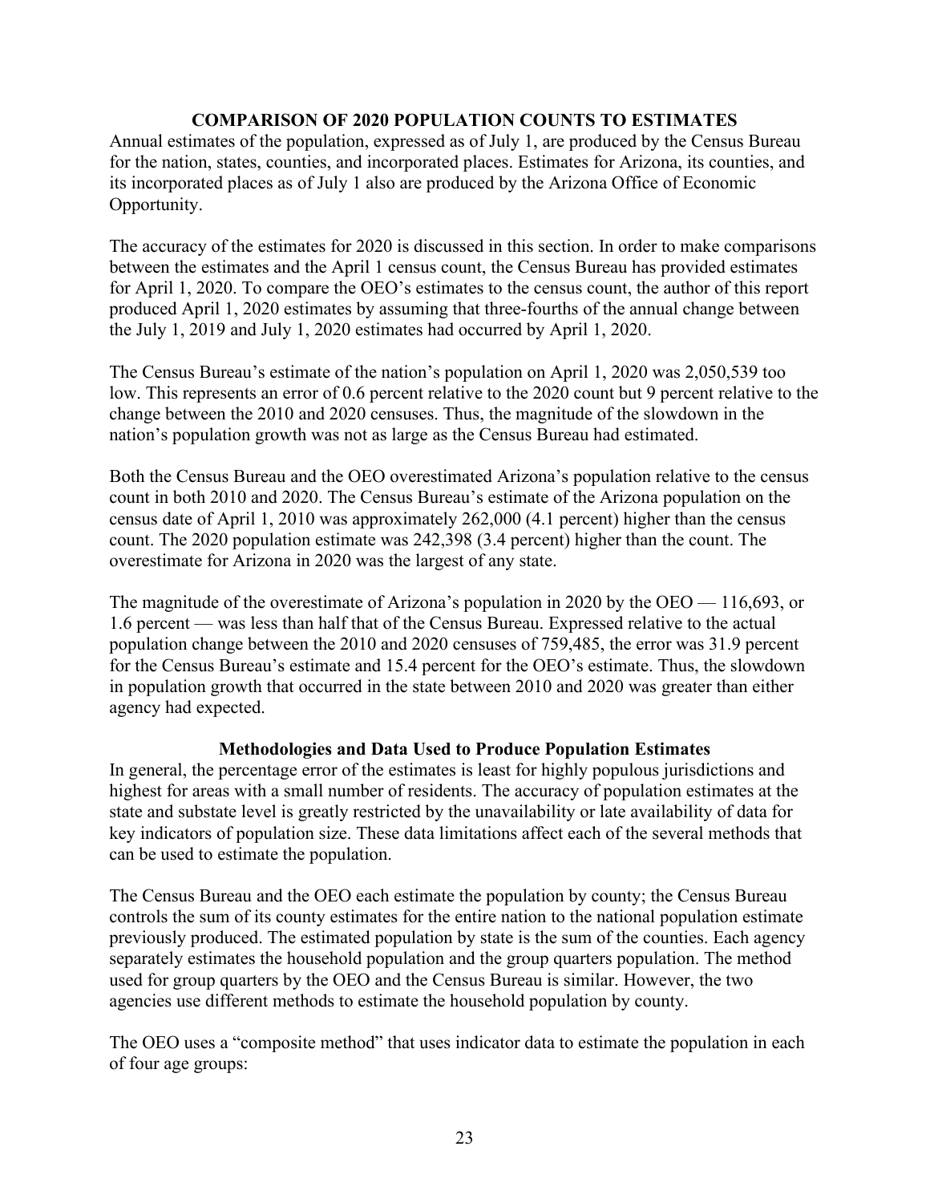## COMPARISON OF 2020 POPULATION COUNTS TO ESTIMATES

Annual estimates of the population, expressed as of July 1, are produced by the Census Bureau for the nation, states, counties, and incorporated places. Estimates for Arizona, its counties, and its incorporated places as of July 1 also are produced by the Arizona Office of Economic Opportunity.

The accuracy of the estimates for 2020 is discussed in this section. In order to make comparisons between the estimates and the April 1 census count, the Census Bureau has provided estimates for April 1, 2020. To compare the OEO's estimates to the census count, the author of this report produced April 1, 2020 estimates by assuming that three-fourths of the annual change between the July 1, 2019 and July 1, 2020 estimates had occurred by April 1, 2020.

The Census Bureau's estimate of the nation's population on April 1, 2020 was 2,050,539 too low. This represents an error of 0.6 percent relative to the 2020 count but 9 percent relative to the change between the 2010 and 2020 censuses. Thus, the magnitude of the slowdown in the nation's population growth was not as large as the Census Bureau had estimated.

Both the Census Bureau and the OEO overestimated Arizona's population relative to the census count in both 2010 and 2020. The Census Bureau's estimate of the Arizona population on the census date of April 1, 2010 was approximately 262,000 (4.1 percent) higher than the census count. The 2020 population estimate was 242,398 (3.4 percent) higher than the count. The overestimate for Arizona in 2020 was the largest of any state.

The magnitude of the overestimate of Arizona's population in 2020 by the OEO — 116,693, or 1.6 percent — was less than half that of the Census Bureau. Expressed relative to the actual population change between the 2010 and 2020 censuses of 759,485, the error was 31.9 percent for the Census Bureau's estimate and 15.4 percent for the OEO's estimate. Thus, the slowdown in population growth that occurred in the state between 2010 and 2020 was greater than either agency had expected.

### Methodologies and Data Used to Produce Population Estimates

In general, the percentage error of the estimates is least for highly populous jurisdictions and highest for areas with a small number of residents. The accuracy of population estimates at the state and substate level is greatly restricted by the unavailability or late availability of data for key indicators of population size. These data limitations affect each of the several methods that can be used to estimate the population.

The Census Bureau and the OEO each estimate the population by county; the Census Bureau controls the sum of its county estimates for the entire nation to the national population estimate previously produced. The estimated population by state is the sum of the counties. Each agency separately estimates the household population and the group quarters population. The method used for group quarters by the OEO and the Census Bureau is similar. However, the two agencies use different methods to estimate the household population by county.

The OEO uses a "composite method" that uses indicator data to estimate the population in each of four age groups: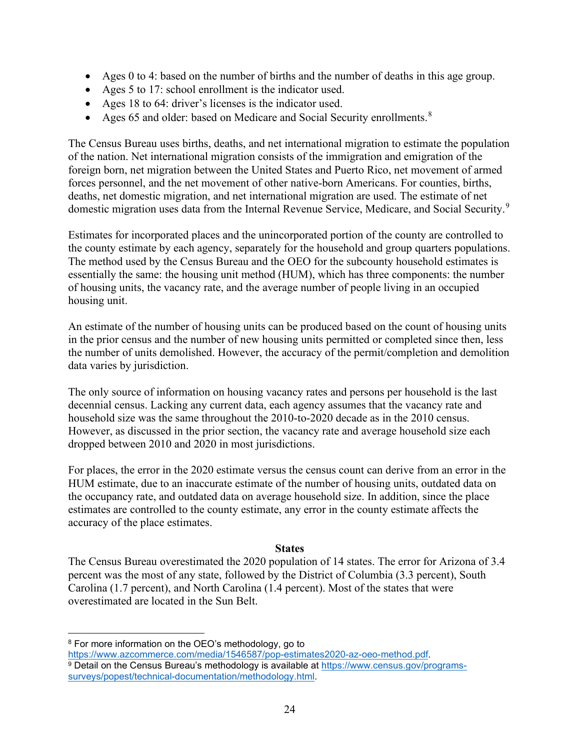- Ages 0 to 4: based on the number of births and the number of deaths in this age group.
- Ages 5 to 17: school enrollment is the indicator used.
- Ages 18 to 64: driver's licenses is the indicator used.
- Ages 65 and older: based on Medicare and Social Security enrollments.[8]

The Census Bureau uses births, deaths, and net international migration to estimate the population of the nation. Net international migration consists of the immigration and emigration of the foreign born, net migration between the United States and Puerto Rico, net movement of armed forces personnel, and the net movement of other native-born Americans. For counties, births, deaths, net domestic migration, and net international migration are used. The estimate of net domestic migration uses data from the Internal Revenue Service, Medicare, and Social Security.[9]

Estimates for incorporated places and the unincorporated portion of the county are controlled to the county estimate by each agency, separately for the household and group quarters populations. The method used by the Census Bureau and the OEO for the subcounty household estimates is essentially the same: the housing unit method (HUM), which has three components: the number of housing units, the vacancy rate, and the average number of people living in an occupied housing unit.

An estimate of the number of housing units can be produced based on the count of housing units in the prior census and the number of new housing units permitted or completed since then, less the number of units demolished. However, the accuracy of the permit/completion and demolition data varies by jurisdiction.

The only source of information on housing vacancy rates and persons per household is the last decennial census. Lacking any current data, each agency assumes that the vacancy rate and household size was the same throughout the 2010-to-2020 decade as in the 2010 census. However, as discussed in the prior section, the vacancy rate and average household size each dropped between 2010 and 2020 in most jurisdictions.

For places, the error in the 2020 estimate versus the census count can derive from an error in the HUM estimate, due to an inaccurate estimate of the number of housing units, outdated data on the occupancy rate, and outdated data on average household size. In addition, since the place estimates are controlled to the county estimate, any error in the county estimate affects the accuracy of the place estimates.

**States**

The Census Bureau overestimated the 2020 population of 14 states. The error for Arizona of 3.4 percent was the most of any state, followed by the District of Columbia (3.3 percent), South Carolina (1.7 percent), and North Carolina (1.4 percent). Most of the states that were overestimated are located in the Sun Belt.

---

[8] For more information on the OEO's methodology, go to https://www.azcommerce.com/media/1546587/pop-estimates2020-az-oeo-method.pdf.

[9] Detail on the Census Bureau's methodology is available at https://www.census.gov/programs-surveys/popest/technical-documentation/methodology.html.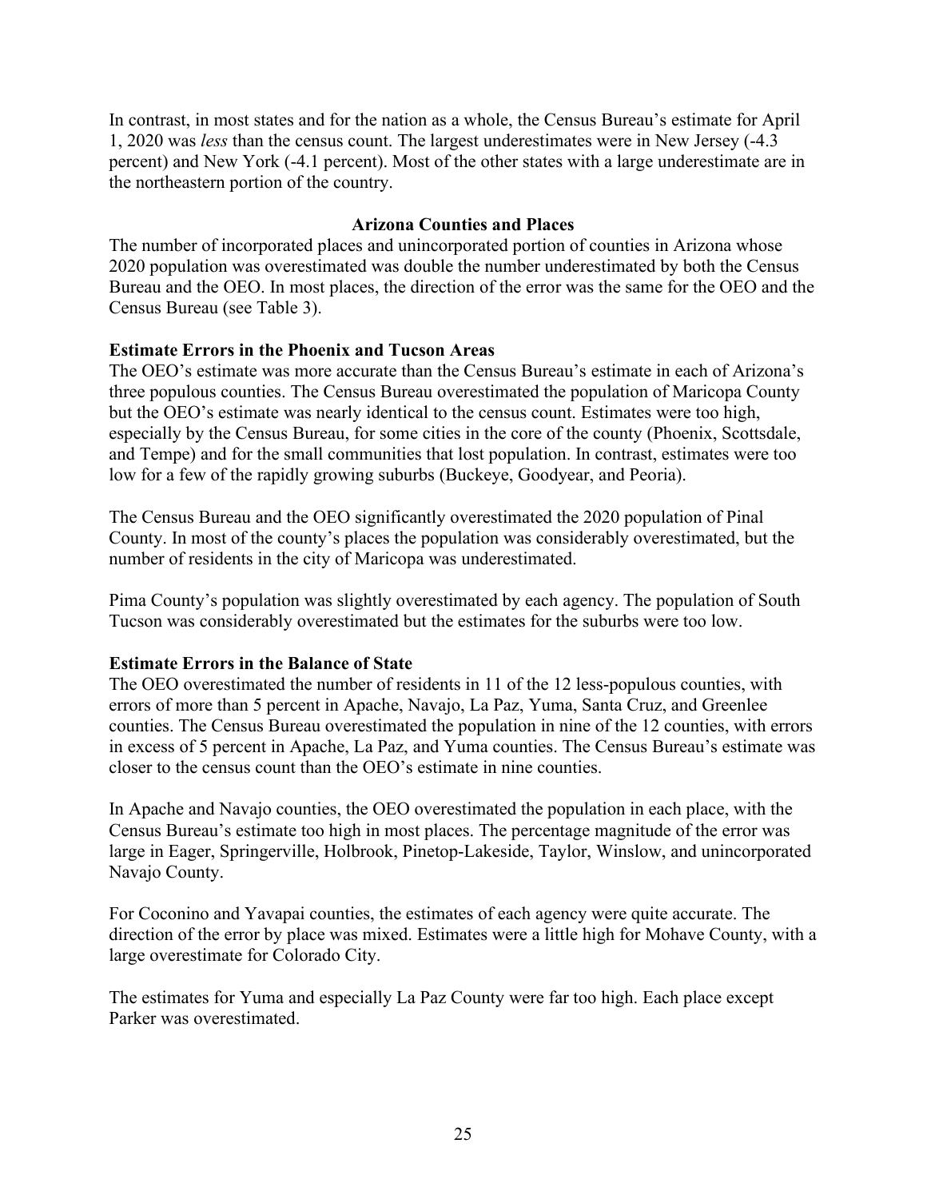In contrast, in most states and for the nation as a whole, the Census Bureau's estimate for April 1, 2020 was *less* than the census count. The largest underestimates were in New Jersey (-4.3 percent) and New York (-4.1 percent). Most of the other states with a large underestimate are in the northeastern portion of the country.

## Arizona Counties and Places

The number of incorporated places and unincorporated portion of counties in Arizona whose 2020 population was overestimated was double the number underestimated by both the Census Bureau and the OEO. In most places, the direction of the error was the same for the OEO and the Census Bureau (see Table 3).

### Estimate Errors in the Phoenix and Tucson Areas

The OEO's estimate was more accurate than the Census Bureau's estimate in each of Arizona's three populous counties. The Census Bureau overestimated the population of Maricopa County but the OEO's estimate was nearly identical to the census count. Estimates were too high, especially by the Census Bureau, for some cities in the core of the county (Phoenix, Scottsdale, and Tempe) and for the small communities that lost population. In contrast, estimates were too low for a few of the rapidly growing suburbs (Buckeye, Goodyear, and Peoria).

The Census Bureau and the OEO significantly overestimated the 2020 population of Pinal County. In most of the county's places the population was considerably overestimated, but the number of residents in the city of Maricopa was underestimated.

Pima County's population was slightly overestimated by each agency. The population of South Tucson was considerably overestimated but the estimates for the suburbs were too low.

### Estimate Errors in the Balance of State

The OEO overestimated the number of residents in 11 of the 12 less-populous counties, with errors of more than 5 percent in Apache, Navajo, La Paz, Yuma, Santa Cruz, and Greenlee counties. The Census Bureau overestimated the population in nine of the 12 counties, with errors in excess of 5 percent in Apache, La Paz, and Yuma counties. The Census Bureau's estimate was closer to the census count than the OEO's estimate in nine counties.

In Apache and Navajo counties, the OEO overestimated the population in each place, with the Census Bureau's estimate too high in most places. The percentage magnitude of the error was large in Eager, Springerville, Holbrook, Pinetop-Lakeside, Taylor, Winslow, and unincorporated Navajo County.

For Coconino and Yavapai counties, the estimates of each agency were quite accurate. The direction of the error by place was mixed. Estimates were a little high for Mohave County, with a large overestimate for Colorado City.

The estimates for Yuma and especially La Paz County were far too high. Each place except Parker was overestimated.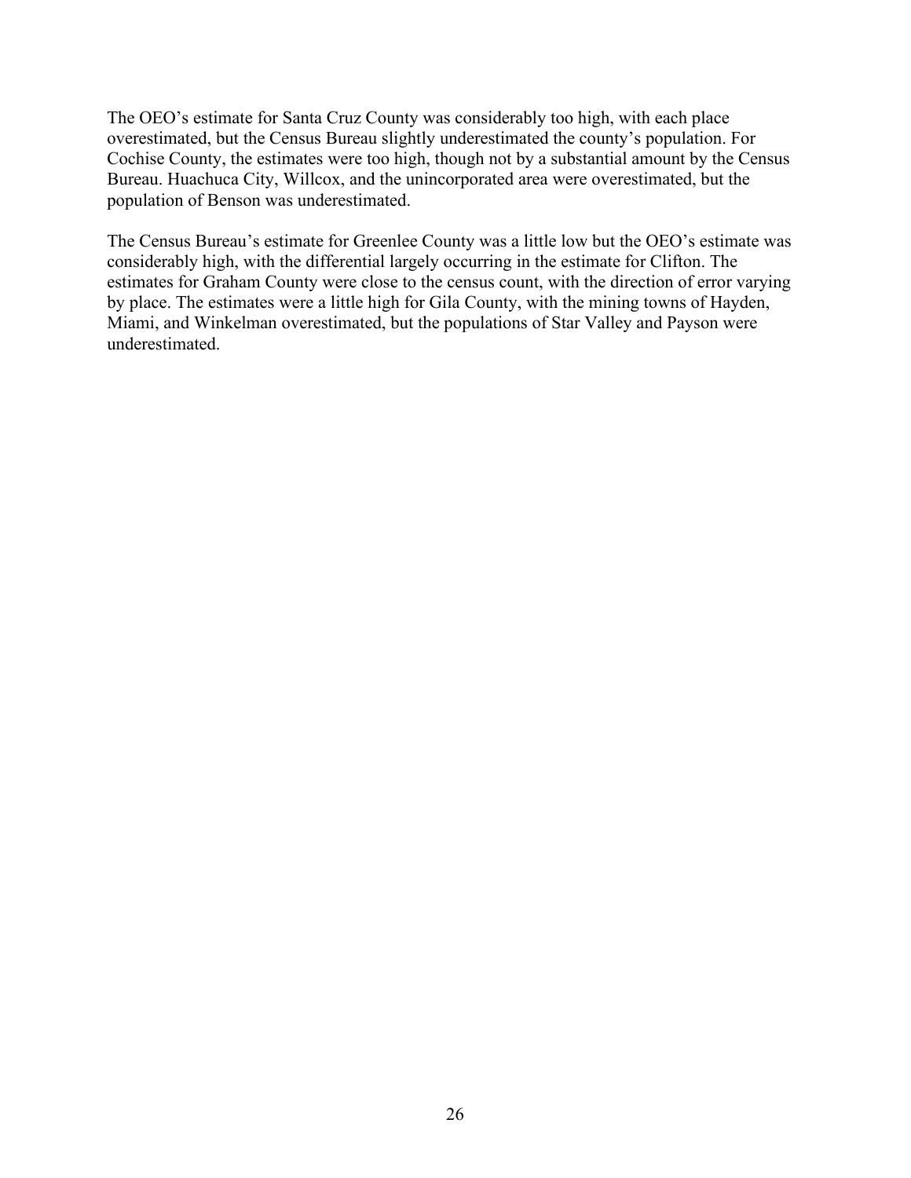The OEO's estimate for Santa Cruz County was considerably too high, with each place overestimated, but the Census Bureau slightly underestimated the county's population. For Cochise County, the estimates were too high, though not by a substantial amount by the Census Bureau. Huachuca City, Willcox, and the unincorporated area were overestimated, but the population of Benson was underestimated.

The Census Bureau's estimate for Greenlee County was a little low but the OEO's estimate was considerably high, with the differential largely occurring in the estimate for Clifton. The estimates for Graham County were close to the census count, with the direction of error varying by place. The estimates were a little high for Gila County, with the mining towns of Hayden, Miami, and Winkelman overestimated, but the populations of Star Valley and Payson were underestimated.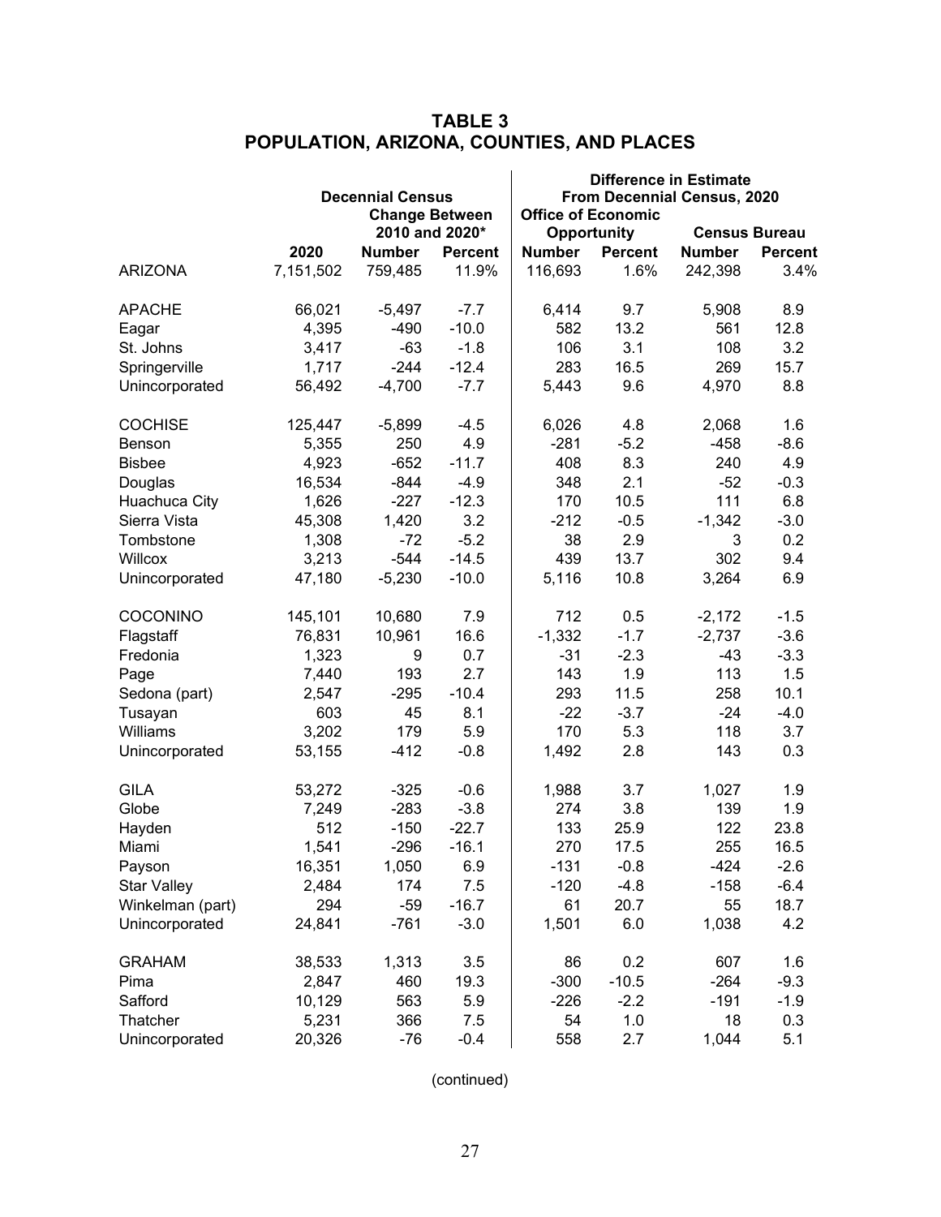# TABLE 3
## POPULATION, ARIZONA, COUNTIES, AND PLACES

| | Decennial Census | Change Between 2010 and 2020* | | Difference in Estimate From Decennial Census, 2020: Office of Economic Opportunity | | Census Bureau | |
|---|---|---|---|---|---|---|---|
| | 2020 | Number | Percent | Number | Percent | Number | Percent |
| ARIZONA | 7,151,502 | 759,485 | 11.9% | 116,693 | 1.6% | 242,398 | 3.4% |
| | | | | | | | |
| APACHE | 66,021 | -5,497 | -7.7 | 6,414 | 9.7 | 5,908 | 8.9 |
| Eagar | 4,395 | -490 | -10.0 | 582 | 13.2 | 561 | 12.8 |
| St. Johns | 3,417 | -63 | -1.8 | 106 | 3.1 | 108 | 3.2 |
| Springerville | 1,717 | -244 | -12.4 | 283 | 16.5 | 269 | 15.7 |
| Unincorporated | 56,492 | -4,700 | -7.7 | 5,443 | 9.6 | 4,970 | 8.8 |
| | | | | | | | |
| COCHISE | 125,447 | -5,899 | -4.5 | 6,026 | 4.8 | 2,068 | 1.6 |
| Benson | 5,355 | 250 | 4.9 | -281 | -5.2 | -458 | -8.6 |
| Bisbee | 4,923 | -652 | -11.7 | 408 | 8.3 | 240 | 4.9 |
| Douglas | 16,534 | -844 | -4.9 | 348 | 2.1 | -52 | -0.3 |
| Huachuca City | 1,626 | -227 | -12.3 | 170 | 10.5 | 111 | 6.8 |
| Sierra Vista | 45,308 | 1,420 | 3.2 | -212 | -0.5 | -1,342 | -3.0 |
| Tombstone | 1,308 | -72 | -5.2 | 38 | 2.9 | 3 | 0.2 |
| Willcox | 3,213 | -544 | -14.5 | 439 | 13.7 | 302 | 9.4 |
| Unincorporated | 47,180 | -5,230 | -10.0 | 5,116 | 10.8 | 3,264 | 6.9 |
| | | | | | | | |
| COCONINO | 145,101 | 10,680 | 7.9 | 712 | 0.5 | -2,172 | -1.5 |
| Flagstaff | 76,831 | 10,961 | 16.6 | -1,332 | -1.7 | -2,737 | -3.6 |
| Fredonia | 1,323 | 9 | 0.7 | -31 | -2.3 | -43 | -3.3 |
| Page | 7,440 | 193 | 2.7 | 143 | 1.9 | 113 | 1.5 |
| Sedona (part) | 2,547 | -295 | -10.4 | 293 | 11.5 | 258 | 10.1 |
| Tusayan | 603 | 45 | 8.1 | -22 | -3.7 | -24 | -4.0 |
| Williams | 3,202 | 179 | 5.9 | 170 | 5.3 | 118 | 3.7 |
| Unincorporated | 53,155 | -412 | -0.8 | 1,492 | 2.8 | 143 | 0.3 |
| | | | | | | | |
| GILA | 53,272 | -325 | -0.6 | 1,988 | 3.7 | 1,027 | 1.9 |
| Globe | 7,249 | -283 | -3.8 | 274 | 3.8 | 139 | 1.9 |
| Hayden | 512 | -150 | -22.7 | 133 | 25.9 | 122 | 23.8 |
| Miami | 1,541 | -296 | -16.1 | 270 | 17.5 | 255 | 16.5 |
| Payson | 16,351 | 1,050 | 6.9 | -131 | -0.8 | -424 | -2.6 |
| Star Valley | 2,484 | 174 | 7.5 | -120 | -4.8 | -158 | -6.4 |
| Winkelman (part) | 294 | -59 | -16.7 | 61 | 20.7 | 55 | 18.7 |
| Unincorporated | 24,841 | -761 | -3.0 | 1,501 | 6.0 | 1,038 | 4.2 |
| | | | | | | | |
| GRAHAM | 38,533 | 1,313 | 3.5 | 86 | 0.2 | 607 | 1.6 |
| Pima | 2,847 | 460 | 19.3 | -300 | -10.5 | -264 | -9.3 |
| Safford | 10,129 | 563 | 5.9 | -226 | -2.2 | -191 | -1.9 |
| Thatcher | 5,231 | 366 | 7.5 | 54 | 1.0 | 18 | 0.3 |
| Unincorporated | 20,326 | -76 | -0.4 | 558 | 2.7 | 1,044 | 5.1 |

(continued)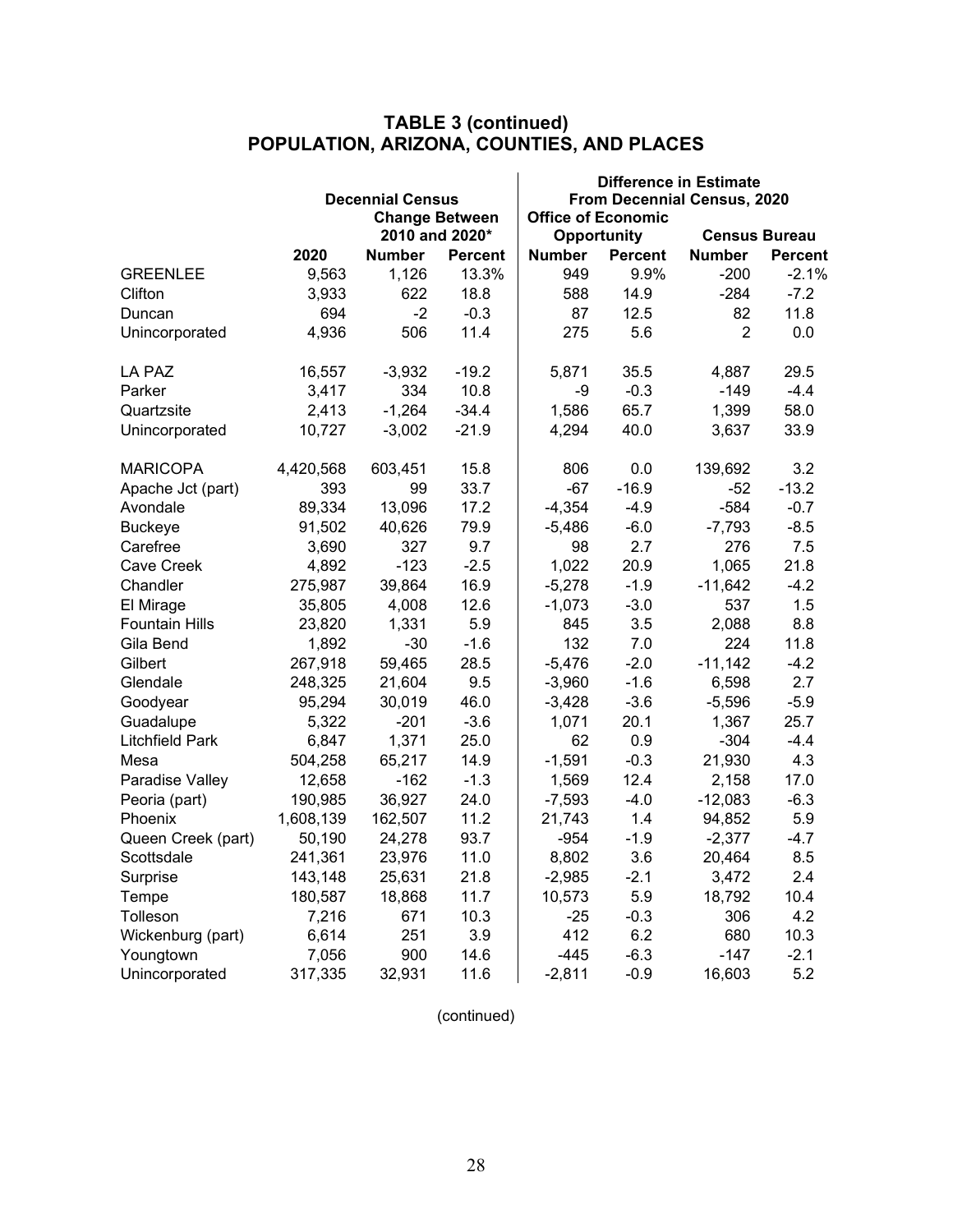# TABLE 3 (continued)
# POPULATION, ARIZONA, COUNTIES, AND PLACES

| | Decennial Census | | | Difference in Estimate From Decennial Census, 2020 | | | |
|---|---|---|---|---|---|---|---|
| | | Change Between 2010 and 2020* | | Office of Economic Opportunity | | Census Bureau | |
| | 2020 | Number | Percent | Number | Percent | Number | Percent |
| GREENLEE | 9,563 | 1,126 | 13.3% | 949 | 9.9% | -200 | -2.1% |
| Clifton | 3,933 | 622 | 18.8 | 588 | 14.9 | -284 | -7.2 |
| Duncan | 694 | -2 | -0.3 | 87 | 12.5 | 82 | 11.8 |
| Unincorporated | 4,936 | 506 | 11.4 | 275 | 5.6 | 2 | 0.0 |
| | | | | | | | |
| LA PAZ | 16,557 | -3,932 | -19.2 | 5,871 | 35.5 | 4,887 | 29.5 |
| Parker | 3,417 | 334 | 10.8 | -9 | -0.3 | -149 | -4.4 |
| Quartzsite | 2,413 | -1,264 | -34.4 | 1,586 | 65.7 | 1,399 | 58.0 |
| Unincorporated | 10,727 | -3,002 | -21.9 | 4,294 | 40.0 | 3,637 | 33.9 |
| | | | | | | | |
| MARICOPA | 4,420,568 | 603,451 | 15.8 | 806 | 0.0 | 139,692 | 3.2 |
| Apache Jct (part) | 393 | 99 | 33.7 | -67 | -16.9 | -52 | -13.2 |
| Avondale | 89,334 | 13,096 | 17.2 | -4,354 | -4.9 | -584 | -0.7 |
| Buckeye | 91,502 | 40,626 | 79.9 | -5,486 | -6.0 | -7,793 | -8.5 |
| Carefree | 3,690 | 327 | 9.7 | 98 | 2.7 | 276 | 7.5 |
| Cave Creek | 4,892 | -123 | -2.5 | 1,022 | 20.9 | 1,065 | 21.8 |
| Chandler | 275,987 | 39,864 | 16.9 | -5,278 | -1.9 | -11,642 | -4.2 |
| El Mirage | 35,805 | 4,008 | 12.6 | -1,073 | -3.0 | 537 | 1.5 |
| Fountain Hills | 23,820 | 1,331 | 5.9 | 845 | 3.5 | 2,088 | 8.8 |
| Gila Bend | 1,892 | -30 | -1.6 | 132 | 7.0 | 224 | 11.8 |
| Gilbert | 267,918 | 59,465 | 28.5 | -5,476 | -2.0 | -11,142 | -4.2 |
| Glendale | 248,325 | 21,604 | 9.5 | -3,960 | -1.6 | 6,598 | 2.7 |
| Goodyear | 95,294 | 30,019 | 46.0 | -3,428 | -3.6 | -5,596 | -5.9 |
| Guadalupe | 5,322 | -201 | -3.6 | 1,071 | 20.1 | 1,367 | 25.7 |
| Litchfield Park | 6,847 | 1,371 | 25.0 | 62 | 0.9 | -304 | -4.4 |
| Mesa | 504,258 | 65,217 | 14.9 | -1,591 | -0.3 | 21,930 | 4.3 |
| Paradise Valley | 12,658 | -162 | -1.3 | 1,569 | 12.4 | 2,158 | 17.0 |
| Peoria (part) | 190,985 | 36,927 | 24.0 | -7,593 | -4.0 | -12,083 | -6.3 |
| Phoenix | 1,608,139 | 162,507 | 11.2 | 21,743 | 1.4 | 94,852 | 5.9 |
| Queen Creek (part) | 50,190 | 24,278 | 93.7 | -954 | -1.9 | -2,377 | -4.7 |
| Scottsdale | 241,361 | 23,976 | 11.0 | 8,802 | 3.6 | 20,464 | 8.5 |
| Surprise | 143,148 | 25,631 | 21.8 | -2,985 | -2.1 | 3,472 | 2.4 |
| Tempe | 180,587 | 18,868 | 11.7 | 10,573 | 5.9 | 18,792 | 10.4 |
| Tolleson | 7,216 | 671 | 10.3 | -25 | -0.3 | 306 | 4.2 |
| Wickenburg (part) | 6,614 | 251 | 3.9 | 412 | 6.2 | 680 | 10.3 |
| Youngtown | 7,056 | 900 | 14.6 | -445 | -6.3 | -147 | -2.1 |
| Unincorporated | 317,335 | 32,931 | 11.6 | -2,811 | -0.9 | 16,603 | 5.2 |

(continued)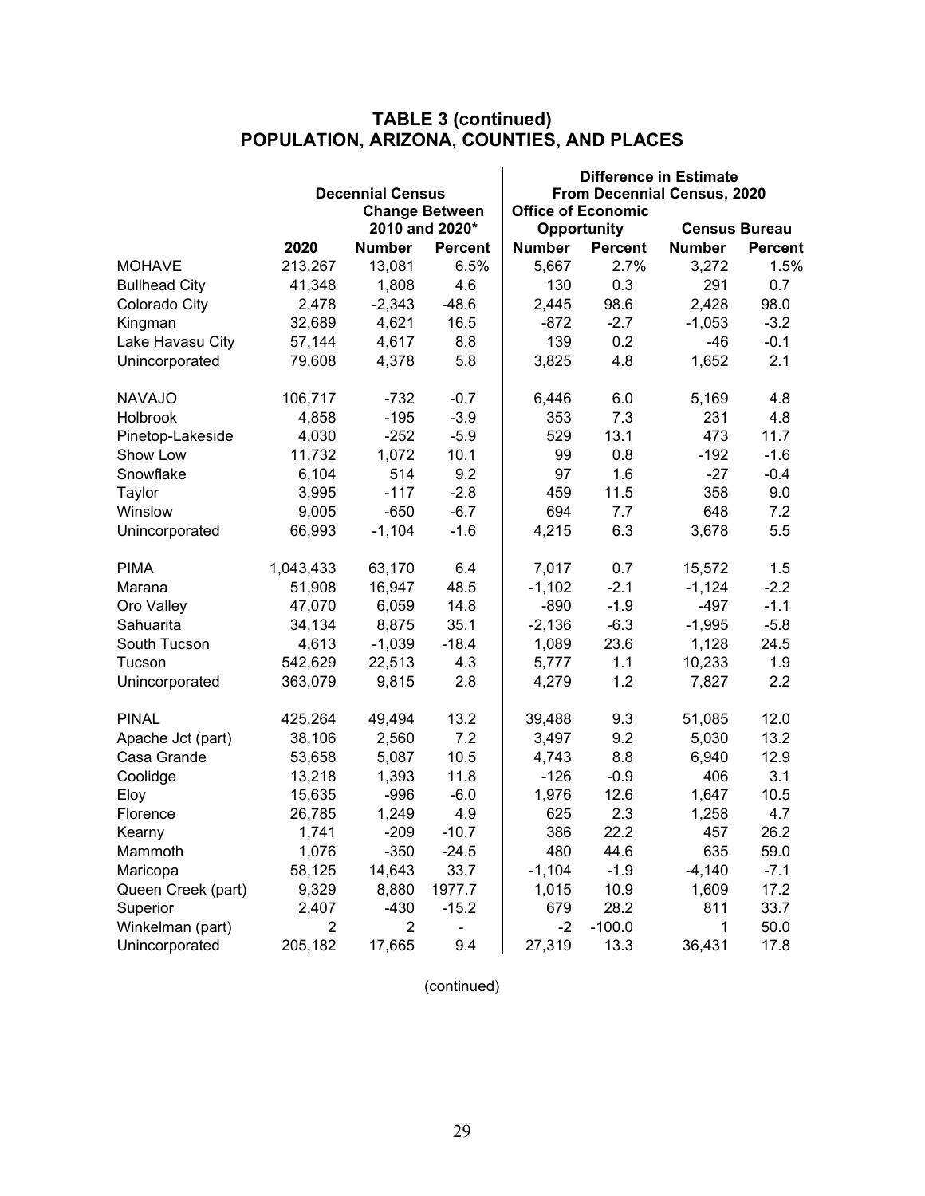## TABLE 3 (continued)
## POPULATION, ARIZONA, COUNTIES, AND PLACES

| | Decennial Census | | | Difference in Estimate From Decennial Census, 2020 | | | |
|---|---|---|---|---|---|---|---|
| | | Change Between 2010 and 2020* | | Office of Economic Opportunity | | Census Bureau | |
| | 2020 | Number | Percent | Number | Percent | Number | Percent |
| MOHAVE | 213,267 | 13,081 | 6.5% | 5,667 | 2.7% | 3,272 | 1.5% |
| Bullhead City | 41,348 | 1,808 | 4.6 | 130 | 0.3 | 291 | 0.7 |
| Colorado City | 2,478 | -2,343 | -48.6 | 2,445 | 98.6 | 2,428 | 98.0 |
| Kingman | 32,689 | 4,621 | 16.5 | -872 | -2.7 | -1,053 | -3.2 |
| Lake Havasu City | 57,144 | 4,617 | 8.8 | 139 | 0.2 | -46 | -0.1 |
| Unincorporated | 79,608 | 4,378 | 5.8 | 3,825 | 4.8 | 1,652 | 2.1 |
| | | | | | | | |
| NAVAJO | 106,717 | -732 | -0.7 | 6,446 | 6.0 | 5,169 | 4.8 |
| Holbrook | 4,858 | -195 | -3.9 | 353 | 7.3 | 231 | 4.8 |
| Pinetop-Lakeside | 4,030 | -252 | -5.9 | 529 | 13.1 | 473 | 11.7 |
| Show Low | 11,732 | 1,072 | 10.1 | 99 | 0.8 | -192 | -1.6 |
| Snowflake | 6,104 | 514 | 9.2 | 97 | 1.6 | -27 | -0.4 |
| Taylor | 3,995 | -117 | -2.8 | 459 | 11.5 | 358 | 9.0 |
| Winslow | 9,005 | -650 | -6.7 | 694 | 7.7 | 648 | 7.2 |
| Unincorporated | 66,993 | -1,104 | -1.6 | 4,215 | 6.3 | 3,678 | 5.5 |
| | | | | | | | |
| PIMA | 1,043,433 | 63,170 | 6.4 | 7,017 | 0.7 | 15,572 | 1.5 |
| Marana | 51,908 | 16,947 | 48.5 | -1,102 | -2.1 | -1,124 | -2.2 |
| Oro Valley | 47,070 | 6,059 | 14.8 | -890 | -1.9 | -497 | -1.1 |
| Sahuarita | 34,134 | 8,875 | 35.1 | -2,136 | -6.3 | -1,995 | -5.8 |
| South Tucson | 4,613 | -1,039 | -18.4 | 1,089 | 23.6 | 1,128 | 24.5 |
| Tucson | 542,629 | 22,513 | 4.3 | 5,777 | 1.1 | 10,233 | 1.9 |
| Unincorporated | 363,079 | 9,815 | 2.8 | 4,279 | 1.2 | 7,827 | 2.2 |
| | | | | | | | |
| PINAL | 425,264 | 49,494 | 13.2 | 39,488 | 9.3 | 51,085 | 12.0 |
| Apache Jct (part) | 38,106 | 2,560 | 7.2 | 3,497 | 9.2 | 5,030 | 13.2 |
| Casa Grande | 53,658 | 5,087 | 10.5 | 4,743 | 8.8 | 6,940 | 12.9 |
| Coolidge | 13,218 | 1,393 | 11.8 | -126 | -0.9 | 406 | 3.1 |
| Eloy | 15,635 | -996 | -6.0 | 1,976 | 12.6 | 1,647 | 10.5 |
| Florence | 26,785 | 1,249 | 4.9 | 625 | 2.3 | 1,258 | 4.7 |
| Kearny | 1,741 | -209 | -10.7 | 386 | 22.2 | 457 | 26.2 |
| Mammoth | 1,076 | -350 | -24.5 | 480 | 44.6 | 635 | 59.0 |
| Maricopa | 58,125 | 14,643 | 33.7 | -1,104 | -1.9 | -4,140 | -7.1 |
| Queen Creek (part) | 9,329 | 8,880 | 1977.7 | 1,015 | 10.9 | 1,609 | 17.2 |
| Superior | 2,407 | -430 | -15.2 | 679 | 28.2 | 811 | 33.7 |
| Winkelman (part) | 2 | 2 | - | -2 | -100.0 | 1 | 50.0 |
| Unincorporated | 205,182 | 17,665 | 9.4 | 27,319 | 13.3 | 36,431 | 17.8 |

(continued)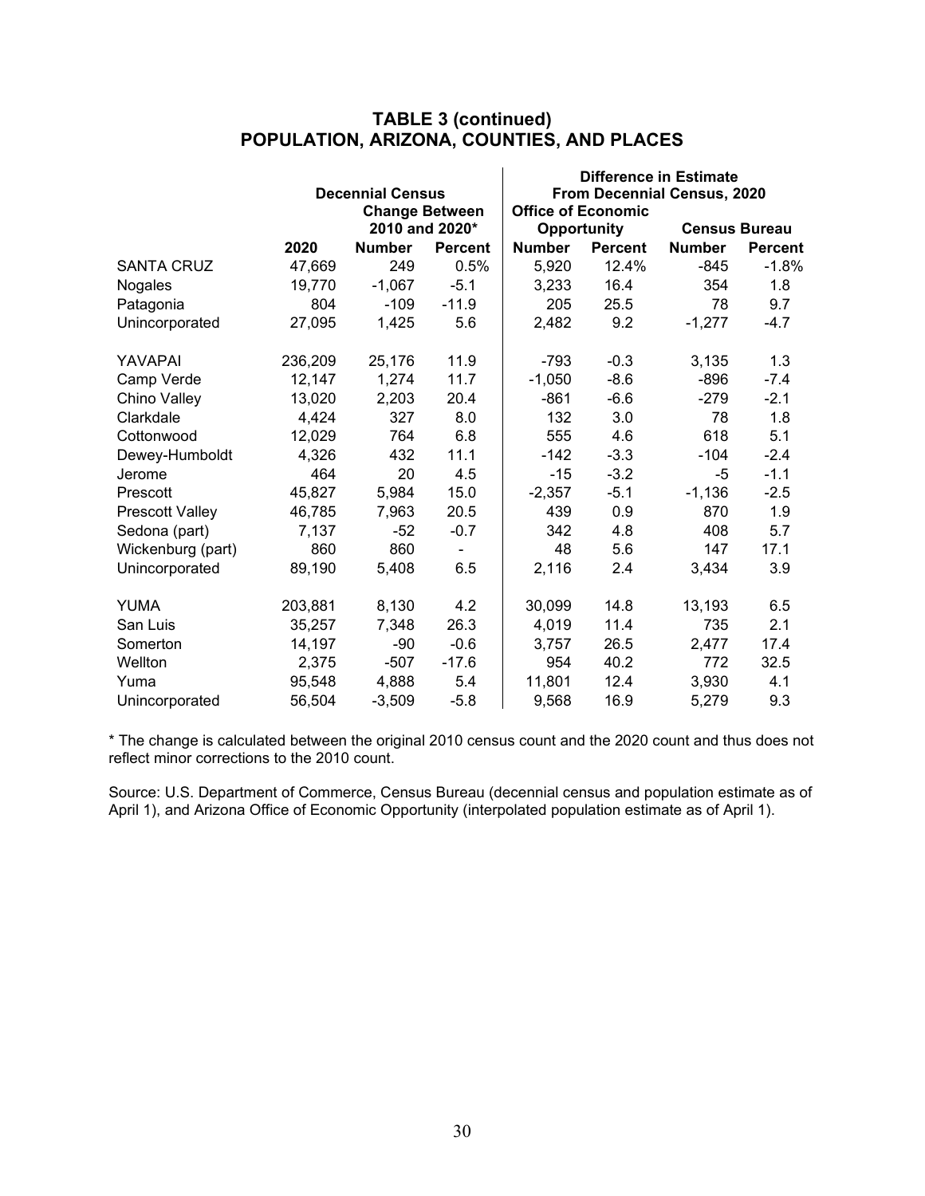## TABLE 3 (continued)
## POPULATION, ARIZONA, COUNTIES, AND PLACES

| | Decennial Census | | | Difference in Estimate From Decennial Census, 2020 | | | |
|---|---|---|---|---|---|---|---|
| | | Change Between 2010 and 2020* | | Office of Economic Opportunity | | Census Bureau | |
| | 2020 | Number | Percent | Number | Percent | Number | Percent |
| SANTA CRUZ | 47,669 | 249 | 0.5% | 5,920 | 12.4% | -845 | -1.8% |
| Nogales | 19,770 | -1,067 | -5.1 | 3,233 | 16.4 | 354 | 1.8 |
| Patagonia | 804 | -109 | -11.9 | 205 | 25.5 | 78 | 9.7 |
| Unincorporated | 27,095 | 1,425 | 5.6 | 2,482 | 9.2 | -1,277 | -4.7 |
| | | | | | | | |
| YAVAPAI | 236,209 | 25,176 | 11.9 | -793 | -0.3 | 3,135 | 1.3 |
| Camp Verde | 12,147 | 1,274 | 11.7 | -1,050 | -8.6 | -896 | -7.4 |
| Chino Valley | 13,020 | 2,203 | 20.4 | -861 | -6.6 | -279 | -2.1 |
| Clarkdale | 4,424 | 327 | 8.0 | 132 | 3.0 | 78 | 1.8 |
| Cottonwood | 12,029 | 764 | 6.8 | 555 | 4.6 | 618 | 5.1 |
| Dewey-Humboldt | 4,326 | 432 | 11.1 | -142 | -3.3 | -104 | -2.4 |
| Jerome | 464 | 20 | 4.5 | -15 | -3.2 | -5 | -1.1 |
| Prescott | 45,827 | 5,984 | 15.0 | -2,357 | -5.1 | -1,136 | -2.5 |
| Prescott Valley | 46,785 | 7,963 | 20.5 | 439 | 0.9 | 870 | 1.9 |
| Sedona (part) | 7,137 | -52 | -0.7 | 342 | 4.8 | 408 | 5.7 |
| Wickenburg (part) | 860 | 860 | - | 48 | 5.6 | 147 | 17.1 |
| Unincorporated | 89,190 | 5,408 | 6.5 | 2,116 | 2.4 | 3,434 | 3.9 |
| | | | | | | | |
| YUMA | 203,881 | 8,130 | 4.2 | 30,099 | 14.8 | 13,193 | 6.5 |
| San Luis | 35,257 | 7,348 | 26.3 | 4,019 | 11.4 | 735 | 2.1 |
| Somerton | 14,197 | -90 | -0.6 | 3,757 | 26.5 | 2,477 | 17.4 |
| Wellton | 2,375 | -507 | -17.6 | 954 | 40.2 | 772 | 32.5 |
| Yuma | 95,548 | 4,888 | 5.4 | 11,801 | 12.4 | 3,930 | 4.1 |
| Unincorporated | 56,504 | -3,509 | -5.8 | 9,568 | 16.9 | 5,279 | 9.3 |

* The change is calculated between the original 2010 census count and the 2020 count and thus does not reflect minor corrections to the 2010 count.

Source: U.S. Department of Commerce, Census Bureau (decennial census and population estimate as of April 1), and Arizona Office of Economic Opportunity (interpolated population estimate as of April 1).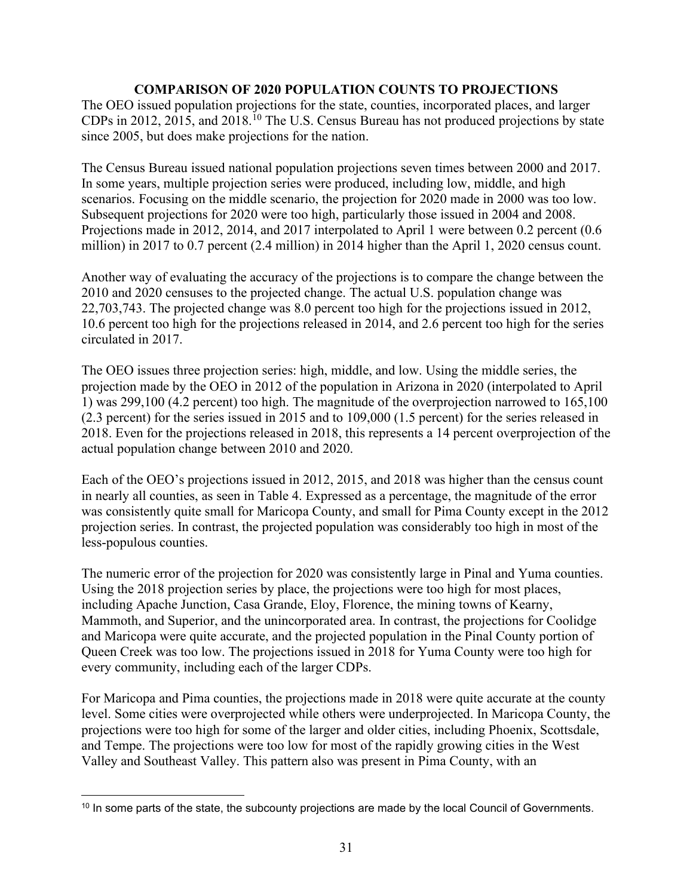## COMPARISON OF 2020 POPULATION COUNTS TO PROJECTIONS

The OEO issued population projections for the state, counties, incorporated places, and larger CDPs in 2012, 2015, and 2018.[10] The U.S. Census Bureau has not produced projections by state since 2005, but does make projections for the nation.

The Census Bureau issued national population projections seven times between 2000 and 2017. In some years, multiple projection series were produced, including low, middle, and high scenarios. Focusing on the middle scenario, the projection for 2020 made in 2000 was too low. Subsequent projections for 2020 were too high, particularly those issued in 2004 and 2008. Projections made in 2012, 2014, and 2017 interpolated to April 1 were between 0.2 percent (0.6 million) in 2017 to 0.7 percent (2.4 million) in 2014 higher than the April 1, 2020 census count.

Another way of evaluating the accuracy of the projections is to compare the change between the 2010 and 2020 censuses to the projected change. The actual U.S. population change was 22,703,743. The projected change was 8.0 percent too high for the projections issued in 2012, 10.6 percent too high for the projections released in 2014, and 2.6 percent too high for the series circulated in 2017.

The OEO issues three projection series: high, middle, and low. Using the middle series, the projection made by the OEO in 2012 of the population in Arizona in 2020 (interpolated to April 1) was 299,100 (4.2 percent) too high. The magnitude of the overprojection narrowed to 165,100 (2.3 percent) for the series issued in 2015 and to 109,000 (1.5 percent) for the series released in 2018. Even for the projections released in 2018, this represents a 14 percent overprojection of the actual population change between 2010 and 2020.

Each of the OEO's projections issued in 2012, 2015, and 2018 was higher than the census count in nearly all counties, as seen in Table 4. Expressed as a percentage, the magnitude of the error was consistently quite small for Maricopa County, and small for Pima County except in the 2012 projection series. In contrast, the projected population was considerably too high in most of the less-populous counties.

The numeric error of the projection for 2020 was consistently large in Pinal and Yuma counties. Using the 2018 projection series by place, the projections were too high for most places, including Apache Junction, Casa Grande, Eloy, Florence, the mining towns of Kearny, Mammoth, and Superior, and the unincorporated area. In contrast, the projections for Coolidge and Maricopa were quite accurate, and the projected population in the Pinal County portion of Queen Creek was too low. The projections issued in 2018 for Yuma County were too high for every community, including each of the larger CDPs.

For Maricopa and Pima counties, the projections made in 2018 were quite accurate at the county level. Some cities were overprojected while others were underprojected. In Maricopa County, the projections were too high for some of the larger and older cities, including Phoenix, Scottsdale, and Tempe. The projections were too low for most of the rapidly growing cities in the West Valley and Southeast Valley. This pattern also was present in Pima County, with an

[10] In some parts of the state, the subcounty projections are made by the local Council of Governments.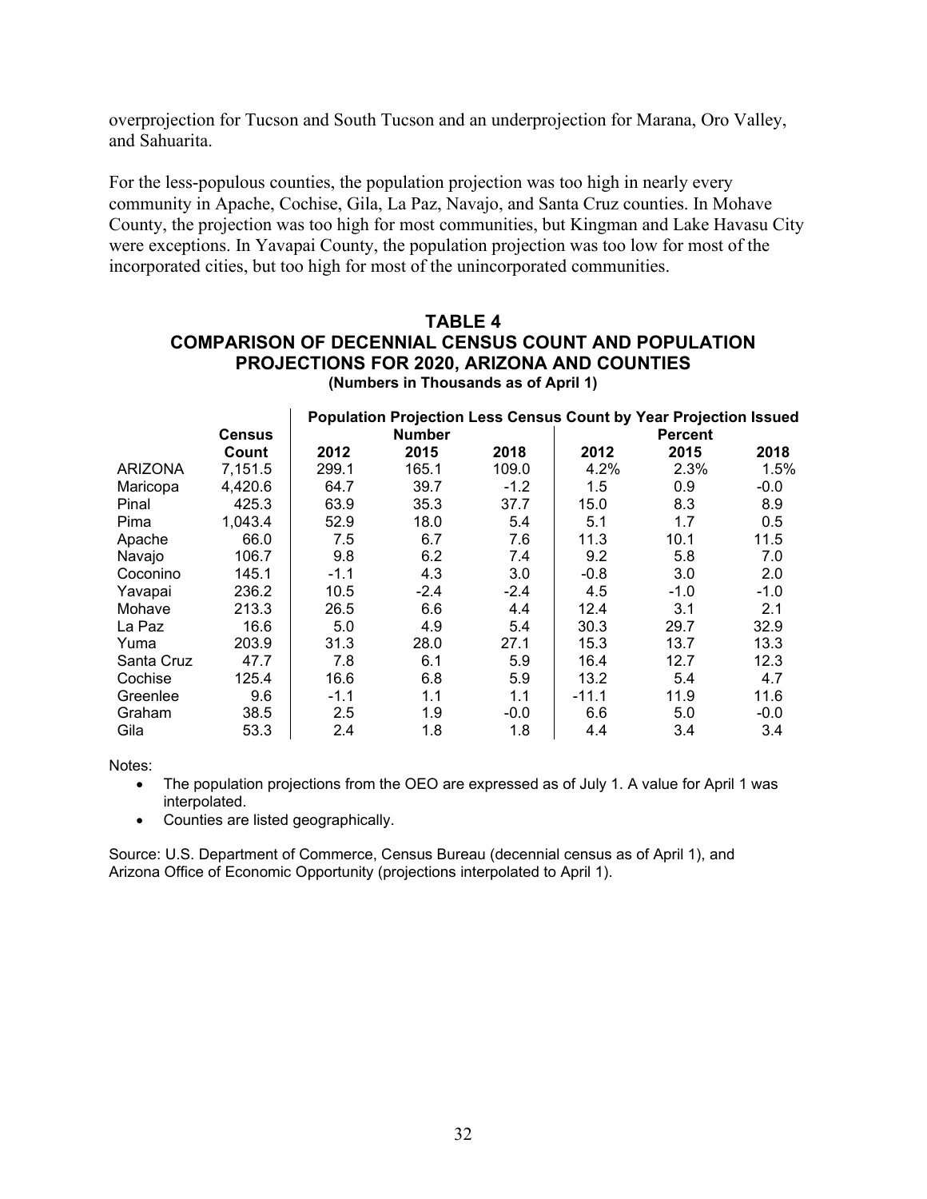overprojection for Tucson and South Tucson and an underprojection for Marana, Oro Valley, and Sahuarita.

For the less-populous counties, the population projection was too high in nearly every community in Apache, Cochise, Gila, La Paz, Navajo, and Santa Cruz counties. In Mohave County, the projection was too high for most communities, but Kingman and Lake Havasu City were exceptions. In Yavapai County, the population projection was too low for most of the incorporated cities, but too high for most of the unincorporated communities.

## TABLE 4
## COMPARISON OF DECENNIAL CENSUS COUNT AND POPULATION PROJECTIONS FOR 2020, ARIZONA AND COUNTIES

**(Numbers in Thousands as of April 1)**

| | | Population Projection Less Census Count by Year Projection Issued | | | | | |
|---|---|---|---|---|---|---|---|
| | Census | Number | | | Percent | | |
| | Count | 2012 | 2015 | 2018 | 2012 | 2015 | 2018 |
| ARIZONA | 7,151.5 | 299.1 | 165.1 | 109.0 | 4.2% | 2.3% | 1.5% |
| Maricopa | 4,420.6 | 64.7 | 39.7 | -1.2 | 1.5 | 0.9 | -0.0 |
| Pinal | 425.3 | 63.9 | 35.3 | 37.7 | 15.0 | 8.3 | 8.9 |
| Pima | 1,043.4 | 52.9 | 18.0 | 5.4 | 5.1 | 1.7 | 0.5 |
| Apache | 66.0 | 7.5 | 6.7 | 7.6 | 11.3 | 10.1 | 11.5 |
| Navajo | 106.7 | 9.8 | 6.2 | 7.4 | 9.2 | 5.8 | 7.0 |
| Coconino | 145.1 | -1.1 | 4.3 | 3.0 | -0.8 | 3.0 | 2.0 |
| Yavapai | 236.2 | 10.5 | -2.4 | -2.4 | 4.5 | -1.0 | -1.0 |
| Mohave | 213.3 | 26.5 | 6.6 | 4.4 | 12.4 | 3.1 | 2.1 |
| La Paz | 16.6 | 5.0 | 4.9 | 5.4 | 30.3 | 29.7 | 32.9 |
| Yuma | 203.9 | 31.3 | 28.0 | 27.1 | 15.3 | 13.7 | 13.3 |
| Santa Cruz | 47.7 | 7.8 | 6.1 | 5.9 | 16.4 | 12.7 | 12.3 |
| Cochise | 125.4 | 16.6 | 6.8 | 5.9 | 13.2 | 5.4 | 4.7 |
| Greenlee | 9.6 | -1.1 | 1.1 | 1.1 | -11.1 | 11.9 | 11.6 |
| Graham | 38.5 | 2.5 | 1.9 | -0.0 | 6.6 | 5.0 | -0.0 |
| Gila | 53.3 | 2.4 | 1.8 | 1.8 | 4.4 | 3.4 | 3.4 |

Notes:

- The population projections from the OEO are expressed as of July 1. A value for April 1 was interpolated.
- Counties are listed geographically.

Source: U.S. Department of Commerce, Census Bureau (decennial census as of April 1), and Arizona Office of Economic Opportunity (projections interpolated to April 1).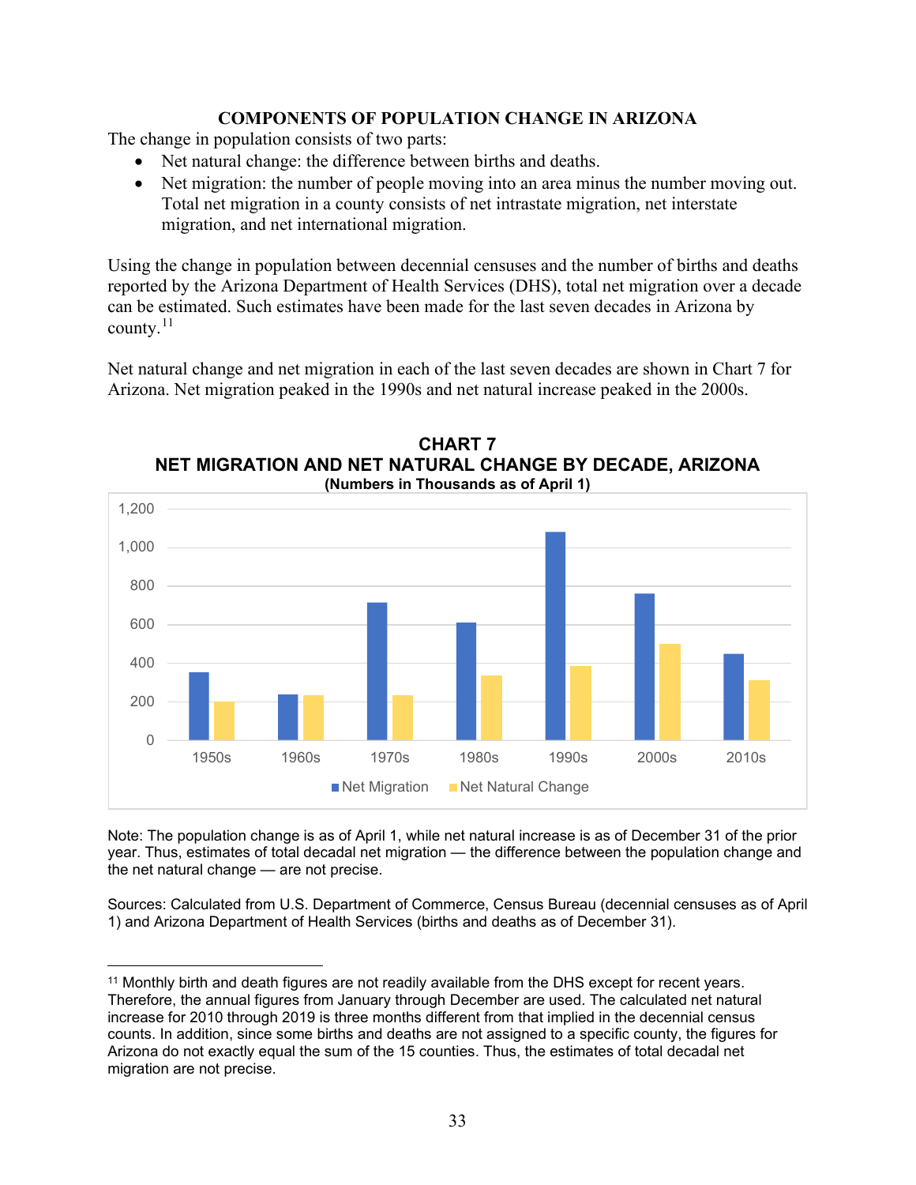## COMPONENTS OF POPULATION CHANGE IN ARIZONA

The change in population consists of two parts:

- Net natural change: the difference between births and deaths.
- Net migration: the number of people moving into an area minus the number moving out. Total net migration in a county consists of net intrastate migration, net interstate migration, and net international migration.

Using the change in population between decennial censuses and the number of births and deaths reported by the Arizona Department of Health Services (DHS), total net migration over a decade can be estimated. Such estimates have been made for the last seven decades in Arizona by county.[11]

Net natural change and net migration in each of the last seven decades are shown in Chart 7 for Arizona. Net migration peaked in the 1990s and net natural increase peaked in the 2000s.

**CHART 7**
**NET MIGRATION AND NET NATURAL CHANGE BY DECADE, ARIZONA**
**(Numbers in Thousands as of April 1)**

Note: The population change is as of April 1, while net natural increase is as of December 31 of the prior year. Thus, estimates of total decadal net migration — the difference between the population change and the net natural change — are not precise.

Sources: Calculated from U.S. Department of Commerce, Census Bureau (decennial censuses as of April 1) and Arizona Department of Health Services (births and deaths as of December 31).

[11] Monthly birth and death figures are not readily available from the DHS except for recent years. Therefore, the annual figures from January through December are used. The calculated net natural increase for 2010 through 2019 is three months different from that implied in the decennial census counts. In addition, since some births and deaths are not assigned to a specific county, the figures for Arizona do not exactly equal the sum of the 15 counties. Thus, the estimates of total decadal net migration are not precise.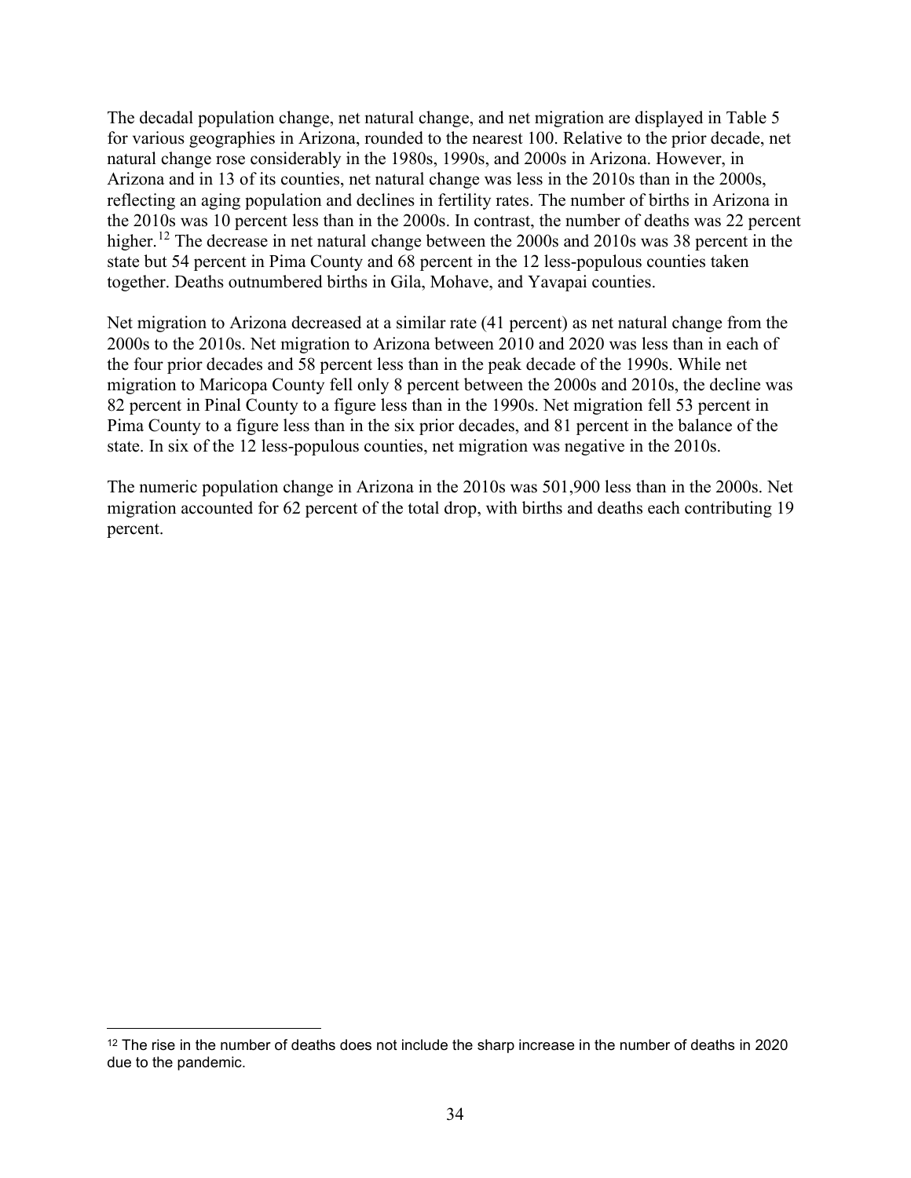The decadal population change, net natural change, and net migration are displayed in Table 5 for various geographies in Arizona, rounded to the nearest 100. Relative to the prior decade, net natural change rose considerably in the 1980s, 1990s, and 2000s in Arizona. However, in Arizona and in 13 of its counties, net natural change was less in the 2010s than in the 2000s, reflecting an aging population and declines in fertility rates. The number of births in Arizona in the 2010s was 10 percent less than in the 2000s. In contrast, the number of deaths was 22 percent higher.[12] The decrease in net natural change between the 2000s and 2010s was 38 percent in the state but 54 percent in Pima County and 68 percent in the 12 less-populous counties taken together. Deaths outnumbered births in Gila, Mohave, and Yavapai counties.

Net migration to Arizona decreased at a similar rate (41 percent) as net natural change from the 2000s to the 2010s. Net migration to Arizona between 2010 and 2020 was less than in each of the four prior decades and 58 percent less than in the peak decade of the 1990s. While net migration to Maricopa County fell only 8 percent between the 2000s and 2010s, the decline was 82 percent in Pinal County to a figure less than in the 1990s. Net migration fell 53 percent in Pima County to a figure less than in the six prior decades, and 81 percent in the balance of the state. In six of the 12 less-populous counties, net migration was negative in the 2010s.

The numeric population change in Arizona in the 2010s was 501,900 less than in the 2000s. Net migration accounted for 62 percent of the total drop, with births and deaths each contributing 19 percent.

[12] The rise in the number of deaths does not include the sharp increase in the number of deaths in 2020 due to the pandemic.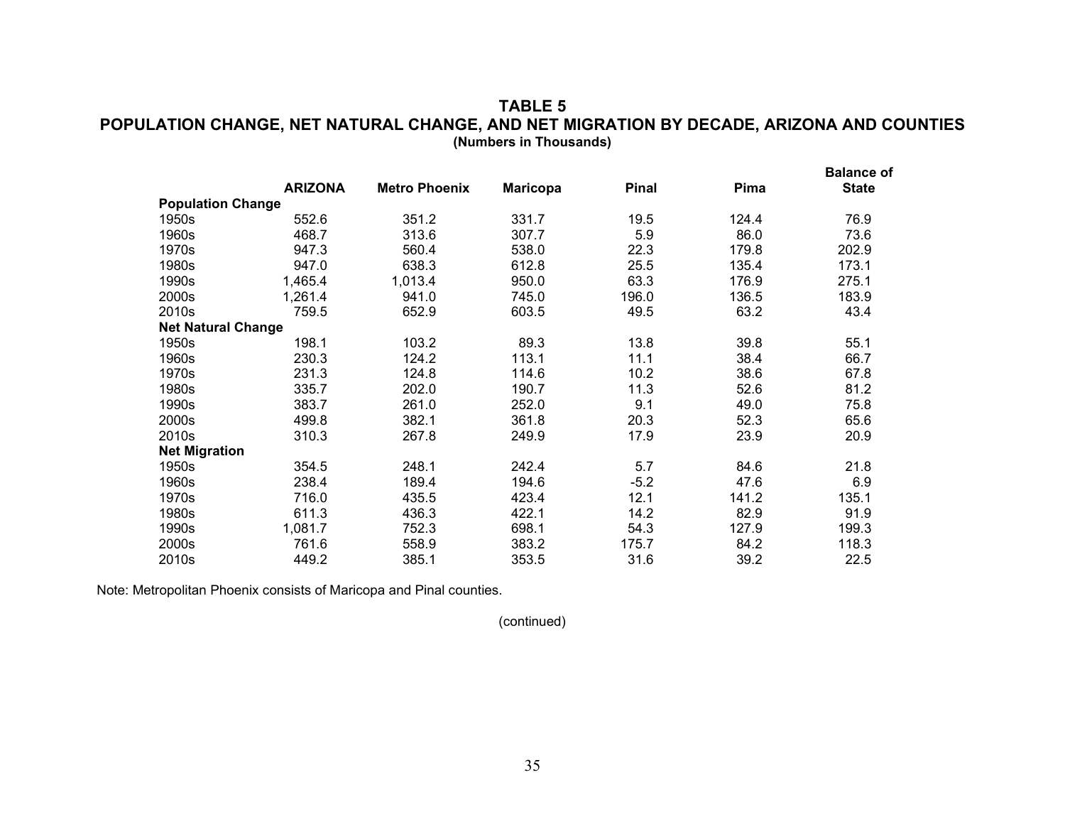# TABLE 5

## POPULATION CHANGE, NET NATURAL CHANGE, AND NET MIGRATION BY DECADE, ARIZONA AND COUNTIES

**(Numbers in Thousands)**

| | ARIZONA | Metro Phoenix | Maricopa | Pinal | Pima | Balance of State |
|---|---|---|---|---|---|---|
| **Population Change** | | | | | | |
| 1950s | 552.6 | 351.2 | 331.7 | 19.5 | 124.4 | 76.9 |
| 1960s | 468.7 | 313.6 | 307.7 | 5.9 | 86.0 | 73.6 |
| 1970s | 947.3 | 560.4 | 538.0 | 22.3 | 179.8 | 202.9 |
| 1980s | 947.0 | 638.3 | 612.8 | 25.5 | 135.4 | 173.1 |
| 1990s | 1,465.4 | 1,013.4 | 950.0 | 63.3 | 176.9 | 275.1 |
| 2000s | 1,261.4 | 941.0 | 745.0 | 196.0 | 136.5 | 183.9 |
| 2010s | 759.5 | 652.9 | 603.5 | 49.5 | 63.2 | 43.4 |
| **Net Natural Change** | | | | | | |
| 1950s | 198.1 | 103.2 | 89.3 | 13.8 | 39.8 | 55.1 |
| 1960s | 230.3 | 124.2 | 113.1 | 11.1 | 38.4 | 66.7 |
| 1970s | 231.3 | 124.8 | 114.6 | 10.2 | 38.6 | 67.8 |
| 1980s | 335.7 | 202.0 | 190.7 | 11.3 | 52.6 | 81.2 |
| 1990s | 383.7 | 261.0 | 252.0 | 9.1 | 49.0 | 75.8 |
| 2000s | 499.8 | 382.1 | 361.8 | 20.3 | 52.3 | 65.6 |
| 2010s | 310.3 | 267.8 | 249.9 | 17.9 | 23.9 | 20.9 |
| **Net Migration** | | | | | | |
| 1950s | 354.5 | 248.1 | 242.4 | 5.7 | 84.6 | 21.8 |
| 1960s | 238.4 | 189.4 | 194.6 | -5.2 | 47.6 | 6.9 |
| 1970s | 716.0 | 435.5 | 423.4 | 12.1 | 141.2 | 135.1 |
| 1980s | 611.3 | 436.3 | 422.1 | 14.2 | 82.9 | 91.9 |
| 1990s | 1,081.7 | 752.3 | 698.1 | 54.3 | 127.9 | 199.3 |
| 2000s | 761.6 | 558.9 | 383.2 | 175.7 | 84.2 | 118.3 |
| 2010s | 449.2 | 385.1 | 353.5 | 31.6 | 39.2 | 22.5 |

Note: Metropolitan Phoenix consists of Maricopa and Pinal counties.

(continued)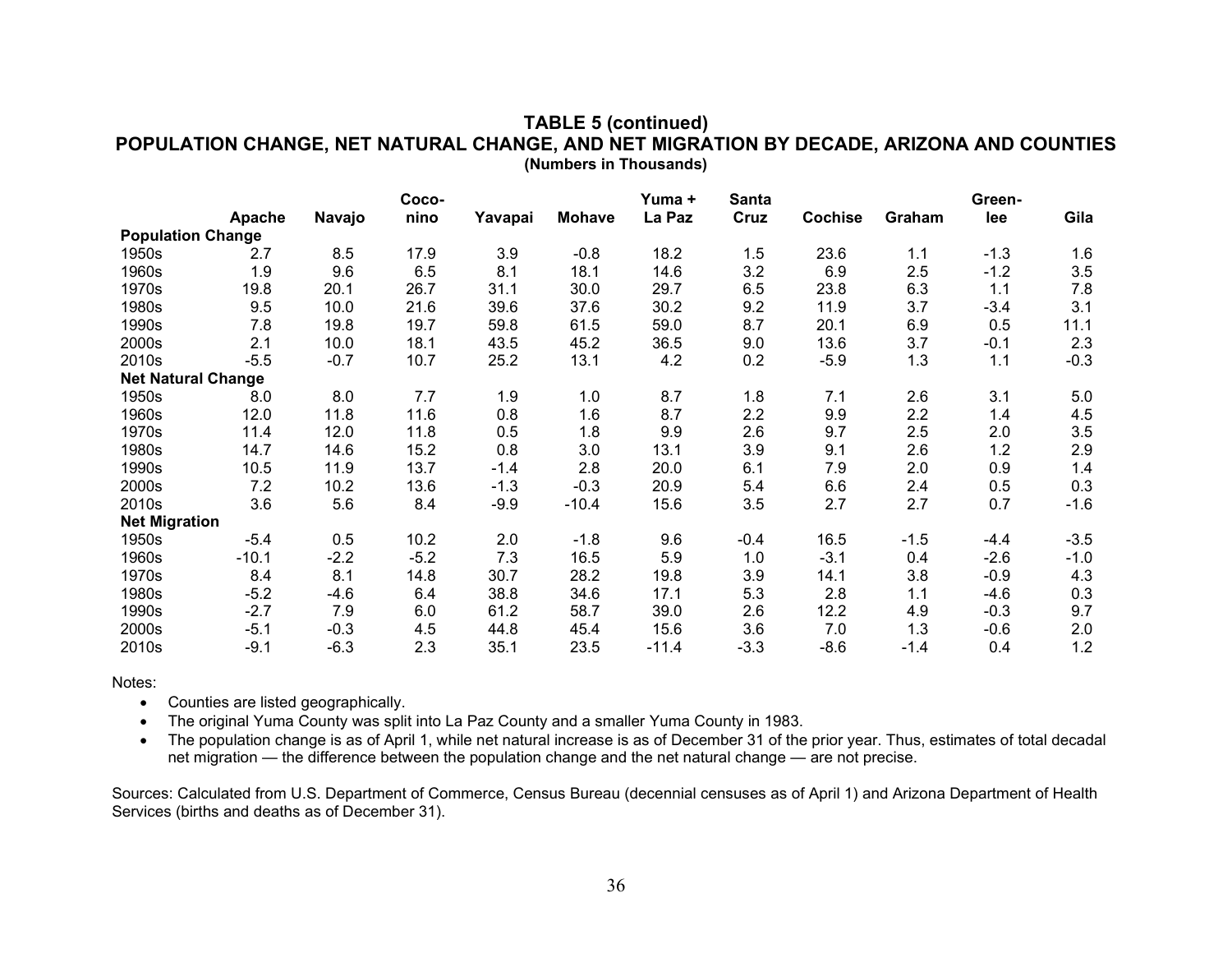## TABLE 5 (continued)
## POPULATION CHANGE, NET NATURAL CHANGE, AND NET MIGRATION BY DECADE, ARIZONA AND COUNTIES

**(Numbers in Thousands)**

| | Apache | Navajo | Coco-nino | Yavapai | Mohave | Yuma + La Paz | Santa Cruz | Cochise | Graham | Green-lee | Gila |
|---|---|---|---|---|---|---|---|---|---|---|---|
| **Population Change** | | | | | | | | | | | |
| 1950s | 2.7 | 8.5 | 17.9 | 3.9 | -0.8 | 18.2 | 1.5 | 23.6 | 1.1 | -1.3 | 1.6 |
| 1960s | 1.9 | 9.6 | 6.5 | 8.1 | 18.1 | 14.6 | 3.2 | 6.9 | 2.5 | -1.2 | 3.5 |
| 1970s | 19.8 | 20.1 | 26.7 | 31.1 | 30.0 | 29.7 | 6.5 | 23.8 | 6.3 | 1.1 | 7.8 |
| 1980s | 9.5 | 10.0 | 21.6 | 39.6 | 37.6 | 30.2 | 9.2 | 11.9 | 3.7 | -3.4 | 3.1 |
| 1990s | 7.8 | 19.8 | 19.7 | 59.8 | 61.5 | 59.0 | 8.7 | 20.1 | 6.9 | 0.5 | 11.1 |
| 2000s | 2.1 | 10.0 | 18.1 | 43.5 | 45.2 | 36.5 | 9.0 | 13.6 | 3.7 | -0.1 | 2.3 |
| 2010s | -5.5 | -0.7 | 10.7 | 25.2 | 13.1 | 4.2 | 0.2 | -5.9 | 1.3 | 1.1 | -0.3 |
| **Net Natural Change** | | | | | | | | | | | |
| 1950s | 8.0 | 8.0 | 7.7 | 1.9 | 1.0 | 8.7 | 1.8 | 7.1 | 2.6 | 3.1 | 5.0 |
| 1960s | 12.0 | 11.8 | 11.6 | 0.8 | 1.6 | 8.7 | 2.2 | 9.9 | 2.2 | 1.4 | 4.5 |
| 1970s | 11.4 | 12.0 | 11.8 | 0.5 | 1.8 | 9.9 | 2.6 | 9.7 | 2.5 | 2.0 | 3.5 |
| 1980s | 14.7 | 14.6 | 15.2 | 0.8 | 3.0 | 13.1 | 3.9 | 9.1 | 2.6 | 1.2 | 2.9 |
| 1990s | 10.5 | 11.9 | 13.7 | -1.4 | 2.8 | 20.0 | 6.1 | 7.9 | 2.0 | 0.9 | 1.4 |
| 2000s | 7.2 | 10.2 | 13.6 | -1.3 | -0.3 | 20.9 | 5.4 | 6.6 | 2.4 | 0.5 | 0.3 |
| 2010s | 3.6 | 5.6 | 8.4 | -9.9 | -10.4 | 15.6 | 3.5 | 2.7 | 2.7 | 0.7 | -1.6 |
| **Net Migration** | | | | | | | | | | | |
| 1950s | -5.4 | 0.5 | 10.2 | 2.0 | -1.8 | 9.6 | -0.4 | 16.5 | -1.5 | -4.4 | -3.5 |
| 1960s | -10.1 | -2.2 | -5.2 | 7.3 | 16.5 | 5.9 | 1.0 | -3.1 | 0.4 | -2.6 | -1.0 |
| 1970s | 8.4 | 8.1 | 14.8 | 30.7 | 28.2 | 19.8 | 3.9 | 14.1 | 3.8 | -0.9 | 4.3 |
| 1980s | -5.2 | -4.6 | 6.4 | 38.8 | 34.6 | 17.1 | 5.3 | 2.8 | 1.1 | -4.6 | 0.3 |
| 1990s | -2.7 | 7.9 | 6.0 | 61.2 | 58.7 | 39.0 | 2.6 | 12.2 | 4.9 | -0.3 | 9.7 |
| 2000s | -5.1 | -0.3 | 4.5 | 44.8 | 45.4 | 15.6 | 3.6 | 7.0 | 1.3 | -0.6 | 2.0 |
| 2010s | -9.1 | -6.3 | 2.3 | 35.1 | 23.5 | -11.4 | -3.3 | -8.6 | -1.4 | 0.4 | 1.2 |

Notes:

- Counties are listed geographically.
- The original Yuma County was split into La Paz County and a smaller Yuma County in 1983.
- The population change is as of April 1, while net natural increase is as of December 31 of the prior year. Thus, estimates of total decadal net migration — the difference between the population change and the net natural change — are not precise.

Sources: Calculated from U.S. Department of Commerce, Census Bureau (decennial censuses as of April 1) and Arizona Department of Health Services (births and deaths as of December 31).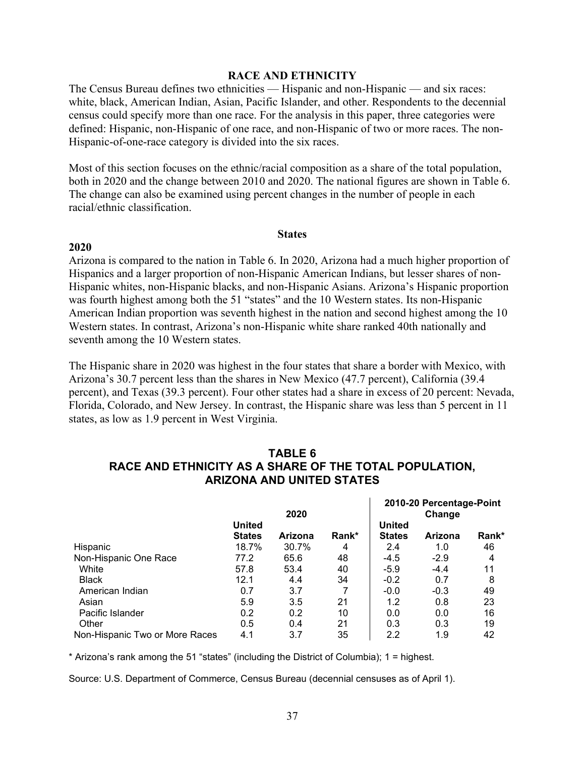## RACE AND ETHNICITY

The Census Bureau defines two ethnicities — Hispanic and non-Hispanic — and six races: white, black, American Indian, Asian, Pacific Islander, and other. Respondents to the decennial census could specify more than one race. For the analysis in this paper, three categories were defined: Hispanic, non-Hispanic of one race, and non-Hispanic of two or more races. The non-Hispanic-of-one-race category is divided into the six races.

Most of this section focuses on the ethnic/racial composition as a share of the total population, both in 2020 and the change between 2010 and 2020. The national figures are shown in Table 6. The change can also be examined using percent changes in the number of people in each racial/ethnic classification.

### States

**2020**

Arizona is compared to the nation in Table 6. In 2020, Arizona had a much higher proportion of Hispanics and a larger proportion of non-Hispanic American Indians, but lesser shares of non-Hispanic whites, non-Hispanic blacks, and non-Hispanic Asians. Arizona's Hispanic proportion was fourth highest among both the 51 "states" and the 10 Western states. Its non-Hispanic American Indian proportion was seventh highest in the nation and second highest among the 10 Western states. In contrast, Arizona's non-Hispanic white share ranked 40th nationally and seventh among the 10 Western states.

The Hispanic share in 2020 was highest in the four states that share a border with Mexico, with Arizona's 30.7 percent less than the shares in New Mexico (47.7 percent), California (39.4 percent), and Texas (39.3 percent). Four other states had a share in excess of 20 percent: Nevada, Florida, Colorado, and New Jersey. In contrast, the Hispanic share was less than 5 percent in 11 states, as low as 1.9 percent in West Virginia.

**TABLE 6**
**RACE AND ETHNICITY AS A SHARE OF THE TOTAL POPULATION, ARIZONA AND UNITED STATES**

| | 2020 | | | 2010-20 Percentage-Point Change | | |
|---|---|---|---|---|---|---|
| | United States | Arizona | Rank* | United States | Arizona | Rank* |
| Hispanic | 18.7% | 30.7% | 4 | 2.4 | 1.0 | 46 |
| Non-Hispanic One Race | 77.2 | 65.6 | 48 | -4.5 | -2.9 | 4 |
| White | 57.8 | 53.4 | 40 | -5.9 | -4.4 | 11 |
| Black | 12.1 | 4.4 | 34 | -0.2 | 0.7 | 8 |
| American Indian | 0.7 | 3.7 | 7 | -0.0 | -0.3 | 49 |
| Asian | 5.9 | 3.5 | 21 | 1.2 | 0.8 | 23 |
| Pacific Islander | 0.2 | 0.2 | 10 | 0.0 | 0.0 | 16 |
| Other | 0.5 | 0.4 | 21 | 0.3 | 0.3 | 19 |
| Non-Hispanic Two or More Races | 4.1 | 3.7 | 35 | 2.2 | 1.9 | 42 |

* Arizona's rank among the 51 "states" (including the District of Columbia); 1 = highest.

Source: U.S. Department of Commerce, Census Bureau (decennial censuses as of April 1).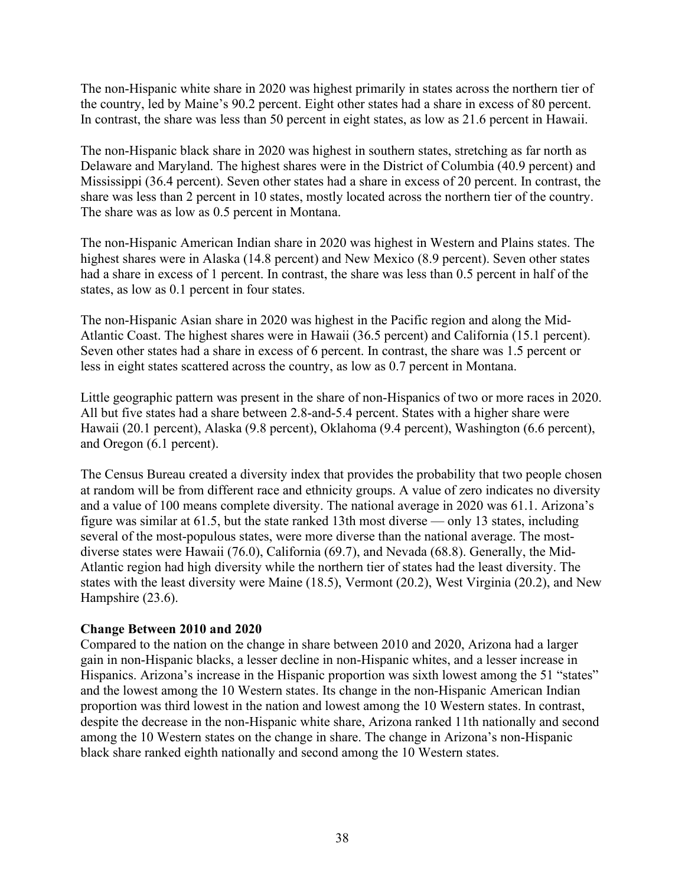The non-Hispanic white share in 2020 was highest primarily in states across the northern tier of the country, led by Maine's 90.2 percent. Eight other states had a share in excess of 80 percent. In contrast, the share was less than 50 percent in eight states, as low as 21.6 percent in Hawaii.

The non-Hispanic black share in 2020 was highest in southern states, stretching as far north as Delaware and Maryland. The highest shares were in the District of Columbia (40.9 percent) and Mississippi (36.4 percent). Seven other states had a share in excess of 20 percent. In contrast, the share was less than 2 percent in 10 states, mostly located across the northern tier of the country. The share was as low as 0.5 percent in Montana.

The non-Hispanic American Indian share in 2020 was highest in Western and Plains states. The highest shares were in Alaska (14.8 percent) and New Mexico (8.9 percent). Seven other states had a share in excess of 1 percent. In contrast, the share was less than 0.5 percent in half of the states, as low as 0.1 percent in four states.

The non-Hispanic Asian share in 2020 was highest in the Pacific region and along the Mid-Atlantic Coast. The highest shares were in Hawaii (36.5 percent) and California (15.1 percent). Seven other states had a share in excess of 6 percent. In contrast, the share was 1.5 percent or less in eight states scattered across the country, as low as 0.7 percent in Montana.

Little geographic pattern was present in the share of non-Hispanics of two or more races in 2020. All but five states had a share between 2.8-and-5.4 percent. States with a higher share were Hawaii (20.1 percent), Alaska (9.8 percent), Oklahoma (9.4 percent), Washington (6.6 percent), and Oregon (6.1 percent).

The Census Bureau created a diversity index that provides the probability that two people chosen at random will be from different race and ethnicity groups. A value of zero indicates no diversity and a value of 100 means complete diversity. The national average in 2020 was 61.1. Arizona's figure was similar at 61.5, but the state ranked 13th most diverse — only 13 states, including several of the most-populous states, were more diverse than the national average. The most-diverse states were Hawaii (76.0), California (69.7), and Nevada (68.8). Generally, the Mid-Atlantic region had high diversity while the northern tier of states had the least diversity. The states with the least diversity were Maine (18.5), Vermont (20.2), West Virginia (20.2), and New Hampshire (23.6).

**Change Between 2010 and 2020**

Compared to the nation on the change in share between 2010 and 2020, Arizona had a larger gain in non-Hispanic blacks, a lesser decline in non-Hispanic whites, and a lesser increase in Hispanics. Arizona's increase in the Hispanic proportion was sixth lowest among the 51 "states" and the lowest among the 10 Western states. Its change in the non-Hispanic American Indian proportion was third lowest in the nation and lowest among the 10 Western states. In contrast, despite the decrease in the non-Hispanic white share, Arizona ranked 11th nationally and second among the 10 Western states on the change in share. The change in Arizona's non-Hispanic black share ranked eighth nationally and second among the 10 Western states.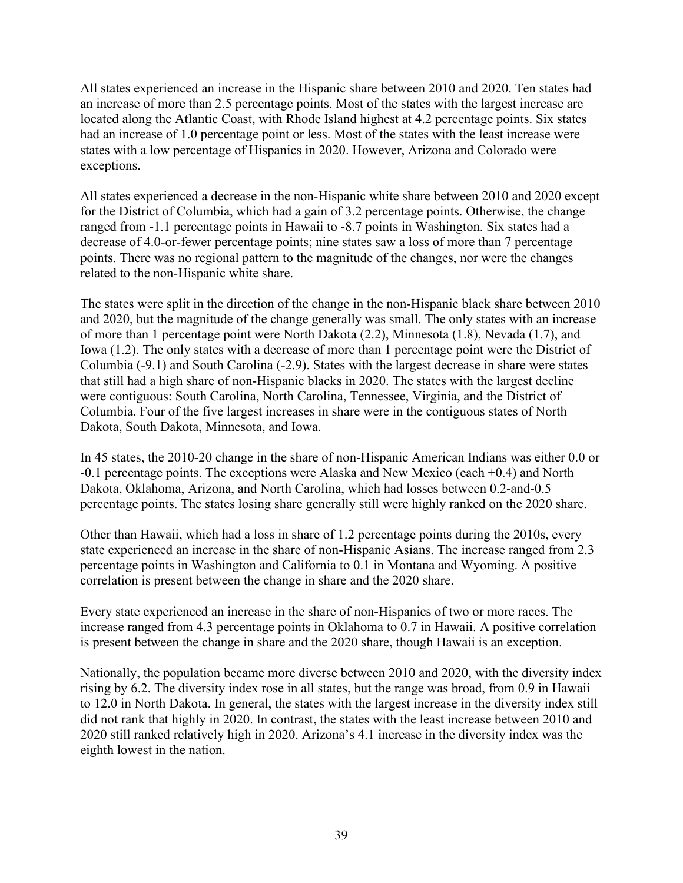All states experienced an increase in the Hispanic share between 2010 and 2020. Ten states had an increase of more than 2.5 percentage points. Most of the states with the largest increase are located along the Atlantic Coast, with Rhode Island highest at 4.2 percentage points. Six states had an increase of 1.0 percentage point or less. Most of the states with the least increase were states with a low percentage of Hispanics in 2020. However, Arizona and Colorado were exceptions.

All states experienced a decrease in the non-Hispanic white share between 2010 and 2020 except for the District of Columbia, which had a gain of 3.2 percentage points. Otherwise, the change ranged from -1.1 percentage points in Hawaii to -8.7 points in Washington. Six states had a decrease of 4.0-or-fewer percentage points; nine states saw a loss of more than 7 percentage points. There was no regional pattern to the magnitude of the changes, nor were the changes related to the non-Hispanic white share.

The states were split in the direction of the change in the non-Hispanic black share between 2010 and 2020, but the magnitude of the change generally was small. The only states with an increase of more than 1 percentage point were North Dakota (2.2), Minnesota (1.8), Nevada (1.7), and Iowa (1.2). The only states with a decrease of more than 1 percentage point were the District of Columbia (-9.1) and South Carolina (-2.9). States with the largest decrease in share were states that still had a high share of non-Hispanic blacks in 2020. The states with the largest decline were contiguous: South Carolina, North Carolina, Tennessee, Virginia, and the District of Columbia. Four of the five largest increases in share were in the contiguous states of North Dakota, South Dakota, Minnesota, and Iowa.

In 45 states, the 2010-20 change in the share of non-Hispanic American Indians was either 0.0 or -0.1 percentage points. The exceptions were Alaska and New Mexico (each +0.4) and North Dakota, Oklahoma, Arizona, and North Carolina, which had losses between 0.2-and-0.5 percentage points. The states losing share generally still were highly ranked on the 2020 share.

Other than Hawaii, which had a loss in share of 1.2 percentage points during the 2010s, every state experienced an increase in the share of non-Hispanic Asians. The increase ranged from 2.3 percentage points in Washington and California to 0.1 in Montana and Wyoming. A positive correlation is present between the change in share and the 2020 share.

Every state experienced an increase in the share of non-Hispanics of two or more races. The increase ranged from 4.3 percentage points in Oklahoma to 0.7 in Hawaii. A positive correlation is present between the change in share and the 2020 share, though Hawaii is an exception.

Nationally, the population became more diverse between 2010 and 2020, with the diversity index rising by 6.2. The diversity index rose in all states, but the range was broad, from 0.9 in Hawaii to 12.0 in North Dakota. In general, the states with the largest increase in the diversity index still did not rank that highly in 2020. In contrast, the states with the least increase between 2010 and 2020 still ranked relatively high in 2020. Arizona's 4.1 increase in the diversity index was the eighth lowest in the nation.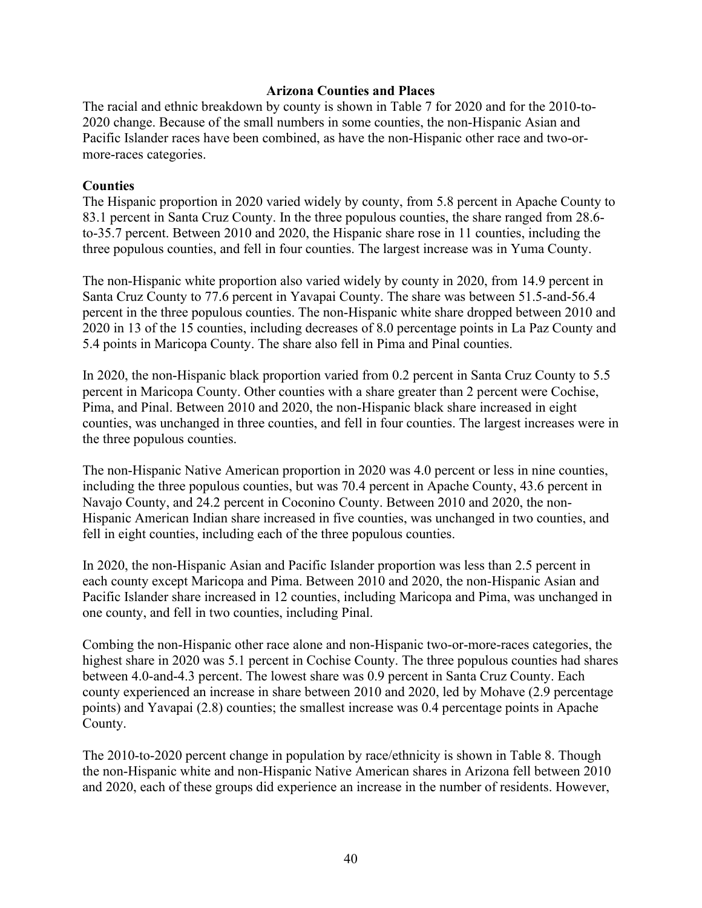## Arizona Counties and Places

The racial and ethnic breakdown by county is shown in Table 7 for 2020 and for the 2010-to-2020 change. Because of the small numbers in some counties, the non-Hispanic Asian and Pacific Islander races have been combined, as have the non-Hispanic other race and two-or-more-races categories.

### Counties

The Hispanic proportion in 2020 varied widely by county, from 5.8 percent in Apache County to 83.1 percent in Santa Cruz County. In the three populous counties, the share ranged from 28.6-to-35.7 percent. Between 2010 and 2020, the Hispanic share rose in 11 counties, including the three populous counties, and fell in four counties. The largest increase was in Yuma County.

The non-Hispanic white proportion also varied widely by county in 2020, from 14.9 percent in Santa Cruz County to 77.6 percent in Yavapai County. The share was between 51.5-and-56.4 percent in the three populous counties. The non-Hispanic white share dropped between 2010 and 2020 in 13 of the 15 counties, including decreases of 8.0 percentage points in La Paz County and 5.4 points in Maricopa County. The share also fell in Pima and Pinal counties.

In 2020, the non-Hispanic black proportion varied from 0.2 percent in Santa Cruz County to 5.5 percent in Maricopa County. Other counties with a share greater than 2 percent were Cochise, Pima, and Pinal. Between 2010 and 2020, the non-Hispanic black share increased in eight counties, was unchanged in three counties, and fell in four counties. The largest increases were in the three populous counties.

The non-Hispanic Native American proportion in 2020 was 4.0 percent or less in nine counties, including the three populous counties, but was 70.4 percent in Apache County, 43.6 percent in Navajo County, and 24.2 percent in Coconino County. Between 2010 and 2020, the non-Hispanic American Indian share increased in five counties, was unchanged in two counties, and fell in eight counties, including each of the three populous counties.

In 2020, the non-Hispanic Asian and Pacific Islander proportion was less than 2.5 percent in each county except Maricopa and Pima. Between 2010 and 2020, the non-Hispanic Asian and Pacific Islander share increased in 12 counties, including Maricopa and Pima, was unchanged in one county, and fell in two counties, including Pinal.

Combing the non-Hispanic other race alone and non-Hispanic two-or-more-races categories, the highest share in 2020 was 5.1 percent in Cochise County. The three populous counties had shares between 4.0-and-4.3 percent. The lowest share was 0.9 percent in Santa Cruz County. Each county experienced an increase in share between 2010 and 2020, led by Mohave (2.9 percentage points) and Yavapai (2.8) counties; the smallest increase was 0.4 percentage points in Apache County.

The 2010-to-2020 percent change in population by race/ethnicity is shown in Table 8. Though the non-Hispanic white and non-Hispanic Native American shares in Arizona fell between 2010 and 2020, each of these groups did experience an increase in the number of residents. However,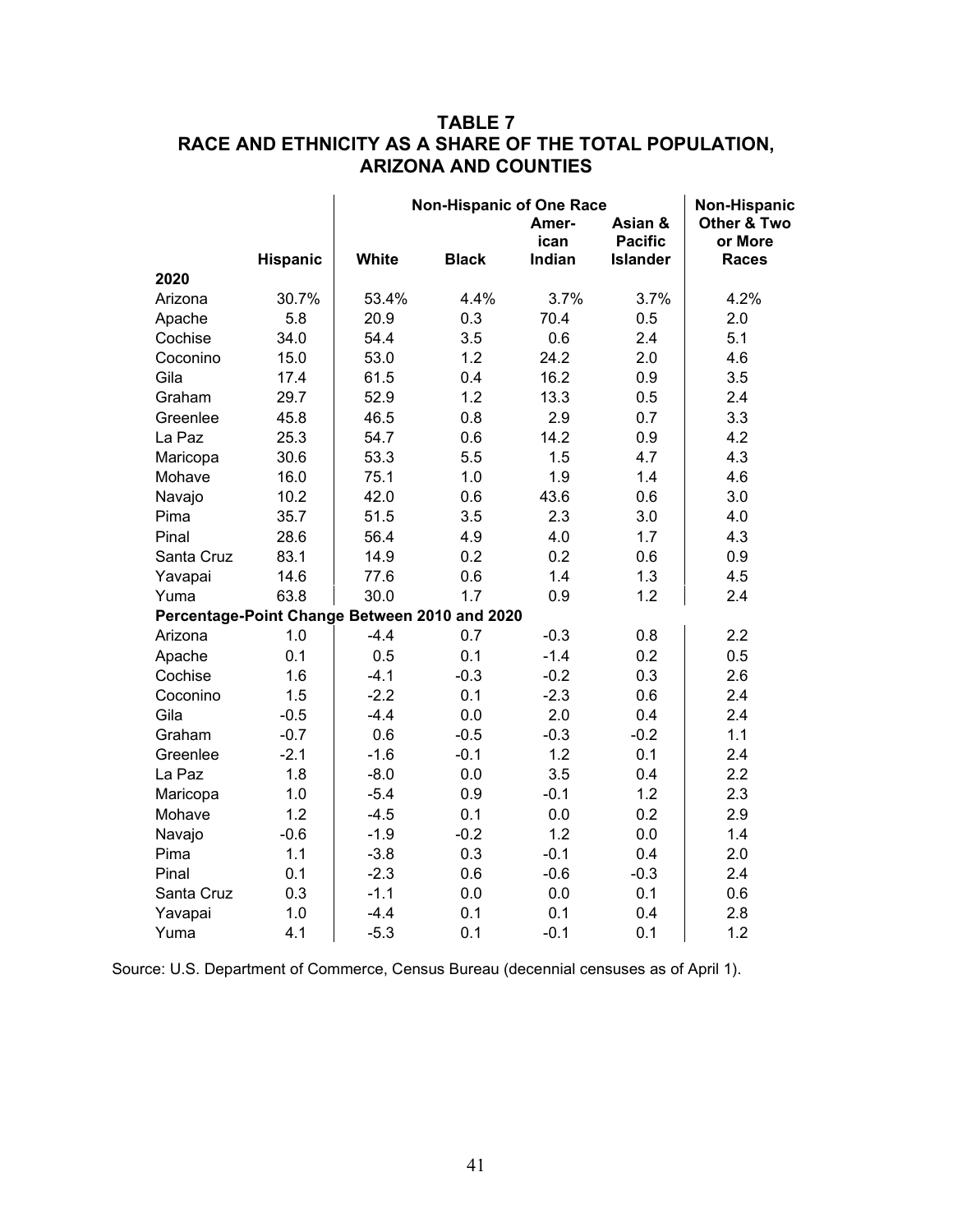# TABLE 7
## RACE AND ETHNICITY AS A SHARE OF THE TOTAL POPULATION, ARIZONA AND COUNTIES

| | | Non-Hispanic of One Race | | | | Non-Hispanic |
|---|---|---|---|---|---|---|
| | Hispanic | White | Black | American Indian | Asian & Pacific Islander | Other & Two or More Races |
| **2020** | | | | | | |
| Arizona | 30.7% | 53.4% | 4.4% | 3.7% | 3.7% | 4.2% |
| Apache | 5.8 | 20.9 | 0.3 | 70.4 | 0.5 | 2.0 |
| Cochise | 34.0 | 54.4 | 3.5 | 0.6 | 2.4 | 5.1 |
| Coconino | 15.0 | 53.0 | 1.2 | 24.2 | 2.0 | 4.6 |
| Gila | 17.4 | 61.5 | 0.4 | 16.2 | 0.9 | 3.5 |
| Graham | 29.7 | 52.9 | 1.2 | 13.3 | 0.5 | 2.4 |
| Greenlee | 45.8 | 46.5 | 0.8 | 2.9 | 0.7 | 3.3 |
| La Paz | 25.3 | 54.7 | 0.6 | 14.2 | 0.9 | 4.2 |
| Maricopa | 30.6 | 53.3 | 5.5 | 1.5 | 4.7 | 4.3 |
| Mohave | 16.0 | 75.1 | 1.0 | 1.9 | 1.4 | 4.6 |
| Navajo | 10.2 | 42.0 | 0.6 | 43.6 | 0.6 | 3.0 |
| Pima | 35.7 | 51.5 | 3.5 | 2.3 | 3.0 | 4.0 |
| Pinal | 28.6 | 56.4 | 4.9 | 4.0 | 1.7 | 4.3 |
| Santa Cruz | 83.1 | 14.9 | 0.2 | 0.2 | 0.6 | 0.9 |
| Yavapai | 14.6 | 77.6 | 0.6 | 1.4 | 1.3 | 4.5 |
| Yuma | 63.8 | 30.0 | 1.7 | 0.9 | 1.2 | 2.4 |
| **Percentage-Point Change Between 2010 and 2020** | | | | | | |
| Arizona | 1.0 | -4.4 | 0.7 | -0.3 | 0.8 | 2.2 |
| Apache | 0.1 | 0.5 | 0.1 | -1.4 | 0.2 | 0.5 |
| Cochise | 1.6 | -4.1 | -0.3 | -0.2 | 0.3 | 2.6 |
| Coconino | 1.5 | -2.2 | 0.1 | -2.3 | 0.6 | 2.4 |
| Gila | -0.5 | -4.4 | 0.0 | 2.0 | 0.4 | 2.4 |
| Graham | -0.7 | 0.6 | -0.5 | -0.3 | -0.2 | 1.1 |
| Greenlee | -2.1 | -1.6 | -0.1 | 1.2 | 0.1 | 2.4 |
| La Paz | 1.8 | -8.0 | 0.0 | 3.5 | 0.4 | 2.2 |
| Maricopa | 1.0 | -5.4 | 0.9 | -0.1 | 1.2 | 2.3 |
| Mohave | 1.2 | -4.5 | 0.1 | 0.0 | 0.2 | 2.9 |
| Navajo | -0.6 | -1.9 | -0.2 | 1.2 | 0.0 | 1.4 |
| Pima | 1.1 | -3.8 | 0.3 | -0.1 | 0.4 | 2.0 |
| Pinal | 0.1 | -2.3 | 0.6 | -0.6 | -0.3 | 2.4 |
| Santa Cruz | 0.3 | -1.1 | 0.0 | 0.0 | 0.1 | 0.6 |
| Yavapai | 1.0 | -4.4 | 0.1 | 0.1 | 0.4 | 2.8 |
| Yuma | 4.1 | -5.3 | 0.1 | -0.1 | 0.1 | 1.2 |

Source: U.S. Department of Commerce, Census Bureau (decennial censuses as of April 1).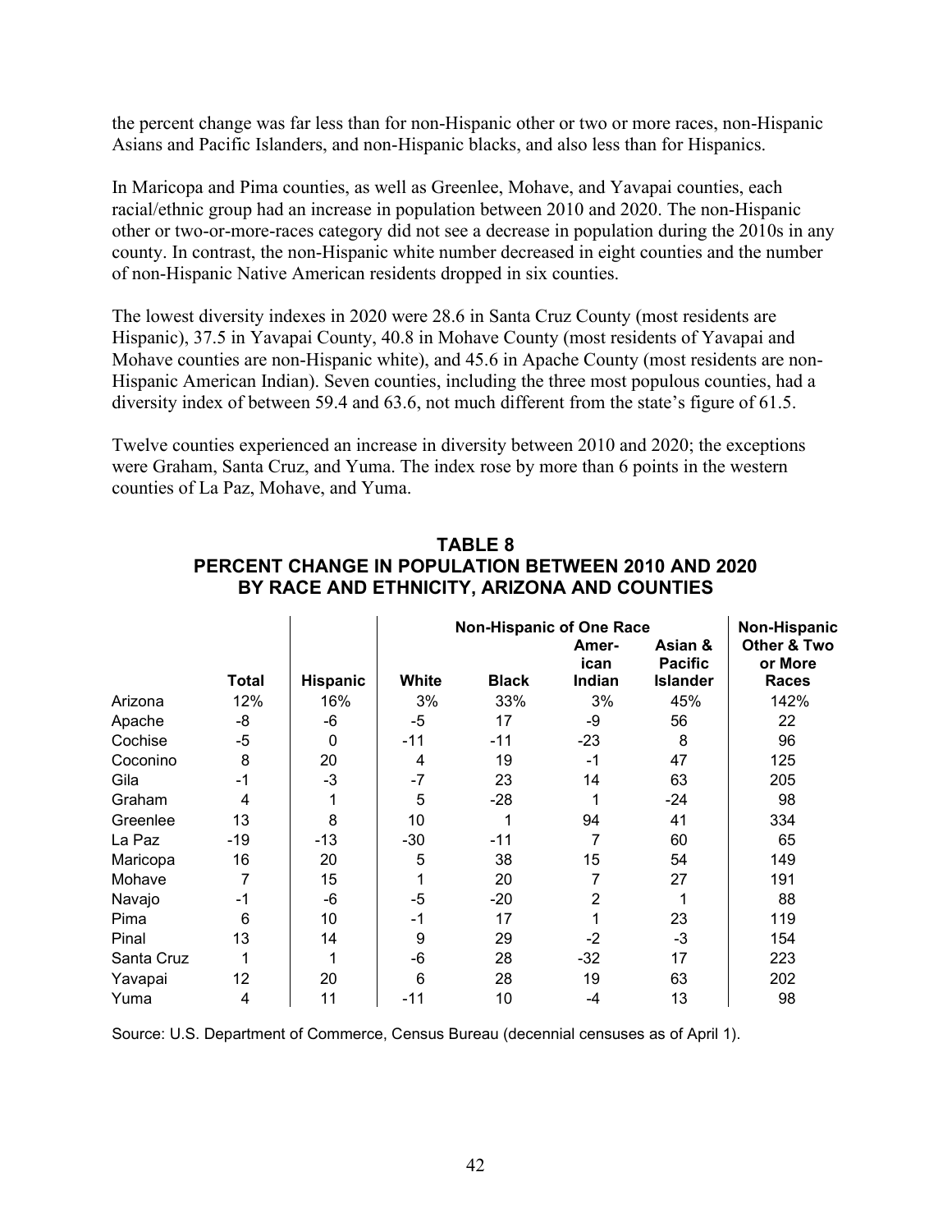the percent change was far less than for non-Hispanic other or two or more races, non-Hispanic Asians and Pacific Islanders, and non-Hispanic blacks, and also less than for Hispanics.

In Maricopa and Pima counties, as well as Greenlee, Mohave, and Yavapai counties, each racial/ethnic group had an increase in population between 2010 and 2020. The non-Hispanic other or two-or-more-races category did not see a decrease in population during the 2010s in any county. In contrast, the non-Hispanic white number decreased in eight counties and the number of non-Hispanic Native American residents dropped in six counties.

The lowest diversity indexes in 2020 were 28.6 in Santa Cruz County (most residents are Hispanic), 37.5 in Yavapai County, 40.8 in Mohave County (most residents of Yavapai and Mohave counties are non-Hispanic white), and 45.6 in Apache County (most residents are non-Hispanic American Indian). Seven counties, including the three most populous counties, had a diversity index of between 59.4 and 63.6, not much different from the state's figure of 61.5.

Twelve counties experienced an increase in diversity between 2010 and 2020; the exceptions were Graham, Santa Cruz, and Yuma. The index rose by more than 6 points in the western counties of La Paz, Mohave, and Yuma.

## TABLE 8
## PERCENT CHANGE IN POPULATION BETWEEN 2010 AND 2020 BY RACE AND ETHNICITY, ARIZONA AND COUNTIES

| | | | Non-Hispanic of One Race | | | | Non-Hispanic |
|---|---|---|---|---|---|---|---|
| | Total | Hispanic | White | Black | American Indian | Asian & Pacific Islander | Other & Two or More Races |
| Arizona | 12% | 16% | 3% | 33% | 3% | 45% | 142% |
| Apache | -8 | -6 | -5 | 17 | -9 | 56 | 22 |
| Cochise | -5 | 0 | -11 | -11 | -23 | 8 | 96 |
| Coconino | 8 | 20 | 4 | 19 | -1 | 47 | 125 |
| Gila | -1 | -3 | -7 | 23 | 14 | 63 | 205 |
| Graham | 4 | 1 | 5 | -28 | 1 | -24 | 98 |
| Greenlee | 13 | 8 | 10 | 1 | 94 | 41 | 334 |
| La Paz | -19 | -13 | -30 | -11 | 7 | 60 | 65 |
| Maricopa | 16 | 20 | 5 | 38 | 15 | 54 | 149 |
| Mohave | 7 | 15 | 1 | 20 | 7 | 27 | 191 |
| Navajo | -1 | -6 | -5 | -20 | 2 | 1 | 88 |
| Pima | 6 | 10 | -1 | 17 | 1 | 23 | 119 |
| Pinal | 13 | 14 | 9 | 29 | -2 | -3 | 154 |
| Santa Cruz | 1 | 1 | -6 | 28 | -32 | 17 | 223 |
| Yavapai | 12 | 20 | 6 | 28 | 19 | 63 | 202 |
| Yuma | 4 | 11 | -11 | 10 | -4 | 13 | 98 |

Source: U.S. Department of Commerce, Census Bureau (decennial censuses as of April 1).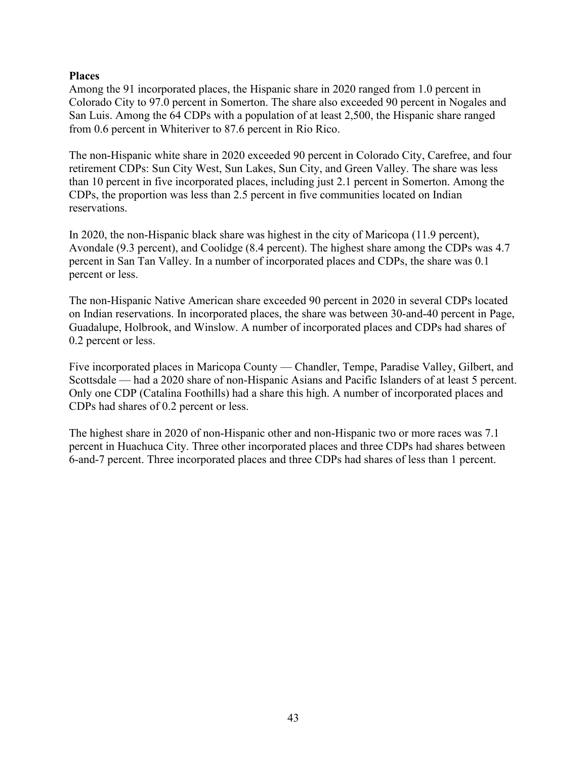**Places**

Among the 91 incorporated places, the Hispanic share in 2020 ranged from 1.0 percent in Colorado City to 97.0 percent in Somerton. The share also exceeded 90 percent in Nogales and San Luis. Among the 64 CDPs with a population of at least 2,500, the Hispanic share ranged from 0.6 percent in Whiteriver to 87.6 percent in Rio Rico.

The non-Hispanic white share in 2020 exceeded 90 percent in Colorado City, Carefree, and four retirement CDPs: Sun City West, Sun Lakes, Sun City, and Green Valley. The share was less than 10 percent in five incorporated places, including just 2.1 percent in Somerton. Among the CDPs, the proportion was less than 2.5 percent in five communities located on Indian reservations.

In 2020, the non-Hispanic black share was highest in the city of Maricopa (11.9 percent), Avondale (9.3 percent), and Coolidge (8.4 percent). The highest share among the CDPs was 4.7 percent in San Tan Valley. In a number of incorporated places and CDPs, the share was 0.1 percent or less.

The non-Hispanic Native American share exceeded 90 percent in 2020 in several CDPs located on Indian reservations. In incorporated places, the share was between 30-and-40 percent in Page, Guadalupe, Holbrook, and Winslow. A number of incorporated places and CDPs had shares of 0.2 percent or less.

Five incorporated places in Maricopa County — Chandler, Tempe, Paradise Valley, Gilbert, and Scottsdale — had a 2020 share of non-Hispanic Asians and Pacific Islanders of at least 5 percent. Only one CDP (Catalina Foothills) had a share this high. A number of incorporated places and CDPs had shares of 0.2 percent or less.

The highest share in 2020 of non-Hispanic other and non-Hispanic two or more races was 7.1 percent in Huachuca City. Three other incorporated places and three CDPs had shares between 6-and-7 percent. Three incorporated places and three CDPs had shares of less than 1 percent.